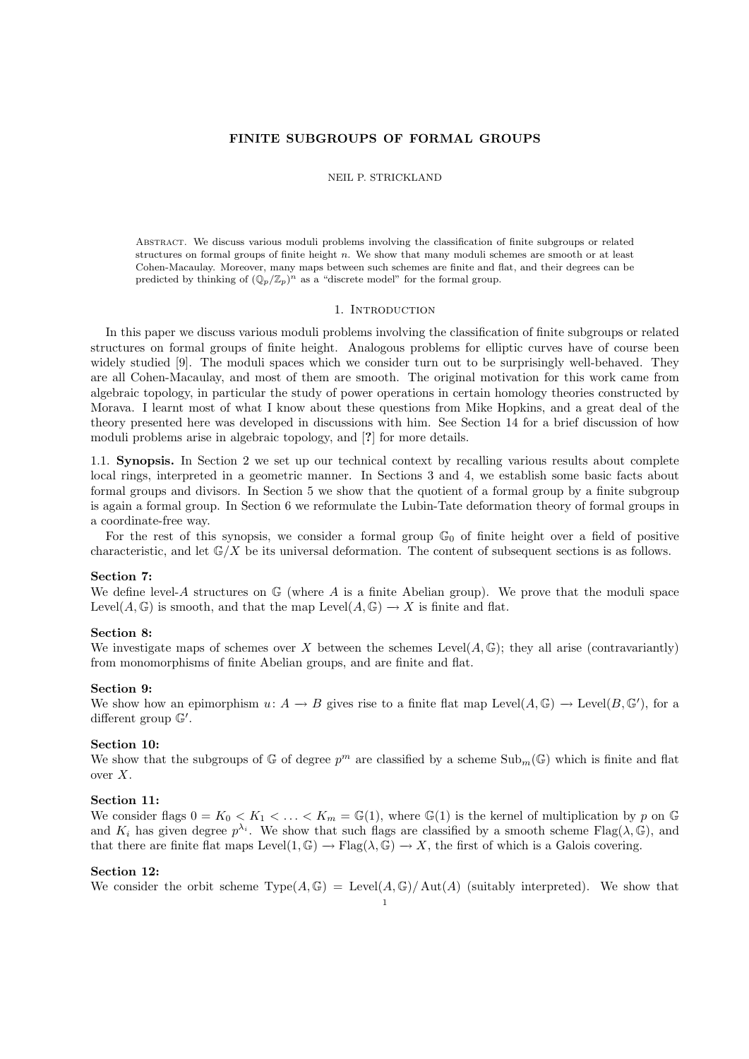# FINITE SUBGROUPS OF FORMAL GROUPS

NEIL P. STRICKLAND

Abstract. We discuss various moduli problems involving the classification of finite subgroups or related structures on formal groups of finite height $n$. We show that many moduli schemes are smooth or at least Cohen-Macaulay. Moreover, many maps between such schemes are finite and flat, and their degrees can be predicted by thinking of $(\mathbb{Q}_p/\mathbb{Z}_p)^n$ as a "discrete model" for the formal group.

## 1. Introduction

In this paper we discuss various moduli problems involving the classification of finite subgroups or related structures on formal groups of finite height. Analogous problems for elliptic curves have of course been widely studied [9]. The moduli spaces which we consider turn out to be surprisingly well-behaved. They are all Cohen-Macaulay, and most of them are smooth. The original motivation for this work came from algebraic topology, in particular the study of power operations in certain homology theories constructed by Morava. I learnt most of what I know about these questions from Mike Hopkins, and a great deal of the theory presented here was developed in discussions with him. See Section 14 for a brief discussion of how moduli problems arise in algebraic topology, and [?] for more details.

1.1. **Synopsis.** In Section 2 we set up our technical context by recalling various results about complete local rings, interpreted in a geometric manner. In Sections 3 and 4, we establish some basic facts about formal groups and divisors. In Section 5 we show that the quotient of a formal group by a finite subgroup is again a formal group. In Section 6 we reformulate the Lubin-Tate deformation theory of formal groups in a coordinate-free way.

For the rest of this synopsis, we consider a formal group $\mathbb{G}_0$ of finite height over a field of positive characteristic, and let $\mathbb{G}/X$ be its universal deformation. The content of subsequent sections is as follows.

**Section 7:**
We define level-$A$ structures on $\mathbb{G}$ (where $A$ is a finite Abelian group). We prove that the moduli space $\mathrm{Level}(A, \mathbb{G})$ is smooth, and that the map $\mathrm{Level}(A, \mathbb{G}) \to X$ is finite and flat.

**Section 8:**
We investigate maps of schemes over $X$ between the schemes $\mathrm{Level}(A, \mathbb{G})$; they all arise (contravariantly) from monomorphisms of finite Abelian groups, and are finite and flat.

**Section 9:**
We show how an epimorphism $u: A \to B$ gives rise to a finite flat map $\mathrm{Level}(A, \mathbb{G}) \to \mathrm{Level}(B, \mathbb{G}')$, for a different group $\mathbb{G}'$.

**Section 10:**
We show that the subgroups of $\mathbb{G}$ of degree $p^m$ are classified by a scheme $\mathrm{Sub}_m(\mathbb{G})$ which is finite and flat over $X$.

**Section 11:**
We consider flags $0 = K_0 < K_1 < \ldots < K_m = \mathbb{G}(1)$, where $\mathbb{G}(1)$ is the kernel of multiplication by $p$ on $\mathbb{G}$ and $K_i$ has given degree $p^{\lambda_i}$. We show that such flags are classified by a smooth scheme $\mathrm{Flag}(\lambda, \mathbb{G})$, and that there are finite flat maps $\mathrm{Level}(1, \mathbb{G}) \to \mathrm{Flag}(\lambda, \mathbb{G}) \to X$, the first of which is a Galois covering.

**Section 12:**
We consider the orbit scheme $\mathrm{Type}(A, \mathbb{G}) = \mathrm{Level}(A, \mathbb{G})/\mathrm{Aut}(A)$ (suitably interpreted). We show that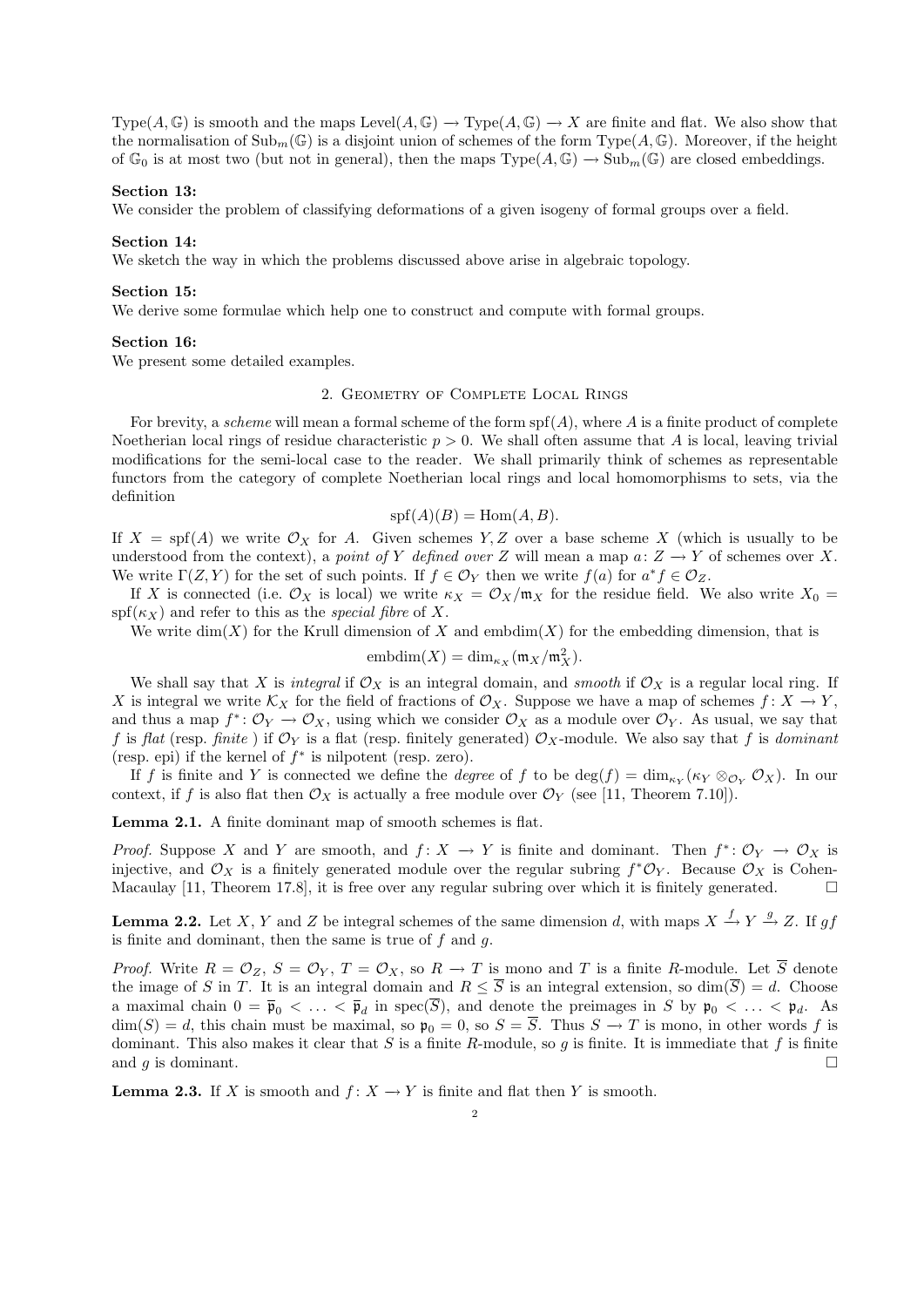$\mathrm{Type}(A, \mathbb{G})$ is smooth and the maps $\mathrm{Level}(A, \mathbb{G}) \to \mathrm{Type}(A, \mathbb{G}) \to X$ are finite and flat. We also show that the normalisation of $\mathrm{Sub}_m(\mathbb{G})$ is a disjoint union of schemes of the form $\mathrm{Type}(A, \mathbb{G})$. Moreover, if the height of $\mathbb{G}_0$ is at most two (but not in general), then the maps $\mathrm{Type}(A, \mathbb{G}) \to \mathrm{Sub}_m(\mathbb{G})$ are closed embeddings.

**Section 13:**
We consider the problem of classifying deformations of a given isogeny of formal groups over a field.

**Section 14:**
We sketch the way in which the problems discussed above arise in algebraic topology.

**Section 15:**
We derive some formulae which help one to construct and compute with formal groups.

**Section 16:**
We present some detailed examples.

## 2. Geometry of Complete Local Rings

For brevity, a *scheme* will mean a formal scheme of the form $\mathrm{spf}(A)$, where $A$ is a finite product of complete Noetherian local rings of residue characteristic $p > 0$. We shall often assume that $A$ is local, leaving trivial modifications for the semi-local case to the reader. We shall primarily think of schemes as representable functors from the category of complete Noetherian local rings and local homomorphisms to sets, via the definition

$$\mathrm{spf}(A)(B) = \mathrm{Hom}(A, B).$$

If $X = \mathrm{spf}(A)$ we write $\mathcal{O}_X$ for $A$. Given schemes $Y, Z$ over a base scheme $X$ (which is usually to be understood from the context), a *point of $Y$ defined over $Z$* will mean a map $a\colon Z \to Y$ of schemes over $X$. We write $\Gamma(Z, Y)$ for the set of such points. If $f \in \mathcal{O}_Y$ then we write $f(a)$ for $a^*f \in \mathcal{O}_Z$.

If $X$ is connected (i.e. $\mathcal{O}_X$ is local) we write $\kappa_X = \mathcal{O}_X/\mathfrak{m}_X$ for the residue field. We also write $X_0 = \mathrm{spf}(\kappa_X)$ and refer to this as the *special fibre* of $X$.

We write $\dim(X)$ for the Krull dimension of $X$ and $\mathrm{embdim}(X)$ for the embedding dimension, that is

$$\mathrm{embdim}(X) = \dim_{\kappa_X}(\mathfrak{m}_X/\mathfrak{m}_X^2).$$

We shall say that $X$ is *integral* if $\mathcal{O}_X$ is an integral domain, and *smooth* if $\mathcal{O}_X$ is a regular local ring. If $X$ is integral we write $\mathcal{K}_X$ for the field of fractions of $\mathcal{O}_X$. Suppose we have a map of schemes $f\colon X \to Y$, and thus a map $f^*\colon \mathcal{O}_Y \to \mathcal{O}_X$, using which we consider $\mathcal{O}_X$ as a module over $\mathcal{O}_Y$. As usual, we say that $f$ is *flat* (resp. *finite* ) if $\mathcal{O}_Y$ is a flat (resp. finitely generated) $\mathcal{O}_X$-module. We also say that $f$ is *dominant* (resp. epi) if the kernel of $f^*$ is nilpotent (resp. zero).

If $f$ is finite and $Y$ is connected we define the *degree* of $f$ to be $\deg(f) = \dim_{\kappa_Y}(\kappa_Y \otimes_{\mathcal{O}_Y} \mathcal{O}_X)$. In our context, if $f$ is also flat then $\mathcal{O}_X$ is actually a free module over $\mathcal{O}_Y$ (see [11, Theorem 7.10]).

**Lemma 2.1.** A finite dominant map of smooth schemes is flat.

*Proof.* Suppose $X$ and $Y$ are smooth, and $f\colon X \to Y$ is finite and dominant. Then $f^*\colon \mathcal{O}_Y \to \mathcal{O}_X$ is injective, and $\mathcal{O}_X$ is a finitely generated module over the regular subring $f^*\mathcal{O}_Y$. Because $\mathcal{O}_X$ is Cohen-Macaulay [11, Theorem 17.8], it is free over any regular subring over which it is finitely generated. □

**Lemma 2.2.** Let $X$, $Y$ and $Z$ be integral schemes of the same dimension $d$, with maps $X \xrightarrow{f} Y \xrightarrow{g} Z$. If $gf$ is finite and dominant, then the same is true of $f$ and $g$.

*Proof.* Write $R = \mathcal{O}_Z$, $S = \mathcal{O}_Y$, $T = \mathcal{O}_X$, so $R \to T$ is mono and $T$ is a finite $R$-module. Let $\overline{S}$ denote the image of $S$ in $T$. It is an integral domain and $R \le \overline{S}$ is an integral extension, so $\dim(\overline{S}) = d$. Choose a maximal chain $0 = \overline{\mathfrak{p}}_0 < \ldots < \overline{\mathfrak{p}}_d$ in $\mathrm{spec}(\overline{S})$, and denote the preimages in $S$ by $\mathfrak{p}_0 < \ldots < \mathfrak{p}_d$. As $\dim(S) = d$, this chain must be maximal, so $\mathfrak{p}_0 = 0$, so $S = \overline{S}$. Thus $S \to T$ is mono, in other words $f$ is dominant. This also makes it clear that $S$ is a finite $R$-module, so $g$ is finite. It is immediate that $f$ is finite and $g$ is dominant. □

**Lemma 2.3.** If $X$ is smooth and $f\colon X \to Y$ is finite and flat then $Y$ is smooth.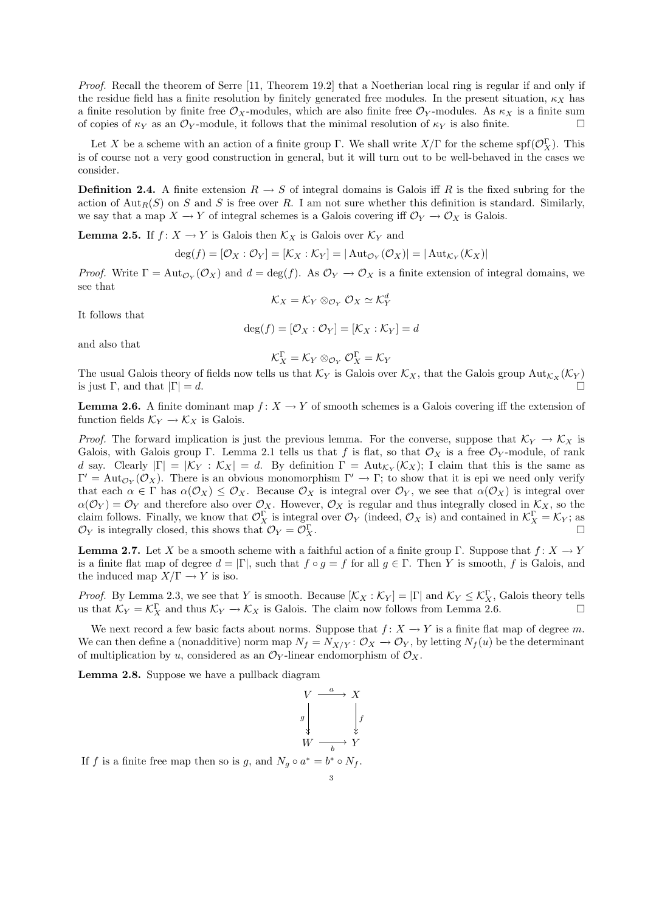*Proof.* Recall the theorem of Serre [11, Theorem 19.2] that a Noetherian local ring is regular if and only if the residue field has a finite resolution by finitely generated free modules. In the present situation, $\kappa_X$ has a finite resolution by finite free $\mathcal{O}_X$-modules, which are also finite free $\mathcal{O}_Y$-modules. As $\kappa_X$ is a finite sum of copies of $\kappa_Y$ as an $\mathcal{O}_Y$-module, it follows that the minimal resolution of $\kappa_Y$ is also finite. □

Let $X$ be a scheme with an action of a finite group $\Gamma$. We shall write $X/\Gamma$ for the scheme $\mathrm{spf}(\mathcal{O}_X^\Gamma)$. This is of course not a very good construction in general, but it will turn out to be well-behaved in the cases we consider.

**Definition 2.4.** A finite extension $R \to S$ of integral domains is Galois iff $R$ is the fixed subring for the action of $\mathrm{Aut}_R(S)$ on $S$ and $S$ is free over $R$. I am not sure whether this definition is standard. Similarly, we say that a map $X \to Y$ of integral schemes is a Galois covering iff $\mathcal{O}_Y \to \mathcal{O}_X$ is Galois.

**Lemma 2.5.** If $f : X \to Y$ is Galois then $\mathcal{K}_X$ is Galois over $\mathcal{K}_Y$ and

$$\deg(f) = [\mathcal{O}_X : \mathcal{O}_Y] = [\mathcal{K}_X : \mathcal{K}_Y] = |\mathrm{Aut}_{\mathcal{O}_Y}(\mathcal{O}_X)| = |\mathrm{Aut}_{\mathcal{K}_Y}(\mathcal{K}_X)|$$

*Proof.* Write $\Gamma = \mathrm{Aut}_{\mathcal{O}_Y}(\mathcal{O}_X)$ and $d = \deg(f)$. As $\mathcal{O}_Y \to \mathcal{O}_X$ is a finite extension of integral domains, we see that

$$\mathcal{K}_X = \mathcal{K}_Y \otimes_{\mathcal{O}_Y} \mathcal{O}_X \simeq \mathcal{K}_Y^d$$

It follows that

$$\deg(f) = [\mathcal{O}_X : \mathcal{O}_Y] = [\mathcal{K}_X : \mathcal{K}_Y] = d$$

and also that

$$\mathcal{K}_X^\Gamma = \mathcal{K}_Y \otimes_{\mathcal{O}_Y} \mathcal{O}_X^\Gamma = \mathcal{K}_Y$$

The usual Galois theory of fields now tells us that $\mathcal{K}_Y$ is Galois over $\mathcal{K}_X$, that the Galois group $\mathrm{Aut}_{\mathcal{K}_X}(\mathcal{K}_Y)$ is just $\Gamma$, and that $|\Gamma| = d$. □

**Lemma 2.6.** A finite dominant map $f : X \to Y$ of smooth schemes is a Galois covering iff the extension of function fields $\mathcal{K}_Y \to \mathcal{K}_X$ is Galois.

*Proof.* The forward implication is just the previous lemma. For the converse, suppose that $\mathcal{K}_Y \to \mathcal{K}_X$ is Galois, with Galois group $\Gamma$. Lemma 2.1 tells us that $f$ is flat, so that $\mathcal{O}_X$ is a free $\mathcal{O}_Y$-module, of rank $d$ say. Clearly $|\Gamma| = |\mathcal{K}_Y : \mathcal{K}_X| = d$. By definition $\Gamma = \mathrm{Aut}_{\mathcal{K}_Y}(\mathcal{K}_X)$; I claim that this is the same as $\Gamma' = \mathrm{Aut}_{\mathcal{O}_Y}(\mathcal{O}_X)$. There is an obvious monomorphism $\Gamma' \to \Gamma$; to show that it is epi we need only verify that each $\alpha \in \Gamma$ has $\alpha(\mathcal{O}_X) \leq \mathcal{O}_X$. Because $\mathcal{O}_X$ is integral over $\mathcal{O}_Y$, we see that $\alpha(\mathcal{O}_X)$ is integral over $\alpha(\mathcal{O}_Y) = \mathcal{O}_Y$ and therefore also over $\mathcal{O}_X$. However, $\mathcal{O}_X$ is regular and thus integrally closed in $\mathcal{K}_X$, so the claim follows. Finally, we know that $\mathcal{O}_X^\Gamma$ is integral over $\mathcal{O}_Y$ (indeed, $\mathcal{O}_X$ is) and contained in $\mathcal{K}_X^\Gamma = \mathcal{K}_Y$; as $\mathcal{O}_Y$ is integrally closed, this shows that $\mathcal{O}_Y = \mathcal{O}_X^\Gamma$. □

**Lemma 2.7.** Let $X$ be a smooth scheme with a faithful action of a finite group $\Gamma$. Suppose that $f : X \to Y$ is a finite flat map of degree $d = |\Gamma|$, such that $f \circ g = f$ for all $g \in \Gamma$. Then $Y$ is smooth, $f$ is Galois, and the induced map $X/\Gamma \to Y$ is iso.

*Proof.* By Lemma 2.3, we see that $Y$ is smooth. Because $[\mathcal{K}_X : \mathcal{K}_Y] = |\Gamma|$ and $\mathcal{K}_Y \leq \mathcal{K}_X^\Gamma$, Galois theory tells us that $\mathcal{K}_Y = \mathcal{K}_X^\Gamma$ and thus $\mathcal{K}_Y \to \mathcal{K}_X$ is Galois. The claim now follows from Lemma 2.6. □

We next record a few basic facts about norms. Suppose that $f : X \to Y$ is a finite flat map of degree $m$. We can then define a (nonadditive) norm map $N_f = N_{X/Y} : \mathcal{O}_X \to \mathcal{O}_Y$, by letting $N_f(u)$ be the determinant of multiplication by $u$, considered as an $\mathcal{O}_Y$-linear endomorphism of $\mathcal{O}_X$.

**Lemma 2.8.** Suppose we have a pullback diagram

$$\begin{array}{ccc} V & \xrightarrow{a} & X \\ {\scriptstyle g}\downarrow & & \downarrow{\scriptstyle f} \\ W & \xrightarrow[b]{} & Y \end{array}$$

If $f$ is a finite free map then so is $g$, and $N_g \circ a^* = b^* \circ N_f$.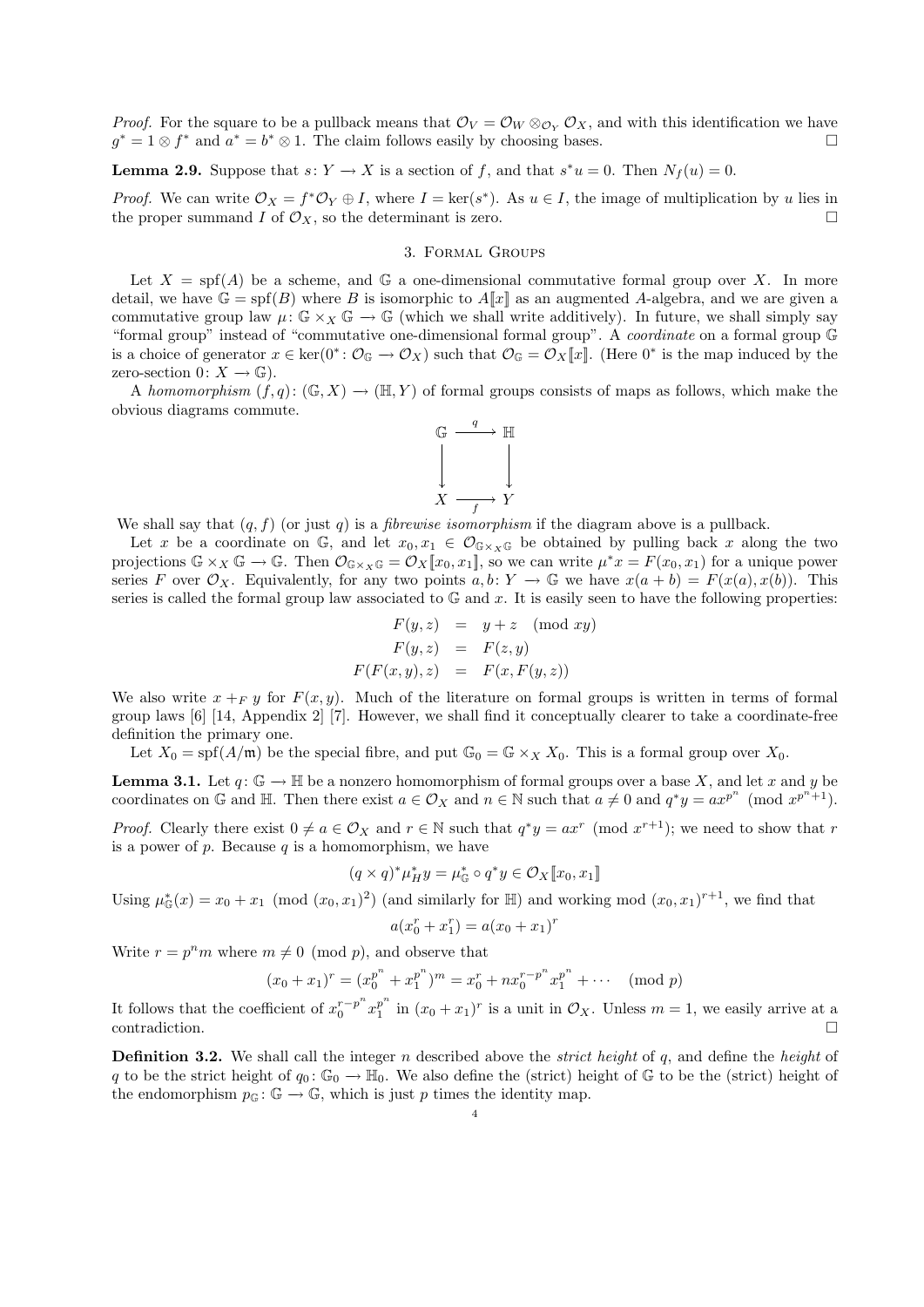*Proof.* For the square to be a pullback means that $\mathcal{O}_V = \mathcal{O}_W \otimes_{\mathcal{O}_Y} \mathcal{O}_X$, and with this identification we have $g^* = 1 \otimes f^*$ and $a^* = b^* \otimes 1$. The claim follows easily by choosing bases. □

**Lemma 2.9.** Suppose that $s\colon Y \to X$ is a section of $f$, and that $s^* u = 0$. Then $N_f(u) = 0$.

*Proof.* We can write $\mathcal{O}_X = f^*\mathcal{O}_Y \oplus I$, where $I = \ker(s^*)$. As $u \in I$, the image of multiplication by $u$ lies in the proper summand $I$ of $\mathcal{O}_X$, so the determinant is zero. □

## 3. Formal Groups

Let $X = \operatorname{spf}(A)$ be a scheme, and $\mathbb{G}$ a one-dimensional commutative formal group over $X$. In more detail, we have $\mathbb{G} = \operatorname{spf}(B)$ where $B$ is isomorphic to $A[\![x]\!]$ as an augmented $A$-algebra, and we are given a commutative group law $\mu\colon \mathbb{G} \times_X \mathbb{G} \to \mathbb{G}$ (which we shall write additively). In future, we shall simply say "formal group" instead of "commutative one-dimensional formal group". A *coordinate* on a formal group $\mathbb{G}$ is a choice of generator $x \in \ker(0^*\colon \mathcal{O}_{\mathbb{G}} \to \mathcal{O}_X)$ such that $\mathcal{O}_{\mathbb{G}} = \mathcal{O}_X[\![x]\!]$. (Here $0^*$ is the map induced by the zero-section $0\colon X \to \mathbb{G}$).

A *homomorphism* $(f,q)\colon (\mathbb{G}, X) \to (\mathbb{H}, Y)$ of formal groups consists of maps as follows, which make the obvious diagrams commute.

$$\begin{array}{ccc} \mathbb{G} & \xrightarrow{q} & \mathbb{H} \\ \downarrow & & \downarrow \\ X & \xrightarrow[f]{} & Y \end{array}$$

We shall say that $(q,f)$ (or just $q$) is a *fibrewise isomorphism* if the diagram above is a pullback.

Let $x$ be a coordinate on $\mathbb{G}$, and let $x_0, x_1 \in \mathcal{O}_{\mathbb{G}\times_X\mathbb{G}}$ be obtained by pulling back $x$ along the two projections $\mathbb{G} \times_X \mathbb{G} \to \mathbb{G}$. Then $\mathcal{O}_{\mathbb{G}\times_X\mathbb{G}} = \mathcal{O}_X[\![x_0, x_1]\!]$, so we can write $\mu^* x = F(x_0, x_1)$ for a unique power series $F$ over $\mathcal{O}_X$. Equivalently, for any two points $a, b\colon Y \to \mathbb{G}$ we have $x(a+b) = F(x(a), x(b))$. This series is called the formal group law associated to $\mathbb{G}$ and $x$. It is easily seen to have the following properties:

$$\begin{aligned} F(y,z) &= y + z \pmod{xy} \\ F(y,z) &= F(z,y) \\ F(F(x,y),z) &= F(x, F(y,z)) \end{aligned}$$

We also write $x +_F y$ for $F(x,y)$. Much of the literature on formal groups is written in terms of formal group laws [6] [14, Appendix 2] [7]. However, we shall find it conceptually clearer to take a coordinate-free definition the primary one.

Let $X_0 = \operatorname{spf}(A/\mathfrak{m})$ be the special fibre, and put $\mathbb{G}_0 = \mathbb{G} \times_X X_0$. This is a formal group over $X_0$.

**Lemma 3.1.** Let $q\colon \mathbb{G} \to \mathbb{H}$ be a nonzero homomorphism of formal groups over a base $X$, and let $x$ and $y$ be coordinates on $\mathbb{G}$ and $\mathbb{H}$. Then there exist $a \in \mathcal{O}_X$ and $n \in \mathbb{N}$ such that $a \neq 0$ and $q^* y = a x^{p^n} \pmod{x^{p^n+1}}$.

*Proof.* Clearly there exist $0 \neq a \in \mathcal{O}_X$ and $r \in \mathbb{N}$ such that $q^* y = a x^r \pmod{x^{r+1}}$; we need to show that $r$ is a power of $p$. Because $q$ is a homomorphism, we have

$$(q \times q)^* \mu_H^* y = \mu_{\mathbb{G}}^* \circ q^* y \in \mathcal{O}_X[\![x_0, x_1]\!]$$

Using $\mu_{\mathbb{G}}^*(x) = x_0 + x_1 \pmod{(x_0,x_1)^2}$ (and similarly for $\mathbb{H}$) and working mod $(x_0,x_1)^{r+1}$, we find that

$$a(x_0^r + x_1^r) = a(x_0 + x_1)^r$$

Write $r = p^n m$ where $m \neq 0 \pmod{p}$, and observe that

$$(x_0 + x_1)^r = (x_0^{p^n} + x_1^{p^n})^m = x_0^r + n x_0^{r-p^n} x_1^{p^n} + \cdots \pmod{p}$$

It follows that the coefficient of $x_0^{r-p^n} x_1^{p^n}$ in $(x_0+x_1)^r$ is a unit in $\mathcal{O}_X$. Unless $m = 1$, we easily arrive at a contradiction. □

**Definition 3.2.** We shall call the integer $n$ described above the *strict height* of $q$, and define the *height* of $q$ to be the strict height of $q_0\colon \mathbb{G}_0 \to \mathbb{H}_0$. We also define the (strict) height of $\mathbb{G}$ to be the (strict) height of the endomorphism $p_{\mathbb{G}}\colon \mathbb{G} \to \mathbb{G}$, which is just $p$ times the identity map.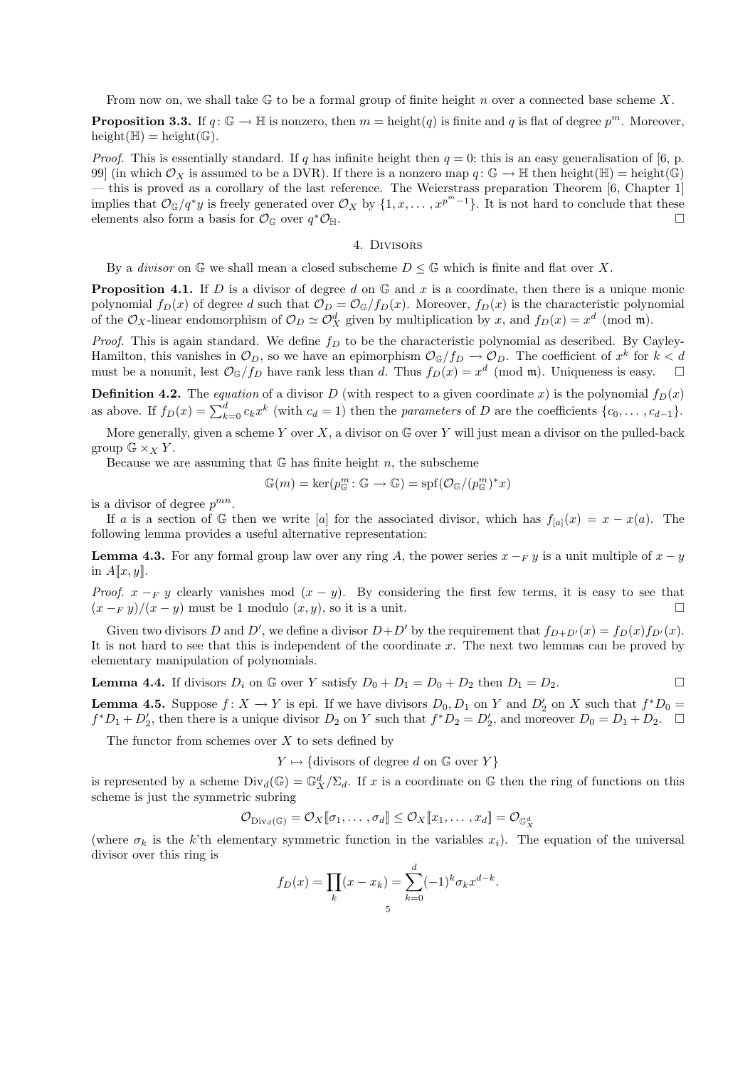From now on, we shall take $\mathbb{G}$ to be a formal group of finite height $n$ over a connected base scheme $X$.

**Proposition 3.3.** If $q\colon \mathbb{G} \to \mathbb{H}$ is nonzero, then $m = \text{height}(q)$ is finite and $q$ is flat of degree $p^m$. Moreover, $\text{height}(\mathbb{H}) = \text{height}(\mathbb{G})$.

*Proof.* This is essentially standard. If $q$ has infinite height then $q = 0$; this is an easy generalisation of [6, p. 99] (in which $\mathcal{O}_X$ is assumed to be a DVR). If there is a nonzero map $q\colon \mathbb{G} \to \mathbb{H}$ then $\text{height}(\mathbb{H}) = \text{height}(\mathbb{G})$ — this is proved as a corollary of the last reference. The Weierstrass preparation Theorem [6, Chapter 1] implies that $\mathcal{O}_{\mathbb{G}}/q^*y$ is freely generated over $\mathcal{O}_X$ by $\{1, x, \dots, x^{p^m-1}\}$. It is not hard to conclude that these elements also form a basis for $\mathcal{O}_{\mathbb{G}}$ over $q^*\mathcal{O}_{\mathbb{H}}$. $\square$

## 4. Divisors

By a *divisor* on $\mathbb{G}$ we shall mean a closed subscheme $D \le \mathbb{G}$ which is finite and flat over $X$.

**Proposition 4.1.** If $D$ is a divisor of degree $d$ on $\mathbb{G}$ and $x$ is a coordinate, then there is a unique monic polynomial $f_D(x)$ of degree $d$ such that $\mathcal{O}_D = \mathcal{O}_{\mathbb{G}}/f_D(x)$. Moreover, $f_D(x)$ is the characteristic polynomial of the $\mathcal{O}_X$-linear endomorphism of $\mathcal{O}_D \simeq \mathcal{O}_X^d$ given by multiplication by $x$, and $f_D(x) = x^d \pmod{\mathfrak{m}}$.

*Proof.* This is again standard. We define $f_D$ to be the characteristic polynomial as described. By Cayley-Hamilton, this vanishes in $\mathcal{O}_D$, so we have an epimorphism $\mathcal{O}_{\mathbb{G}}/f_D \to \mathcal{O}_D$. The coefficient of $x^k$ for $k < d$ must be a nonunit, lest $\mathcal{O}_{\mathbb{G}}/f_D$ have rank less than $d$. Thus $f_D(x) = x^d \pmod{\mathfrak{m}}$. Uniqueness is easy. $\square$

**Definition 4.2.** The *equation* of a divisor $D$ (with respect to a given coordinate $x$) is the polynomial $f_D(x)$ as above. If $f_D(x) = \sum_{k=0}^{d} c_k x^k$ (with $c_d = 1$) then the *parameters* of $D$ are the coefficients $\{c_0, \dots, c_{d-1}\}$.

More generally, given a scheme $Y$ over $X$, a divisor on $\mathbb{G}$ over $Y$ will just mean a divisor on the pulled-back group $\mathbb{G} \times_X Y$.

Because we are assuming that $\mathbb{G}$ has finite height $n$, the subscheme

$$\mathbb{G}(m) = \ker(p^m_{\mathbb{G}}\colon \mathbb{G} \to \mathbb{G}) = \text{spf}(\mathcal{O}_{\mathbb{G}}/(p^m_{\mathbb{G}})^*x)$$

is a divisor of degree $p^{mn}$.

If $a$ is a section of $\mathbb{G}$ then we write $[a]$ for the associated divisor, which has $f_{[a]}(x) = x - x(a)$. The following lemma provides a useful alternative representation:

**Lemma 4.3.** For any formal group law over any ring $A$, the power series $x -_F y$ is a unit multiple of $x - y$ in $A[\![x, y]\!]$.

*Proof.* $x -_F y$ clearly vanishes mod $(x - y)$. By considering the first few terms, it is easy to see that $(x -_F y)/(x - y)$ must be 1 modulo $(x, y)$, so it is a unit. $\square$

Given two divisors $D$ and $D'$, we define a divisor $D + D'$ by the requirement that $f_{D+D'}(x) = f_D(x) f_{D'}(x)$. It is not hard to see that this is independent of the coordinate $x$. The next two lemmas can be proved by elementary manipulation of polynomials.

**Lemma 4.4.** If divisors $D_i$ on $\mathbb{G}$ over $Y$ satisfy $D_0 + D_1 = D_0 + D_2$ then $D_1 = D_2$. $\square$

**Lemma 4.5.** Suppose $f\colon X \to Y$ is epi. If we have divisors $D_0, D_1$ on $Y$ and $D_2'$ on $X$ such that $f^*D_0 = f^*D_1 + D_2'$, then there is a unique divisor $D_2$ on $Y$ such that $f^*D_2 = D_2'$, and moreover $D_0 = D_1 + D_2$. $\square$

The functor from schemes over $X$ to sets defined by

$$Y \mapsto \{\text{divisors of degree } d \text{ on } \mathbb{G} \text{ over } Y\}$$

is represented by a scheme $\text{Div}_d(\mathbb{G}) = \mathbb{G}^d_X/\Sigma_d$. If $x$ is a coordinate on $\mathbb{G}$ then the ring of functions on this scheme is just the symmetric subring

$$\mathcal{O}_{\text{Div}_d(\mathbb{G})} = \mathcal{O}_X[\![\sigma_1, \dots, \sigma_d]\!] \le \mathcal{O}_X[\![x_1, \dots, x_d]\!] = \mathcal{O}_{\mathbb{G}^d_X}$$

(where $\sigma_k$ is the $k$'th elementary symmetric function in the variables $x_i$). The equation of the universal divisor over this ring is

$$f_D(x) = \prod_k (x - x_k) = \sum_{k=0}^{d} (-1)^k \sigma_k x^{d-k}.$$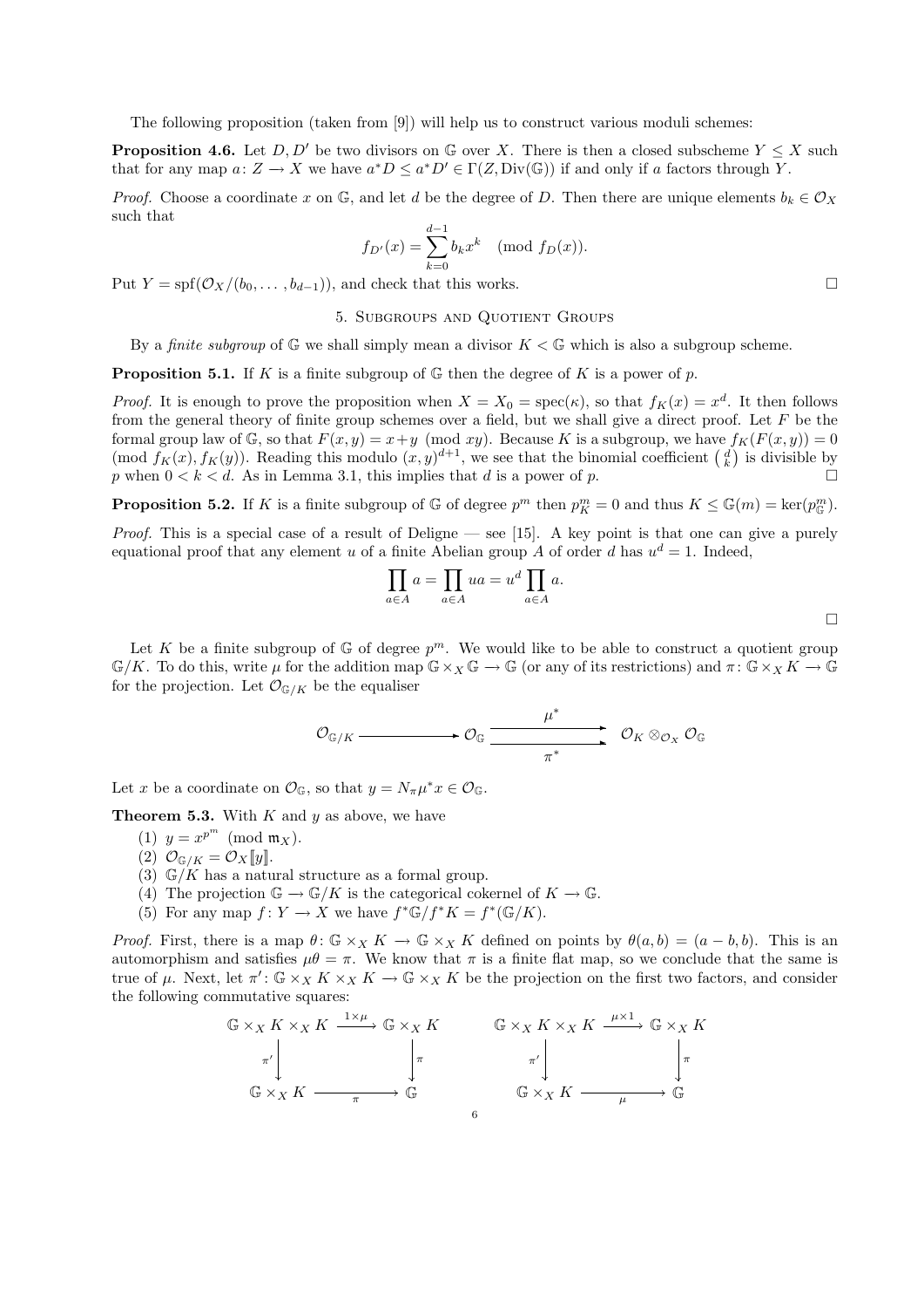The following proposition (taken from [9]) will help us to construct various moduli schemes:

**Proposition 4.6.** Let $D, D'$ be two divisors on $\mathbb{G}$ over $X$. There is then a closed subscheme $Y \leq X$ such that for any map $a\colon Z \to X$ we have $a^*D \leq a^*D' \in \Gamma(Z, \mathrm{Div}(\mathbb{G}))$ if and only if $a$ factors through $Y$.

*Proof.* Choose a coordinate $x$ on $\mathbb{G}$, and let $d$ be the degree of $D$. Then there are unique elements $b_k \in \mathcal{O}_X$ such that

$$f_{D'}(x) = \sum_{k=0}^{d-1} b_k x^k \pmod{f_D(x)}.$$

Put $Y = \mathrm{spf}(\mathcal{O}_X/(b_0, \ldots, b_{d-1}))$, and check that this works. □

## 5. Subgroups and Quotient Groups

By a *finite subgroup* of $\mathbb{G}$ we shall simply mean a divisor $K < \mathbb{G}$ which is also a subgroup scheme.

**Proposition 5.1.** If $K$ is a finite subgroup of $\mathbb{G}$ then the degree of $K$ is a power of $p$.

*Proof.* It is enough to prove the proposition when $X = X_0 = \mathrm{spec}(\kappa)$, so that $f_K(x) = x^d$. It then follows from the general theory of finite group schemes over a field, but we shall give a direct proof. Let $F$ be the formal group law of $\mathbb{G}$, so that $F(x,y) = x+y \pmod{xy}$. Because $K$ is a subgroup, we have $f_K(F(x,y)) = 0 \pmod{f_K(x), f_K(y)}$. Reading this modulo $(x,y)^{d+1}$, we see that the binomial coefficient $\binom{d}{k}$ is divisible by $p$ when $0 < k < d$. As in Lemma 3.1, this implies that $d$ is a power of $p$. □

**Proposition 5.2.** If $K$ is a finite subgroup of $\mathbb{G}$ of degree $p^m$ then $p_K^m = 0$ and thus $K \leq \mathbb{G}(m) = \ker(p_{\mathbb{G}}^m)$.

*Proof.* This is a special case of a result of Deligne — see [15]. A key point is that one can give a purely equational proof that any element $u$ of a finite Abelian group $A$ of order $d$ has $u^d = 1$. Indeed,

$$\prod_{a \in A} a = \prod_{a \in A} ua = u^d \prod_{a \in A} a.$$

□

Let $K$ be a finite subgroup of $\mathbb{G}$ of degree $p^m$. We would like to be able to construct a quotient group $\mathbb{G}/K$. To do this, write $\mu$ for the addition map $\mathbb{G} \times_X \mathbb{G} \to \mathbb{G}$ (or any of its restrictions) and $\pi\colon \mathbb{G} \times_X K \to \mathbb{G}$ for the projection. Let $\mathcal{O}_{\mathbb{G}/K}$ be the equaliser

$$\mathcal{O}_{\mathbb{G}/K} \longrightarrow \mathcal{O}_{\mathbb{G}} \underset{\pi^*}{\overset{\mu^*}{\rightrightarrows}} \mathcal{O}_K \otimes_{\mathcal{O}_X} \mathcal{O}_{\mathbb{G}}$$

Let $x$ be a coordinate on $\mathcal{O}_{\mathbb{G}}$, so that $y = N_\pi \mu^* x \in \mathcal{O}_{\mathbb{G}}$.

**Theorem 5.3.** With $K$ and $y$ as above, we have

1. $y = x^{p^m} \pmod{\mathfrak{m}_X}$.
2. $\mathcal{O}_{\mathbb{G}/K} = \mathcal{O}_X[\![y]\!]$.
3. $\mathbb{G}/K$ has a natural structure as a formal group.
4. The projection $\mathbb{G} \to \mathbb{G}/K$ is the categorical cokernel of $K \to \mathbb{G}$.
5. For any map $f\colon Y \to X$ we have $f^*\mathbb{G}/f^*K = f^*(\mathbb{G}/K)$.

*Proof.* First, there is a map $\theta\colon \mathbb{G} \times_X K \to \mathbb{G} \times_X K$ defined on points by $\theta(a,b) = (a-b, b)$. This is an automorphism and satisfies $\mu\theta = \pi$. We know that $\pi$ is a finite flat map, so we conclude that the same is true of $\mu$. Next, let $\pi'\colon \mathbb{G} \times_X K \times_X K \to \mathbb{G} \times_X K$ be the projection on the first two factors, and consider the following commutative squares:

$$\begin{array}{ccc}
\mathbb{G} \times_X K \times_X K & \xrightarrow{1 \times \mu} & \mathbb{G} \times_X K \\
\downarrow{\scriptstyle \pi'} & & \downarrow{\scriptstyle \pi} \\
\mathbb{G} \times_X K & \xrightarrow[\pi]{} & \mathbb{G}
\end{array}
\qquad
\begin{array}{ccc}
\mathbb{G} \times_X K \times_X K & \xrightarrow{\mu \times 1} & \mathbb{G} \times_X K \\
\downarrow{\scriptstyle \pi'} & & \downarrow{\scriptstyle \pi} \\
\mathbb{G} \times_X K & \xrightarrow[\mu]{} & \mathbb{G}
\end{array}$$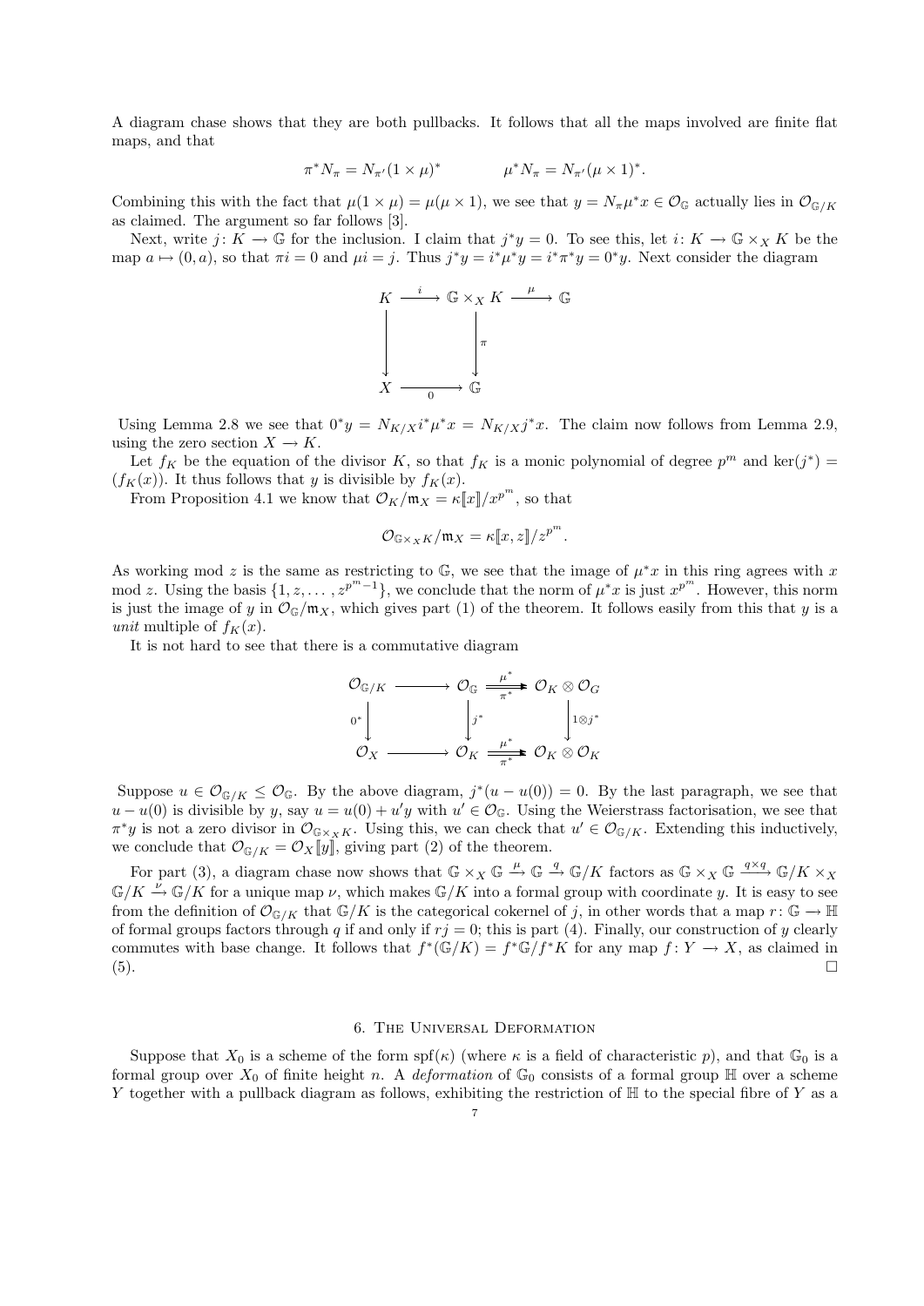A diagram chase shows that they are both pullbacks. It follows that all the maps involved are finite flat maps, and that

$$\pi^* N_\pi = N_{\pi'}(1\times\mu)^* \qquad\qquad \mu^* N_\pi = N_{\pi'}(\mu\times 1)^*.$$

Combining this with the fact that $\mu(1\times\mu)=\mu(\mu\times 1)$, we see that $y = N_\pi\mu^* x\in\mathcal{O}_{\mathbb{G}}$ actually lies in $\mathcal{O}_{\mathbb{G}/K}$ as claimed. The argument so far follows [3].

Next, write $j\colon K\longrightarrow\mathbb{G}$ for the inclusion. I claim that $j^*y=0$. To see this, let $i\colon K\longrightarrow\mathbb{G}\times_X K$ be the map $a\mapsto(0,a)$, so that $\pi i=0$ and $\mu i=j$. Thus $j^*y=i^*\mu^*y=i^*\pi^*y=0^*y$. Next consider the diagram

$$\begin{array}{ccccc}
K & \xrightarrow{\ i\ } & \mathbb{G}\times_X K & \xrightarrow{\ \mu\ } & \mathbb{G}\\
\big\downarrow & & \big\downarrow{\scriptstyle\pi} & & \\
X & \xrightarrow[\ 0\ ]{} & \mathbb{G} & &
\end{array}$$

Using Lemma 2.8 we see that $0^*y=N_{K/X}i^*\mu^*x=N_{K/X}j^*x$. The claim now follows from Lemma 2.9, using the zero section $X\longrightarrow K$.

Let $f_K$ be the equation of the divisor $K$, so that $f_K$ is a monic polynomial of degree $p^m$ and $\ker(j^*)=(f_K(x))$. It thus follows that $y$ is divisible by $f_K(x)$.

From Proposition 4.1 we know that $\mathcal{O}_K/\mathfrak{m}_X=\kappa[\![x]\!]/x^{p^m}$, so that

$$\mathcal{O}_{\mathbb{G}\times_X K}/\mathfrak{m}_X=\kappa[\![x,z]\!]/z^{p^m}.$$

As working mod $z$ is the same as restricting to $\mathbb{G}$, we see that the image of $\mu^*x$ in this ring agrees with $x$ mod $z$. Using the basis $\{1,z,\ldots,z^{p^m-1}\}$, we conclude that the norm of $\mu^*x$ is just $x^{p^m}$. However, this norm is just the image of $y$ in $\mathcal{O}_{\mathbb{G}}/\mathfrak{m}_X$, which gives part (1) of the theorem. It follows easily from this that $y$ is a *unit* multiple of $f_K(x)$.

It is not hard to see that there is a commutative diagram

$$\begin{array}{ccccc}
\mathcal{O}_{\mathbb{G}/K} & \longrightarrow & \mathcal{O}_{\mathbb{G}} & \underset{\pi^*}{\overset{\mu^*}{\rightrightarrows}} & \mathcal{O}_K\otimes\mathcal{O}_G\\
\big\downarrow{\scriptstyle 0^*} & & \big\downarrow{\scriptstyle j^*} & & \big\downarrow{\scriptstyle 1\otimes j^*}\\
\mathcal{O}_X & \longrightarrow & \mathcal{O}_K & \underset{\pi^*}{\overset{\mu^*}{\rightrightarrows}} & \mathcal{O}_K\otimes\mathcal{O}_K
\end{array}$$

Suppose $u\in\mathcal{O}_{\mathbb{G}/K}\le\mathcal{O}_{\mathbb{G}}$. By the above diagram, $j^*(u-u(0))=0$. By the last paragraph, we see that $u-u(0)$ is divisible by $y$, say $u=u(0)+u'y$ with $u'\in\mathcal{O}_{\mathbb{G}}$. Using the Weierstrass factorisation, we see that $\pi^*y$ is not a zero divisor in $\mathcal{O}_{\mathbb{G}\times_X K}$. Using this, we can check that $u'\in\mathcal{O}_{\mathbb{G}/K}$. Extending this inductively, we conclude that $\mathcal{O}_{\mathbb{G}/K}=\mathcal{O}_X[\![y]\!]$, giving part (2) of the theorem.

For part (3), a diagram chase now shows that $\mathbb{G}\times_X\mathbb{G}\xrightarrow{\mu}\mathbb{G}\xrightarrow{q}\mathbb{G}/K$ factors as $\mathbb{G}\times_X\mathbb{G}\xrightarrow{q\times q}\mathbb{G}/K\times_X\mathbb{G}/K\xrightarrow{\nu}\mathbb{G}/K$ for a unique map $\nu$, which makes $\mathbb{G}/K$ into a formal group with coordinate $y$. It is easy to see from the definition of $\mathcal{O}_{\mathbb{G}/K}$ that $\mathbb{G}/K$ is the categorical cokernel of $j$, in other words that a map $r\colon\mathbb{G}\longrightarrow\mathbb{H}$ of formal groups factors through $q$ if and only if $rj=0$; this is part (4). Finally, our construction of $y$ clearly commutes with base change. It follows that $f^*(\mathbb{G}/K)=f^*\mathbb{G}/f^*K$ for any map $f\colon Y\longrightarrow X$, as claimed in (5). $\square$

## 6. The Universal Deformation

Suppose that $X_0$ is a scheme of the form $\operatorname{spf}(\kappa)$ (where $\kappa$ is a field of characteristic $p$), and that $\mathbb{G}_0$ is a formal group over $X_0$ of finite height $n$. A *deformation* of $\mathbb{G}_0$ consists of a formal group $\mathbb{H}$ over a scheme $Y$ together with a pullback diagram as follows, exhibiting the restriction of $\mathbb{H}$ to the special fibre of $Y$ as a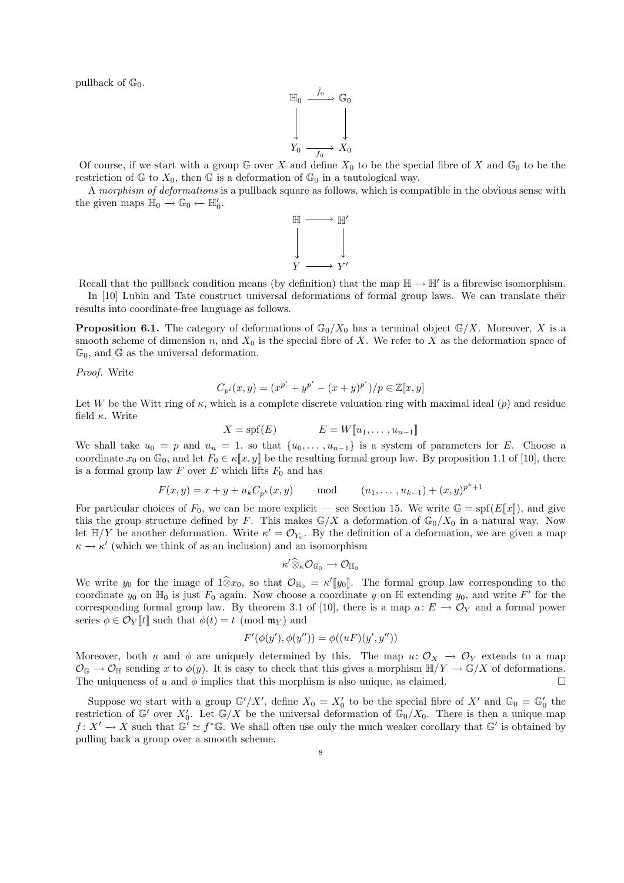pullback of $\mathbb{G}_0$.

$$\begin{array}{ccc} \mathbb{H}_0 & \xrightarrow{\tilde{f}_0} & \mathbb{G}_0 \\ \downarrow & & \downarrow \\ Y_0 & \xrightarrow{f_0} & X_0 \end{array}$$

Of course, if we start with a group $\mathbb{G}$ over $X$ and define $X_0$ to be the special fibre of $X$ and $\mathbb{G}_0$ to be the restriction of $\mathbb{G}$ to $X_0$, then $\mathbb{G}$ is a deformation of $\mathbb{G}_0$ in a tautological way.

A *morphism of deformations* is a pullback square as follows, which is compatible in the obvious sense with the given maps $\mathbb{H}_0 \to \mathbb{G}_0 \leftarrow \mathbb{H}'_0$.

$$\begin{array}{ccc} \mathbb{H} & \longrightarrow & \mathbb{H}' \\ \downarrow & & \downarrow \\ Y & \longrightarrow & Y' \end{array}$$

Recall that the pullback condition means (by definition) that the map $\mathbb{H} \to \mathbb{H}'$ is a fibrewise isomorphism.

In [10] Lubin and Tate construct universal deformations of formal group laws. We can translate their results into coordinate-free language as follows.

**Proposition 6.1.** The category of deformations of $\mathbb{G}_0/X_0$ has a terminal object $\mathbb{G}/X$. Moreover, $X$ is a smooth scheme of dimension $n$, and $X_0$ is the special fibre of $X$. We refer to $X$ as the deformation space of $\mathbb{G}_0$, and $\mathbb{G}$ as the universal deformation.

*Proof.* Write

$$C_{p^i}(x, y) = (x^{p^i} + y^{p^i} - (x + y)^{p^i})/p \in \mathbb{Z}[x, y]$$

Let $W$ be the Witt ring of $\kappa$, which is a complete discrete valuation ring with maximal ideal $(p)$ and residue field $\kappa$. Write

$$X = \operatorname{spf}(E) \qquad E = W[\![u_1, \dots, u_{n-1}]\!]$$

We shall take $u_0 = p$ and $u_n = 1$, so that $\{u_0, \dots, u_{n-1}\}$ is a system of parameters for $E$. Choose a coordinate $x_0$ on $\mathbb{G}_0$, and let $F_0 \in \kappa[\![x, y]\!]$ be the resulting formal group law. By proposition 1.1 of [10], there is a formal group law $F$ over $E$ which lifts $F_0$ and has

$$F(x, y) = x + y + u_k C_{p^k}(x, y) \qquad \text{mod} \qquad (u_1, \dots, u_{k-1}) + (x, y)^{p^k+1}$$

For particular choices of $F_0$, we can be more explicit — see Section 15. We write $\mathbb{G} = \operatorname{spf}(E[\![x]\!])$, and give this the group structure defined by $F$. This makes $\mathbb{G}/X$ a deformation of $\mathbb{G}_0/X_0$ in a natural way. Now let $\mathbb{H}/Y$ be another deformation. Write $\kappa' = \mathcal{O}_{Y_0}$. By the definition of a deformation, we are given a map $\kappa \to \kappa'$ (which we think of as an inclusion) and an isomorphism

$$\kappa' \widehat{\otimes}_\kappa \mathcal{O}_{\mathbb{G}_0} \to \mathcal{O}_{\mathbb{H}_0}$$

We write $y_0$ for the image of $1 \widehat{\otimes} x_0$, so that $\mathcal{O}_{\mathbb{H}_0} = \kappa'[\![y_0]\!]$. The formal group law corresponding to the coordinate $y_0$ on $\mathbb{H}_0$ is just $F_0$ again. Now choose a coordinate $y$ on $\mathbb{H}$ extending $y_0$, and write $F'$ for the corresponding formal group law. By theorem 3.1 of [10], there is a map $u \colon E \to \mathcal{O}_Y$ and a formal power series $\phi \in \mathcal{O}_Y[\![t]\!]$ such that $\phi(t) = t \pmod{\mathfrak{m}_Y}$ and

$$F'(\phi(y'), \phi(y'')) = \phi((uF)(y', y''))$$

Moreover, both $u$ and $\phi$ are uniquely determined by this. The map $u \colon \mathcal{O}_X \to \mathcal{O}_Y$ extends to a map $\mathcal{O}_\mathbb{G} \to \mathcal{O}_\mathbb{H}$ sending $x$ to $\phi(y)$. It is easy to check that this gives a morphism $\mathbb{H}/Y \to \mathbb{G}/X$ of deformations. The uniqueness of $u$ and $\phi$ implies that this morphism is also unique, as claimed. □

Suppose we start with a group $\mathbb{G}'/X'$, define $X_0 = X'_0$ to be the special fibre of $X'$ and $\mathbb{G}_0 = \mathbb{G}'_0$ the restriction of $\mathbb{G}'$ over $X'_0$. Let $\mathbb{G}/X$ be the universal deformation of $\mathbb{G}_0/X_0$. There is then a unique map $f \colon X' \to X$ such that $\mathbb{G}' \simeq f^*\mathbb{G}$. We shall often use only the much weaker corollary that $\mathbb{G}'$ is obtained by pulling back a group over a smooth scheme.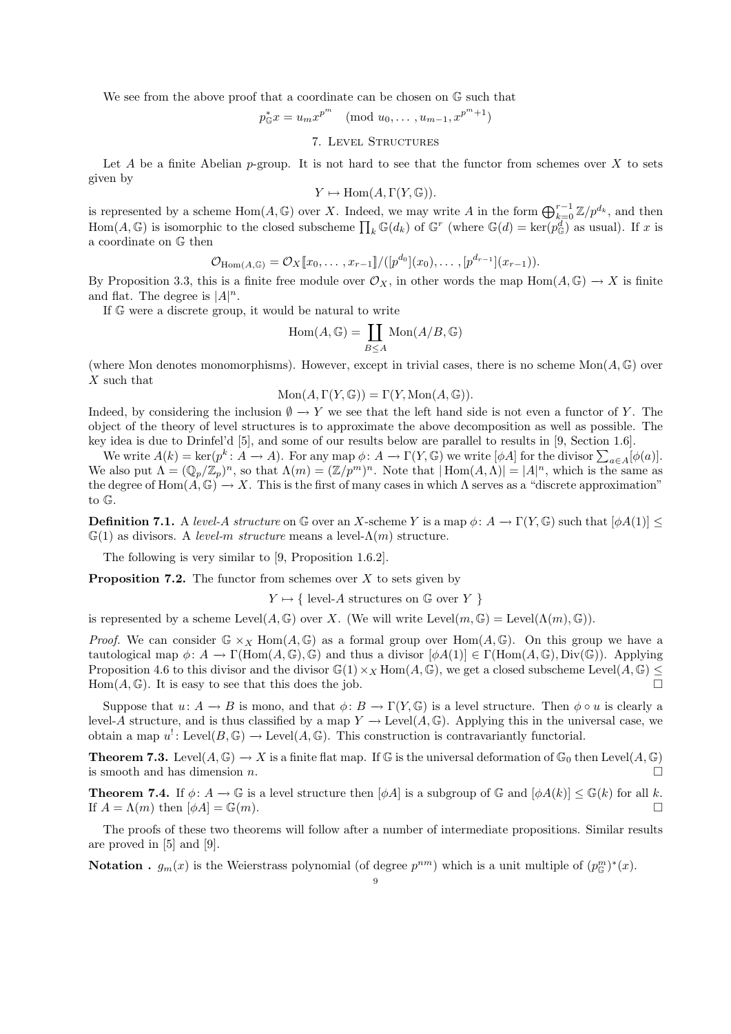We see from the above proof that a coordinate can be chosen on $\mathbb{G}$ such that

$$p_{\mathbb{G}}^* x = u_m x^{p^m} \pmod{u_0, \dots, u_{m-1}, x^{p^m+1}}$$

## 7. Level Structures

Let $A$ be a finite Abelian $p$-group. It is not hard to see that the functor from schemes over $X$ to sets given by

$$Y \mapsto \operatorname{Hom}(A, \Gamma(Y, \mathbb{G})).$$

is represented by a scheme $\operatorname{Hom}(A, \mathbb{G})$ over $X$. Indeed, we may write $A$ in the form $\bigoplus_{k=0}^{r-1} \mathbb{Z}/p^{d_k}$, and then $\operatorname{Hom}(A, \mathbb{G})$ is isomorphic to the closed subscheme $\prod_k \mathbb{G}(d_k)$ of $\mathbb{G}^r$ (where $\mathbb{G}(d) = \ker(p_{\mathbb{G}}^d)$ as usual). If $x$ is a coordinate on $\mathbb{G}$ then

$$\mathcal{O}_{\operatorname{Hom}(A,\mathbb{G})} = \mathcal{O}_X[\![x_0, \dots, x_{r-1}]\!]/([p^{d_0}](x_0), \dots, [p^{d_{r-1}}](x_{r-1})).$$

By Proposition 3.3, this is a finite free module over $\mathcal{O}_X$, in other words the map $\operatorname{Hom}(A, \mathbb{G}) \to X$ is finite and flat. The degree is $|A|^n$.

If $\mathbb{G}$ were a discrete group, it would be natural to write

$$\operatorname{Hom}(A, \mathbb{G}) = \coprod_{B \leq A} \operatorname{Mon}(A/B, \mathbb{G})$$

(where Mon denotes monomorphisms). However, except in trivial cases, there is no scheme $\operatorname{Mon}(A, \mathbb{G})$ over $X$ such that

$$\operatorname{Mon}(A, \Gamma(Y, \mathbb{G})) = \Gamma(Y, \operatorname{Mon}(A, \mathbb{G})).$$

Indeed, by considering the inclusion $\emptyset \to Y$ we see that the left hand side is not even a functor of $Y$. The object of the theory of level structures is to approximate the above decomposition as well as possible. The key idea is due to Drinfel'd [5], and some of our results below are parallel to results in [9, Section 1.6].

We write $A(k) = \ker(p^k : A \to A)$. For any map $\phi : A \to \Gamma(Y, \mathbb{G})$ we write $[\phi A]$ for the divisor $\sum_{a \in A} [\phi(a)]$. We also put $\Lambda = (\mathbb{Q}_p/\mathbb{Z}_p)^n$, so that $\Lambda(m) = (\mathbb{Z}/p^m)^n$. Note that $|\operatorname{Hom}(A, \Lambda)| = |A|^n$, which is the same as the degree of $\operatorname{Hom}(A, \mathbb{G}) \to X$. This is the first of many cases in which $\Lambda$ serves as a "discrete approximation" to $\mathbb{G}$.

**Definition 7.1.** A *level-$A$ structure* on $\mathbb{G}$ over an $X$-scheme $Y$ is a map $\phi : A \to \Gamma(Y, \mathbb{G})$ such that $[\phi A(1)] \leq \mathbb{G}(1)$ as divisors. A *level-$m$ structure* means a level-$\Lambda(m)$ structure.

The following is very similar to [9, Proposition 1.6.2].

**Proposition 7.2.** The functor from schemes over $X$ to sets given by

$$Y \mapsto \{ \text{ level-}A \text{ structures on } \mathbb{G} \text{ over } Y \ \}$$

is represented by a scheme $\operatorname{Level}(A, \mathbb{G})$ over $X$. (We will write $\operatorname{Level}(m, \mathbb{G}) = \operatorname{Level}(\Lambda(m), \mathbb{G})$).

*Proof.* We can consider $\mathbb{G} \times_X \operatorname{Hom}(A, \mathbb{G})$ as a formal group over $\operatorname{Hom}(A, \mathbb{G})$. On this group we have a tautological map $\phi : A \to \Gamma(\operatorname{Hom}(A, \mathbb{G}), \mathbb{G})$ and thus a divisor $[\phi A(1)] \in \Gamma(\operatorname{Hom}(A, \mathbb{G}), \operatorname{Div}(\mathbb{G}))$. Applying Proposition 4.6 to this divisor and the divisor $\mathbb{G}(1) \times_X \operatorname{Hom}(A, \mathbb{G})$, we get a closed subscheme $\operatorname{Level}(A, \mathbb{G}) \leq \operatorname{Hom}(A, \mathbb{G})$. It is easy to see that this does the job. □

Suppose that $u : A \to B$ is mono, and that $\phi : B \to \Gamma(Y, \mathbb{G})$ is a level structure. Then $\phi \circ u$ is clearly a level-$A$ structure, and is thus classified by a map $Y \to \operatorname{Level}(A, \mathbb{G})$. Applying this in the universal case, we obtain a map $u^! : \operatorname{Level}(B, \mathbb{G}) \to \operatorname{Level}(A, \mathbb{G})$. This construction is contravariantly functorial.

**Theorem 7.3.** $\operatorname{Level}(A, \mathbb{G}) \to X$ is a finite flat map. If $\mathbb{G}$ is the universal deformation of $\mathbb{G}_0$ then $\operatorname{Level}(A, \mathbb{G})$ is smooth and has dimension $n$. □

**Theorem 7.4.** If $\phi : A \to \mathbb{G}$ is a level structure then $[\phi A]$ is a subgroup of $\mathbb{G}$ and $[\phi A(k)] \leq \mathbb{G}(k)$ for all $k$. If $A = \Lambda(m)$ then $[\phi A] = \mathbb{G}(m)$. □

The proofs of these two theorems will follow after a number of intermediate propositions. Similar results are proved in [5] and [9].

**Notation .** $g_m(x)$ is the Weierstrass polynomial (of degree $p^{nm}$) which is a unit multiple of $(p_{\mathbb{G}}^m)^*(x)$.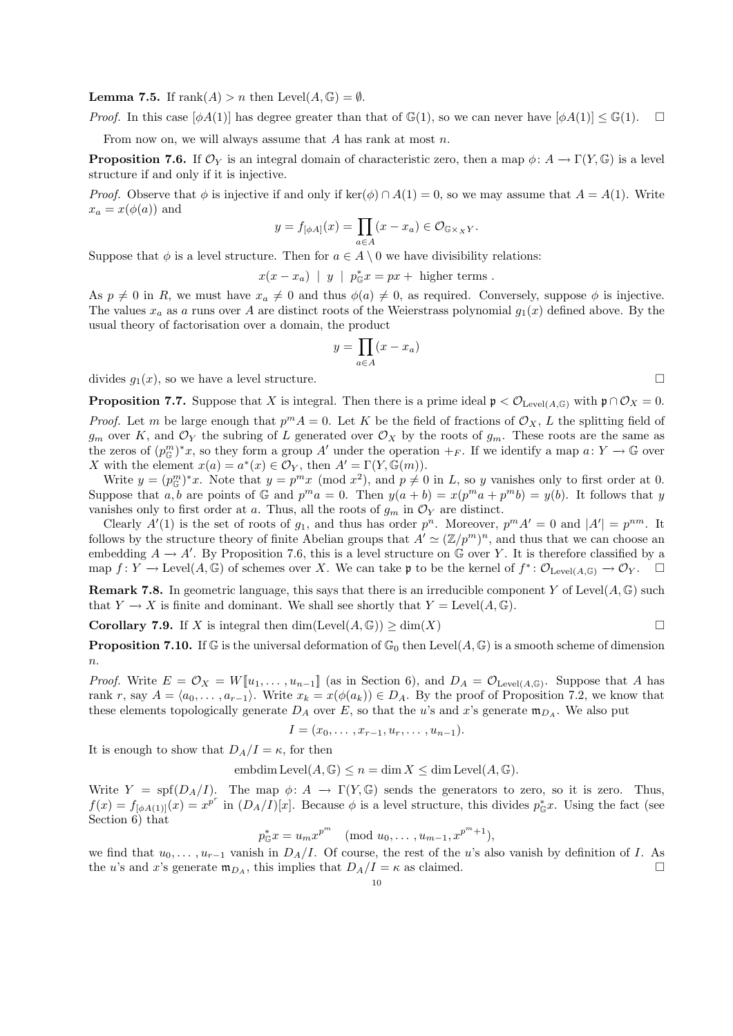**Lemma 7.5.** If $\mathrm{rank}(A) > n$ then $\mathrm{Level}(A, \mathbb{G}) = \emptyset$.

*Proof.* In this case $[\phi A(1)]$ has degree greater than that of $\mathbb{G}(1)$, so we can never have $[\phi A(1)] \leq \mathbb{G}(1)$. $\square$

From now on, we will always assume that $A$ has rank at most $n$.

**Proposition 7.6.** If $\mathcal{O}_Y$ is an integral domain of characteristic zero, then a map $\phi\colon A \to \Gamma(Y, \mathbb{G})$ is a level structure if and only if it is injective.

*Proof.* Observe that $\phi$ is injective if and only if $\ker(\phi) \cap A(1) = 0$, so we may assume that $A = A(1)$. Write $x_a = x(\phi(a))$ and

$$y = f_{[\phi A]}(x) = \prod_{a \in A} (x - x_a) \in \mathcal{O}_{\mathbb{G} \times_X Y}.$$

Suppose that $\phi$ is a level structure. Then for $a \in A \setminus 0$ we have divisibility relations:

$$x(x - x_a) \mid y \mid p_{\mathbb{G}}^* x = px + \text{ higher terms }.$$

As $p \neq 0$ in $R$, we must have $x_a \neq 0$ and thus $\phi(a) \neq 0$, as required. Conversely, suppose $\phi$ is injective. The values $x_a$ as $a$ runs over $A$ are distinct roots of the Weierstrass polynomial $g_1(x)$ defined above. By the usual theory of factorisation over a domain, the product

$$y = \prod_{a \in A} (x - x_a)$$

divides $g_1(x)$, so we have a level structure. $\square$

**Proposition 7.7.** Suppose that $X$ is integral. Then there is a prime ideal $\mathfrak{p} < \mathcal{O}_{\mathrm{Level}(A,\mathbb{G})}$ with $\mathfrak{p} \cap \mathcal{O}_X = 0$.

*Proof.* Let $m$ be large enough that $p^m A = 0$. Let $K$ be the field of fractions of $\mathcal{O}_X$, $L$ the splitting field of $g_m$ over $K$, and $\mathcal{O}_Y$ the subring of $L$ generated over $\mathcal{O}_X$ by the roots of $g_m$. These roots are the same as the zeros of $(p_{\mathbb{G}}^m)^* x$, so they form a group $A'$ under the operation $+_F$. If we identify a map $a\colon Y \to \mathbb{G}$ over $X$ with the element $x(a) = a^*(x) \in \mathcal{O}_Y$, then $A' = \Gamma(Y, \mathbb{G}(m))$.

Write $y = (p_{\mathbb{G}}^m)^* x$. Note that $y = p^m x \pmod{x^2}$, and $p \neq 0$ in $L$, so $y$ vanishes only to first order at 0. Suppose that $a, b$ are points of $\mathbb{G}$ and $p^m a = 0$. Then $y(a + b) = x(p^m a + p^m b) = y(b)$. It follows that $y$ vanishes only to first order at $a$. Thus, all the roots of $g_m$ in $\mathcal{O}_Y$ are distinct.

Clearly $A'(1)$ is the set of roots of $g_1$, and thus has order $p^n$. Moreover, $p^m A' = 0$ and $|A'| = p^{nm}$. It follows by the structure theory of finite Abelian groups that $A' \simeq (\mathbb{Z}/p^m)^n$, and thus that we can choose an embedding $A \to A'$. By Proposition 7.6, this is a level structure on $\mathbb{G}$ over $Y$. It is therefore classified by a map $f\colon Y \to \mathrm{Level}(A, \mathbb{G})$ of schemes over $X$. We can take $\mathfrak{p}$ to be the kernel of $f^*\colon \mathcal{O}_{\mathrm{Level}(A,\mathbb{G})} \to \mathcal{O}_Y$. $\square$

**Remark 7.8.** In geometric language, this says that there is an irreducible component $Y$ of $\mathrm{Level}(A, \mathbb{G})$ such that $Y \to X$ is finite and dominant. We shall see shortly that $Y = \mathrm{Level}(A, \mathbb{G})$.

**Corollary 7.9.** If $X$ is integral then $\dim(\mathrm{Level}(A, \mathbb{G})) \geq \dim(X)$ $\square$

**Proposition 7.10.** If $\mathbb{G}$ is the universal deformation of $\mathbb{G}_0$ then $\mathrm{Level}(A, \mathbb{G})$ is a smooth scheme of dimension $n$.

*Proof.* Write $E = \mathcal{O}_X = W[\![u_1, \ldots, u_{n-1}]\!]$ (as in Section 6), and $D_A = \mathcal{O}_{\mathrm{Level}(A,\mathbb{G})}$. Suppose that $A$ has rank $r$, say $A = \langle a_0, \ldots, a_{r-1} \rangle$. Write $x_k = x(\phi(a_k)) \in D_A$. By the proof of Proposition 7.2, we know that these elements topologically generate $D_A$ over $E$, so that the $u$'s and $x$'s generate $\mathfrak{m}_{D_A}$. We also put

$$I = (x_0, \ldots, x_{r-1}, u_r, \ldots, u_{n-1}).$$

It is enough to show that $D_A/I = \kappa$, for then

$$\mathrm{embdim}\,\mathrm{Level}(A, \mathbb{G}) \leq n = \dim X \leq \dim \mathrm{Level}(A, \mathbb{G}).$$

Write $Y = \mathrm{spf}(D_A/I)$. The map $\phi\colon A \to \Gamma(Y, \mathbb{G})$ sends the generators to zero, so it is zero. Thus, $f(x) = f_{[\phi A(1)]}(x) = x^{p^r}$ in $(D_A/I)[x]$. Because $\phi$ is a level structure, this divides $p_{\mathbb{G}}^* x$. Using the fact (see Section 6) that

$$p_{\mathbb{G}}^* x = u_m x^{p^m} \pmod{u_0, \ldots, u_{m-1}, x^{p^m+1}},$$

we find that $u_0, \ldots, u_{r-1}$ vanish in $D_A/I$. Of course, the rest of the $u$'s also vanish by definition of $I$. As the $u$'s and $x$'s generate $\mathfrak{m}_{D_A}$, this implies that $D_A/I = \kappa$ as claimed. $\square$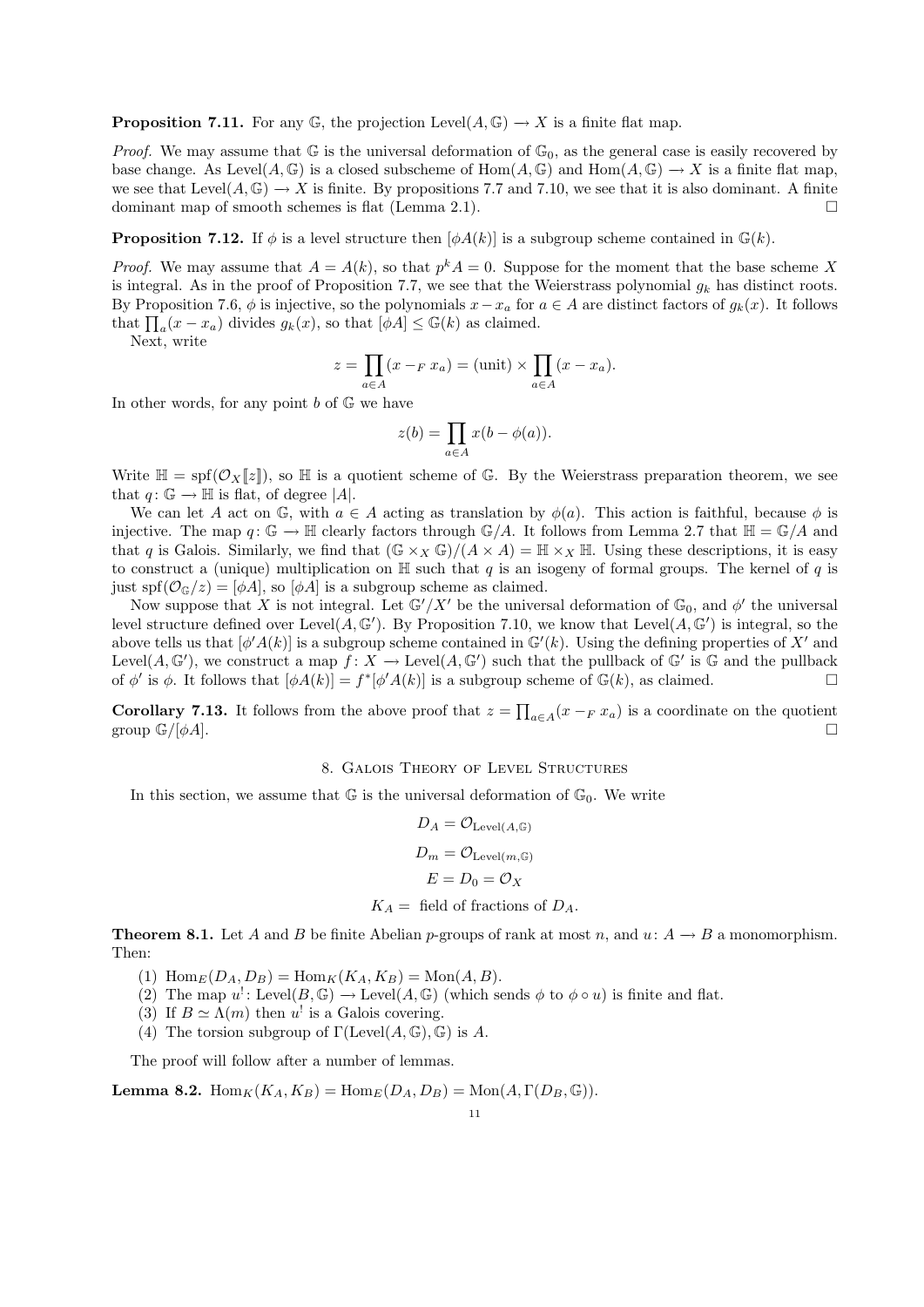**Proposition 7.11.** For any $\mathbb{G}$, the projection $\mathrm{Level}(A,\mathbb{G}) \to X$ is a finite flat map.

*Proof.* We may assume that $\mathbb{G}$ is the universal deformation of $\mathbb{G}_0$, as the general case is easily recovered by base change. As $\mathrm{Level}(A,\mathbb{G})$ is a closed subscheme of $\mathrm{Hom}(A,\mathbb{G})$ and $\mathrm{Hom}(A,\mathbb{G}) \to X$ is a finite flat map, we see that $\mathrm{Level}(A,\mathbb{G}) \to X$ is finite. By propositions 7.7 and 7.10, we see that it is also dominant. A finite dominant map of smooth schemes is flat (Lemma 2.1). $\square$

**Proposition 7.12.** If $\phi$ is a level structure then $[\phi A(k)]$ is a subgroup scheme contained in $\mathbb{G}(k)$.

*Proof.* We may assume that $A = A(k)$, so that $p^k A = 0$. Suppose for the moment that the base scheme $X$ is integral. As in the proof of Proposition 7.7, we see that the Weierstrass polynomial $g_k$ has distinct roots. By Proposition 7.6, $\phi$ is injective, so the polynomials $x - x_a$ for $a \in A$ are distinct factors of $g_k(x)$. It follows that $\prod_a (x - x_a)$ divides $g_k(x)$, so that $[\phi A] \leq \mathbb{G}(k)$ as claimed.

Next, write

$$z = \prod_{a \in A} (x -_F x_a) = (\text{unit}) \times \prod_{a \in A} (x - x_a).$$

In other words, for any point $b$ of $\mathbb{G}$ we have

$$z(b) = \prod_{a \in A} x(b - \phi(a)).$$

Write $\mathbb{H} = \mathrm{spf}(\mathcal{O}_X[\![z]\!])$, so $\mathbb{H}$ is a quotient scheme of $\mathbb{G}$. By the Weierstrass preparation theorem, we see that $q\colon \mathbb{G} \to \mathbb{H}$ is flat, of degree $|A|$.

We can let $A$ act on $\mathbb{G}$, with $a \in A$ acting as translation by $\phi(a)$. This action is faithful, because $\phi$ is injective. The map $q\colon \mathbb{G} \to \mathbb{H}$ clearly factors through $\mathbb{G}/A$. It follows from Lemma 2.7 that $\mathbb{H} = \mathbb{G}/A$ and that $q$ is Galois. Similarly, we find that $(\mathbb{G} \times_X \mathbb{G})/(A \times A) = \mathbb{H} \times_X \mathbb{H}$. Using these descriptions, it is easy to construct a (unique) multiplication on $\mathbb{H}$ such that $q$ is an isogeny of formal groups. The kernel of $q$ is just $\mathrm{spf}(\mathcal{O}_{\mathbb{G}}/z) = [\phi A]$, so $[\phi A]$ is a subgroup scheme as claimed.

Now suppose that $X$ is not integral. Let $\mathbb{G}'/X'$ be the universal deformation of $\mathbb{G}_0$, and $\phi'$ the universal level structure defined over $\mathrm{Level}(A,\mathbb{G}')$. By Proposition 7.10, we know that $\mathrm{Level}(A,\mathbb{G}')$ is integral, so the above tells us that $[\phi' A(k)]$ is a subgroup scheme contained in $\mathbb{G}'(k)$. Using the defining properties of $X'$ and $\mathrm{Level}(A,\mathbb{G}')$, we construct a map $f\colon X \to \mathrm{Level}(A,\mathbb{G}')$ such that the pullback of $\mathbb{G}'$ is $\mathbb{G}$ and the pullback of $\phi'$ is $\phi$. It follows that $[\phi A(k)] = f^*[\phi' A(k)]$ is a subgroup scheme of $\mathbb{G}(k)$, as claimed. $\square$

**Corollary 7.13.** It follows from the above proof that $z = \prod_{a \in A}(x -_F x_a)$ is a coordinate on the quotient group $\mathbb{G}/[\phi A]$. $\square$

## 8. Galois Theory of Level Structures

In this section, we assume that $\mathbb{G}$ is the universal deformation of $\mathbb{G}_0$. We write

$$D_A = \mathcal{O}_{\mathrm{Level}(A,\mathbb{G})}$$

$$D_m = \mathcal{O}_{\mathrm{Level}(m,\mathbb{G})}$$

$$E = D_0 = \mathcal{O}_X$$

$$K_A = \text{ field of fractions of } D_A.$$

**Theorem 8.1.** Let $A$ and $B$ be finite Abelian $p$-groups of rank at most $n$, and $u\colon A \to B$ a monomorphism. Then:

1. $\mathrm{Hom}_E(D_A, D_B) = \mathrm{Hom}_K(K_A, K_B) = \mathrm{Mon}(A, B)$.
2. The map $u^!\colon \mathrm{Level}(B,\mathbb{G}) \to \mathrm{Level}(A,\mathbb{G})$ (which sends $\phi$ to $\phi \circ u$) is finite and flat.
3. If $B \simeq \Lambda(m)$ then $u^!$ is a Galois covering.
4. The torsion subgroup of $\Gamma(\mathrm{Level}(A,\mathbb{G}),\mathbb{G})$ is $A$.

The proof will follow after a number of lemmas.

**Lemma 8.2.** $\mathrm{Hom}_K(K_A, K_B) = \mathrm{Hom}_E(D_A, D_B) = \mathrm{Mon}(A, \Gamma(D_B, \mathbb{G}))$.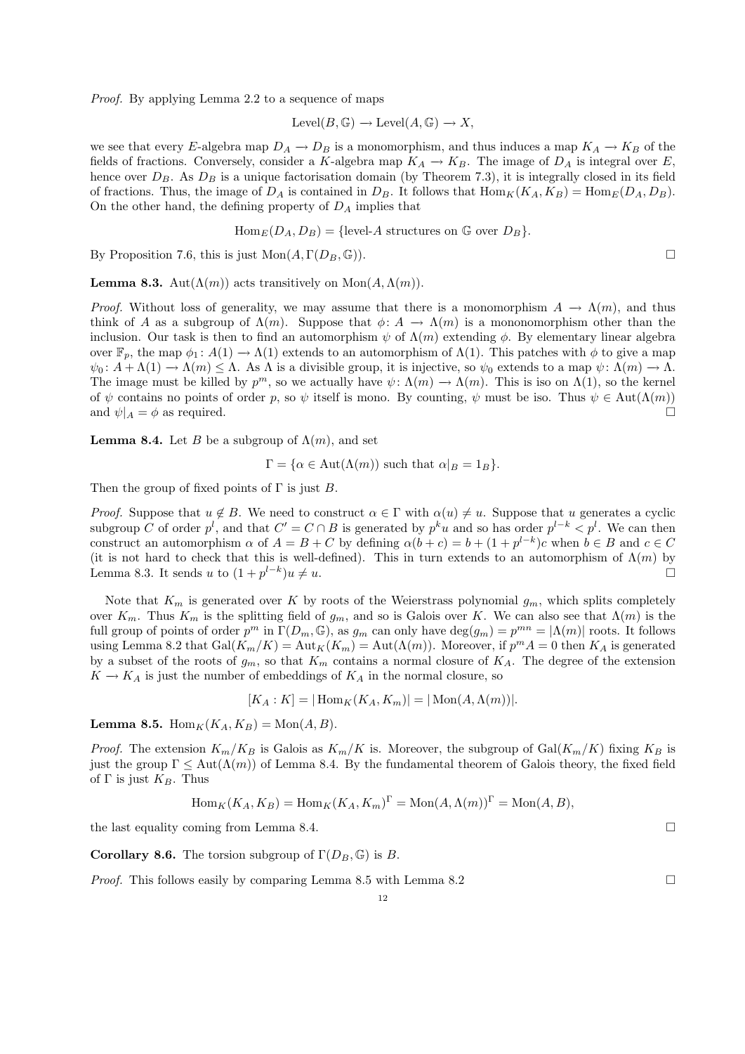*Proof.* By applying Lemma 2.2 to a sequence of maps

$$\mathrm{Level}(B, \mathbb{G}) \to \mathrm{Level}(A, \mathbb{G}) \to X,$$

we see that every $E$-algebra map $D_A \to D_B$ is a monomorphism, and thus induces a map $K_A \to K_B$ of the fields of fractions. Conversely, consider a $K$-algebra map $K_A \to K_B$. The image of $D_A$ is integral over $E$, hence over $D_B$. As $D_B$ is a unique factorisation domain (by Theorem 7.3), it is integrally closed in its field of fractions. Thus, the image of $D_A$ is contained in $D_B$. It follows that $\mathrm{Hom}_K(K_A, K_B) = \mathrm{Hom}_E(D_A, D_B)$. On the other hand, the defining property of $D_A$ implies that

$$\mathrm{Hom}_E(D_A, D_B) = \{\text{level-}A \text{ structures on } \mathbb{G} \text{ over } D_B\}.$$

By Proposition 7.6, this is just $\mathrm{Mon}(A, \Gamma(D_B, \mathbb{G}))$. □

**Lemma 8.3.** $\mathrm{Aut}(\Lambda(m))$ acts transitively on $\mathrm{Mon}(A, \Lambda(m))$.

*Proof.* Without loss of generality, we may assume that there is a monomorphism $A \to \Lambda(m)$, and thus think of $A$ as a subgroup of $\Lambda(m)$. Suppose that $\phi\colon A \to \Lambda(m)$ is a mononomorphism other than the inclusion. Our task is then to find an automorphism $\psi$ of $\Lambda(m)$ extending $\phi$. By elementary linear algebra over $\mathbb{F}_p$, the map $\phi_1\colon A(1) \to \Lambda(1)$ extends to an automorphism of $\Lambda(1)$. This patches with $\phi$ to give a map $\psi_0\colon A + \Lambda(1) \to \Lambda(m) \leq \Lambda$. As $\Lambda$ is a divisible group, it is injective, so $\psi_0$ extends to a map $\psi\colon \Lambda(m) \to \Lambda$. The image must be killed by $p^m$, so we actually have $\psi\colon \Lambda(m) \to \Lambda(m)$. This is iso on $\Lambda(1)$, so the kernel of $\psi$ contains no points of order $p$, so $\psi$ itself is mono. By counting, $\psi$ must be iso. Thus $\psi \in \mathrm{Aut}(\Lambda(m))$ and $\psi|_A = \phi$ as required. □

**Lemma 8.4.** Let $B$ be a subgroup of $\Lambda(m)$, and set

$$\Gamma = \{\alpha \in \mathrm{Aut}(\Lambda(m)) \text{ such that } \alpha|_B = 1_B\}.$$

Then the group of fixed points of $\Gamma$ is just $B$.

*Proof.* Suppose that $u \notin B$. We need to construct $\alpha \in \Gamma$ with $\alpha(u) \neq u$. Suppose that $u$ generates a cyclic subgroup $C$ of order $p^l$, and that $C' = C \cap B$ is generated by $p^k u$ and so has order $p^{l-k} < p^l$. We can then construct an automorphism $\alpha$ of $A = B + C$ by defining $\alpha(b + c) = b + (1 + p^{l-k})c$ when $b \in B$ and $c \in C$ (it is not hard to check that this is well-defined). This in turn extends to an automorphism of $\Lambda(m)$ by Lemma 8.3. It sends $u$ to $(1 + p^{l-k})u \neq u$. □

Note that $K_m$ is generated over $K$ by roots of the Weierstrass polynomial $g_m$, which splits completely over $K_m$. Thus $K_m$ is the splitting field of $g_m$, and so is Galois over $K$. We can also see that $\Lambda(m)$ is the full group of points of order $p^m$ in $\Gamma(D_m, \mathbb{G})$, as $g_m$ can only have $\deg(g_m) = p^{mn} = |\Lambda(m)|$ roots. It follows using Lemma 8.2 that $\mathrm{Gal}(K_m/K) = \mathrm{Aut}_K(K_m) = \mathrm{Aut}(\Lambda(m))$. Moreover, if $p^m A = 0$ then $K_A$ is generated by a subset of the roots of $g_m$, so that $K_m$ contains a normal closure of $K_A$. The degree of the extension $K \to K_A$ is just the number of embeddings of $K_A$ in the normal closure, so

$$[K_A : K] = |\mathrm{Hom}_K(K_A, K_m)| = |\mathrm{Mon}(A, \Lambda(m))|.$$

**Lemma 8.5.** $\mathrm{Hom}_K(K_A, K_B) = \mathrm{Mon}(A, B)$.

*Proof.* The extension $K_m/K_B$ is Galois as $K_m/K$ is. Moreover, the subgroup of $\mathrm{Gal}(K_m/K)$ fixing $K_B$ is just the group $\Gamma \leq \mathrm{Aut}(\Lambda(m))$ of Lemma 8.4. By the fundamental theorem of Galois theory, the fixed field of $\Gamma$ is just $K_B$. Thus

$$\mathrm{Hom}_K(K_A, K_B) = \mathrm{Hom}_K(K_A, K_m)^\Gamma = \mathrm{Mon}(A, \Lambda(m))^\Gamma = \mathrm{Mon}(A, B),$$

the last equality coming from Lemma 8.4. □

**Corollary 8.6.** The torsion subgroup of $\Gamma(D_B, \mathbb{G})$ is $B$.

*Proof.* This follows easily by comparing Lemma 8.5 with Lemma 8.2 □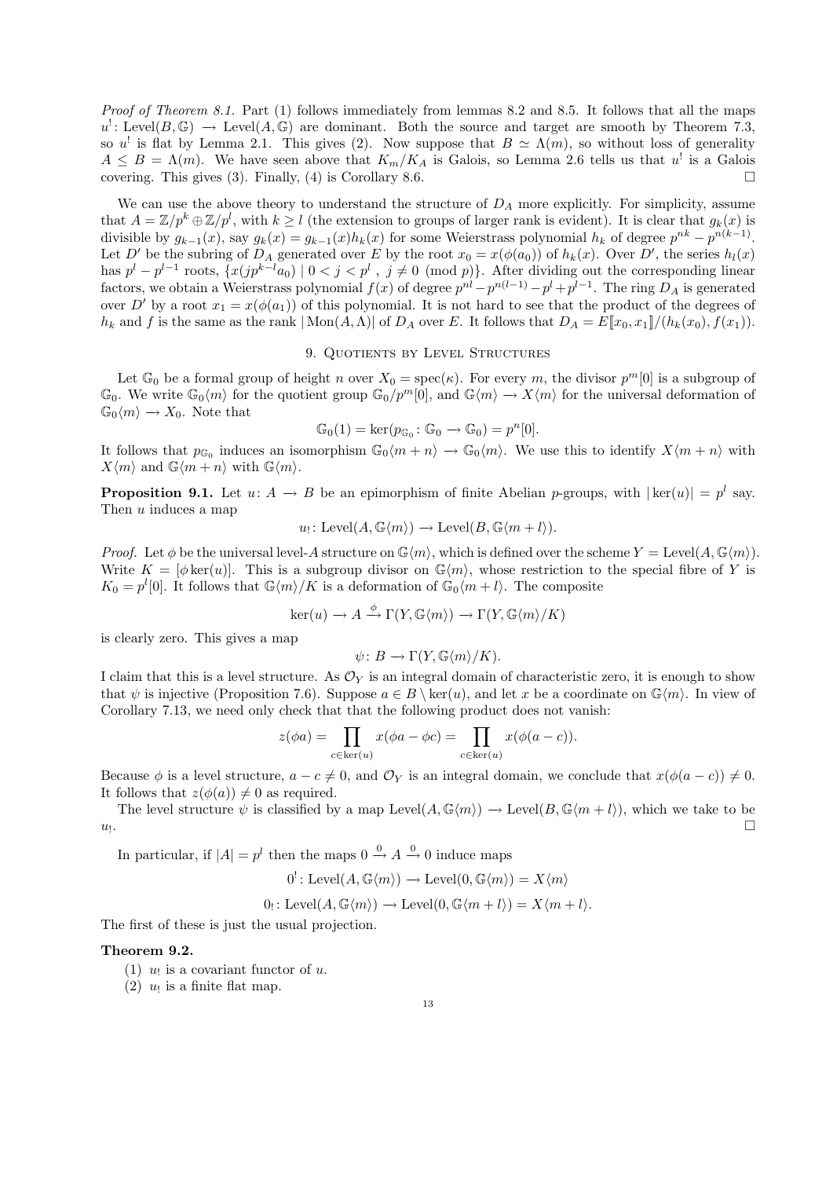*Proof of Theorem 8.1.* Part (1) follows immediately from lemmas 8.2 and 8.5. It follows that all the maps $u^!\colon \mathrm{Level}(B,\mathbb{G}) \to \mathrm{Level}(A,\mathbb{G})$ are dominant. Both the source and target are smooth by Theorem 7.3, so $u^!$ is flat by Lemma 2.1. This gives (2). Now suppose that $B \simeq \Lambda(m)$, so without loss of generality $A \le B = \Lambda(m)$. We have seen above that $K_m/K_A$ is Galois, so Lemma 2.6 tells us that $u^!$ is a Galois covering. This gives (3). Finally, (4) is Corollary 8.6. $\square$

We can use the above theory to understand the structure of $D_A$ more explicitly. For simplicity, assume that $A = \mathbb{Z}/p^k \oplus \mathbb{Z}/p^l$, with $k \ge l$ (the extension to groups of larger rank is evident). It is clear that $g_k(x)$ is divisible by $g_{k-1}(x)$, say $g_k(x) = g_{k-1}(x)h_k(x)$ for some Weierstrass polynomial $h_k$ of degree $p^{nk} - p^{n(k-1)}$. Let $D'$ be the subring of $D_A$ generated over $E$ by the root $x_0 = x(\phi(a_0))$ of $h_k(x)$. Over $D'$, the series $h_l(x)$ has $p^l - p^{l-1}$ roots, $\{x(jp^{k-l}a_0) \mid 0 < j < p^l\ ,\ j \neq 0 \pmod p\}$. After dividing out the corresponding linear factors, we obtain a Weierstrass polynomial $f(x)$ of degree $p^{nl} - p^{n(l-1)} - p^l + p^{l-1}$. The ring $D_A$ is generated over $D'$ by a root $x_1 = x(\phi(a_1))$ of this polynomial. It is not hard to see that the product of the degrees of $h_k$ and $f$ is the same as the rank $|\mathrm{Mon}(A,\Lambda)|$ of $D_A$ over $E$. It follows that $D_A = E[\![x_0, x_1]\!]/(h_k(x_0), f(x_1))$.

## 9. Quotients by Level Structures

Let $\mathbb{G}_0$ be a formal group of height $n$ over $X_0 = \mathrm{spec}(\kappa)$. For every $m$, the divisor $p^m[0]$ is a subgroup of $\mathbb{G}_0$. We write $\mathbb{G}_0\langle m\rangle$ for the quotient group $\mathbb{G}_0/p^m[0]$, and $\mathbb{G}\langle m\rangle \to X\langle m\rangle$ for the universal deformation of $\mathbb{G}_0\langle m\rangle \to X_0$. Note that

$$\mathbb{G}_0(1) = \ker(p_{\mathbb{G}_0}\colon \mathbb{G}_0 \to \mathbb{G}_0) = p^n[0].$$

It follows that $p_{\mathbb{G}_0}$ induces an isomorphism $\mathbb{G}_0\langle m+n\rangle \to \mathbb{G}_0\langle m\rangle$. We use this to identify $X\langle m+n\rangle$ with $X\langle m\rangle$ and $\mathbb{G}\langle m+n\rangle$ with $\mathbb{G}\langle m\rangle$.

**Proposition 9.1.** Let $u\colon A \to B$ be an epimorphism of finite Abelian $p$-groups, with $|\ker(u)| = p^l$ say. Then $u$ induces a map

$$u_!\colon \mathrm{Level}(A,\mathbb{G}\langle m\rangle) \to \mathrm{Level}(B,\mathbb{G}\langle m+l\rangle).$$

*Proof.* Let $\phi$ be the universal level-$A$ structure on $\mathbb{G}\langle m\rangle$, which is defined over the scheme $Y = \mathrm{Level}(A,\mathbb{G}\langle m\rangle)$. Write $K = [\phi\ker(u)]$. This is a subgroup divisor on $\mathbb{G}\langle m\rangle$, whose restriction to the special fibre of $Y$ is $K_0 = p^l[0]$. It follows that $\mathbb{G}\langle m\rangle/K$ is a deformation of $\mathbb{G}_0\langle m+l\rangle$. The composite

$$\ker(u) \to A \xrightarrow{\phi} \Gamma(Y,\mathbb{G}\langle m\rangle) \to \Gamma(Y,\mathbb{G}\langle m\rangle/K)$$

is clearly zero. This gives a map

$$\psi\colon B \to \Gamma(Y,\mathbb{G}\langle m\rangle/K).$$

I claim that this is a level structure. As $\mathcal{O}_Y$ is an integral domain of characteristic zero, it is enough to show that $\psi$ is injective (Proposition 7.6). Suppose $a \in B \setminus \ker(u)$, and let $x$ be a coordinate on $\mathbb{G}\langle m\rangle$. In view of Corollary 7.13, we need only check that that the following product does not vanish:

$$z(\phi a) = \prod_{c\in\ker(u)} x(\phi a - \phi c) = \prod_{c\in\ker(u)} x(\phi(a-c)).$$

Because $\phi$ is a level structure, $a - c \neq 0$, and $\mathcal{O}_Y$ is an integral domain, we conclude that $x(\phi(a-c)) \neq 0$. It follows that $z(\phi(a)) \neq 0$ as required.

The level structure $\psi$ is classified by a map $\mathrm{Level}(A,\mathbb{G}\langle m\rangle) \to \mathrm{Level}(B,\mathbb{G}\langle m+l\rangle)$, which we take to be $u_!$. $\square$

In particular, if $|A| = p^l$ then the maps $0 \xrightarrow{0} A \xrightarrow{0} 0$ induce maps

$$0^!\colon \mathrm{Level}(A,\mathbb{G}\langle m\rangle) \to \mathrm{Level}(0,\mathbb{G}\langle m\rangle) = X\langle m\rangle$$

$$0_!\colon \mathrm{Level}(A,\mathbb{G}\langle m\rangle) \to \mathrm{Level}(0,\mathbb{G}\langle m+l\rangle) = X\langle m+l\rangle.$$

The first of these is just the usual projection.

**Theorem 9.2.**

1. $u_!$ is a covariant functor of $u$.
2. $u_!$ is a finite flat map.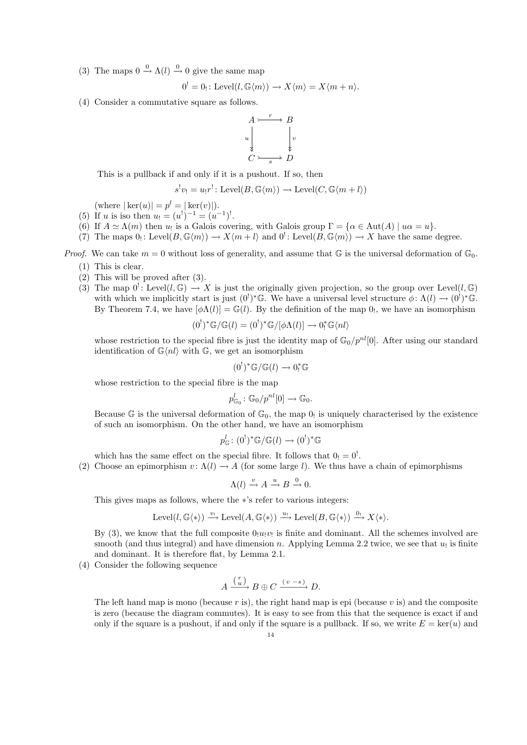(3) The maps $0 \xrightarrow{0} \Lambda(l) \xrightarrow{0} 0$ give the same map

$$0^! = 0_! \colon \mathrm{Level}(l, \mathbb{G}\langle m\rangle) \to X\langle m\rangle = X\langle m+n\rangle.$$

(4) Consider a commutative square as follows.

$$\begin{array}{ccc} A & \xrightarrow{r} & B \\ {\scriptstyle u}\downarrow & & \downarrow{\scriptstyle v} \\ C & \xrightarrow[s]{} & D \end{array}$$

This is a pullback if and only if it is a pushout. If so, then

$$s^! v_! = u_! r^! \colon \mathrm{Level}(B, \mathbb{G}\langle m\rangle) \to \mathrm{Level}(C, \mathbb{G}\langle m+l\rangle)$$

(where $|\ker(u)| = p^l = |\ker(v)|$).

(5) If $u$ is iso then $u_! = (u^!)^{-1} = (u^{-1})^!$.

(6) If $A \simeq \Lambda(m)$ then $u_!$ is a Galois covering, with Galois group $\Gamma = \{\alpha \in \mathrm{Aut}(A) \mid u\alpha = u\}$.

(7) The maps $0_! \colon \mathrm{Level}(B, \mathbb{G}\langle m\rangle) \to X\langle m+l\rangle$ and $0^! \colon \mathrm{Level}(B, \mathbb{G}\langle m\rangle) \to X$ have the same degree.

*Proof.* We can take $m = 0$ without loss of generality, and assume that $\mathbb{G}$ is the universal deformation of $\mathbb{G}_0$.

(1) This is clear.

(2) This will be proved after (3).

(3) The map $0^! \colon \mathrm{Level}(l, \mathbb{G}) \to X$ is just the originally given projection, so the group over $\mathrm{Level}(l, \mathbb{G})$ with which we implicitly start is just $(0^!)^*\mathbb{G}$. We have a universal level structure $\phi \colon \Lambda(l) \to (0^!)^*\mathbb{G}$. By Theorem 7.4, we have $[\phi\Lambda(l)] = \mathbb{G}(l)$. By the definition of the map $0_!$, we have an isomorphism

$$(0^!)^*\mathbb{G}/\mathbb{G}(l) = (0^!)^*\mathbb{G}/[\phi\Lambda(l)] \to 0_!^*\mathbb{G}\langle nl\rangle$$

whose restriction to the special fibre is just the identity map of $\mathbb{G}_0/p^{nl}[0]$. After using our standard identification of $\mathbb{G}\langle nl\rangle$ with $\mathbb{G}$, we get an isomorphism

$$(0^!)^*\mathbb{G}/\mathbb{G}(l) \to 0_!^*\mathbb{G}$$

whose restriction to the special fibre is the map

$$p^l_{\mathbb{G}_0} \colon \mathbb{G}_0/p^{nl}[0] \to \mathbb{G}_0.$$

Because $\mathbb{G}$ is the universal deformation of $\mathbb{G}_0$, the map $0_!$ is uniquely characterised by the existence of such an isomorphism. On the other hand, we have an isomorphism

$$p^l_{\mathbb{G}} \colon (0^!)^*\mathbb{G}/\mathbb{G}(l) \to (0^!)^*\mathbb{G}$$

which has the same effect on the special fibre. It follows that $0_! = 0^!$.

(2) Choose an epimorphism $v \colon \Lambda(l) \to A$ (for some large $l$). We thus have a chain of epimorphisms

$$\Lambda(l) \xrightarrow{v} A \xrightarrow{u} B \xrightarrow{0} 0.$$

This gives maps as follows, where the $*$'s refer to various integers:

$$\mathrm{Level}(l, \mathbb{G}\langle *\rangle) \xrightarrow{v_!} \mathrm{Level}(A, \mathbb{G}\langle *\rangle) \xrightarrow{u_!} \mathrm{Level}(B, \mathbb{G}\langle *\rangle) \xrightarrow{0_!} X\langle *\rangle.$$

By (3), we know that the full composite $0_! u_! v_!$ is finite and dominant. All the schemes involved are smooth (and thus integral) and have dimension $n$. Applying Lemma 2.2 twice, we see that $u_!$ is finite and dominant. It is therefore flat, by Lemma 2.1.

(4) Consider the following sequence

$$A \xrightarrow{\binom{r}{u}} B \oplus C \xrightarrow{(v\ -s)} D.$$

The left hand map is mono (because $r$ is), the right hand map is epi (because $v$ is) and the composite is zero (because the diagram commutes). It is easy to see from this that the sequence is exact if and only if the square is a pushout, if and only if the square is a pullback. If so, we write $E = \ker(u)$ and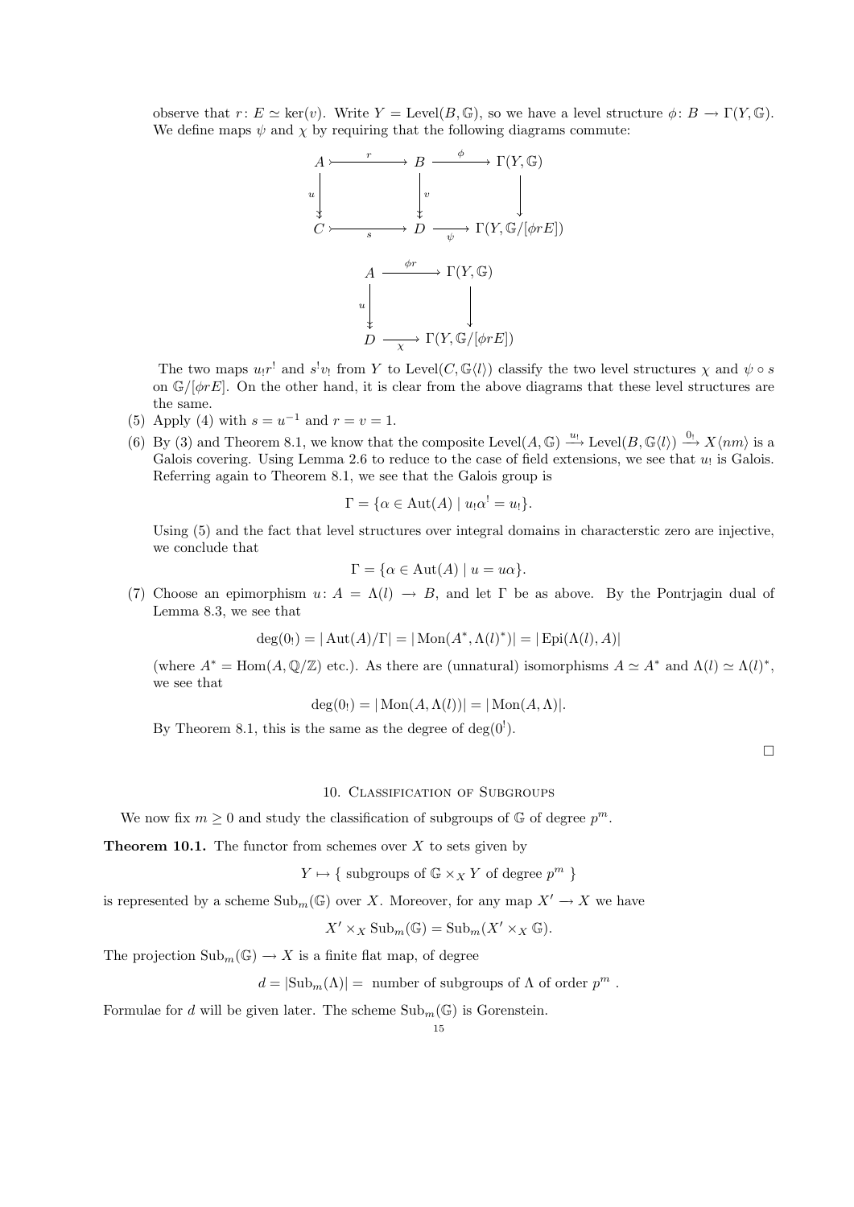observe that $r\colon E \simeq \ker(v)$. Write $Y = \mathrm{Level}(B, \mathbb{G})$, so we have a level structure $\phi\colon B \to \Gamma(Y, \mathbb{G})$. We define maps $\psi$ and $\chi$ by requiring that the following diagrams commute:

$$\begin{array}{ccccc}
A & \xrightarrow{\ r\ } & B & \xrightarrow{\ \phi\ } & \Gamma(Y, \mathbb{G}) \\
\downarrow u & & \downarrow v & & \downarrow \\
C & \xrightarrow[s]{} & D & \xrightarrow[\psi]{} & \Gamma(Y, \mathbb{G}/[\phi r E])
\end{array}$$

$$\begin{array}{ccc}
A & \xrightarrow{\ \phi r\ } & \Gamma(Y, \mathbb{G}) \\
\downarrow u & & \downarrow \\
D & \xrightarrow[\chi]{} & \Gamma(Y, \mathbb{G}/[\phi r E])
\end{array}$$

The two maps $u_! r^!$ and $s^! v_!$ from $Y$ to $\mathrm{Level}(C, \mathbb{G}\langle l \rangle)$ classify the two level structures $\chi$ and $\psi \circ s$ on $\mathbb{G}/[\phi r E]$. On the other hand, it is clear from the above diagrams that these level structures are the same.

(5) Apply (4) with $s = u^{-1}$ and $r = v = 1$.

(6) By (3) and Theorem 8.1, we know that the composite $\mathrm{Level}(A, \mathbb{G}) \xrightarrow{u_!} \mathrm{Level}(B, \mathbb{G}\langle l \rangle) \xrightarrow{0_!} X\langle nm \rangle$ is a Galois covering. Using Lemma 2.6 to reduce to the case of field extensions, we see that $u_!$ is Galois. Referring again to Theorem 8.1, we see that the Galois group is

$$\Gamma = \{\alpha \in \mathrm{Aut}(A) \mid u_! \alpha^! = u_!\}.$$

Using (5) and the fact that level structures over integral domains in characterstic zero are injective, we conclude that

$$\Gamma = \{\alpha \in \mathrm{Aut}(A) \mid u = u\alpha\}.$$

(7) Choose an epimorphism $u\colon A = \Lambda(l) \to B$, and let $\Gamma$ be as above. By the Pontrjagin dual of Lemma 8.3, we see that

$$\deg(0_!) = |\mathrm{Aut}(A)/\Gamma| = |\mathrm{Mon}(A^*, \Lambda(l)^*)| = |\mathrm{Epi}(\Lambda(l), A)|$$

(where $A^* = \mathrm{Hom}(A, \mathbb{Q}/\mathbb{Z})$ etc.). As there are (unnatural) isomorphisms $A \simeq A^*$ and $\Lambda(l) \simeq \Lambda(l)^*$, we see that

$$\deg(0_!) = |\mathrm{Mon}(A, \Lambda(l))| = |\mathrm{Mon}(A, \Lambda)|.$$

By Theorem 8.1, this is the same as the degree of $\deg(0^!)$.

□

## 10. Classification of Subgroups

We now fix $m \geq 0$ and study the classification of subgroups of $\mathbb{G}$ of degree $p^m$.

**Theorem 10.1.** The functor from schemes over $X$ to sets given by

$$Y \mapsto \{\text{ subgroups of } \mathbb{G} \times_X Y \text{ of degree } p^m \ \}$$

is represented by a scheme $\mathrm{Sub}_m(\mathbb{G})$ over $X$. Moreover, for any map $X' \to X$ we have

$$X' \times_X \mathrm{Sub}_m(\mathbb{G}) = \mathrm{Sub}_m(X' \times_X \mathbb{G}).$$

The projection $\mathrm{Sub}_m(\mathbb{G}) \to X$ is a finite flat map, of degree

$$d = |\mathrm{Sub}_m(\Lambda)| = \text{ number of subgroups of } \Lambda \text{ of order } p^m \ .$$

Formulae for $d$ will be given later. The scheme $\mathrm{Sub}_m(\mathbb{G})$ is Gorenstein.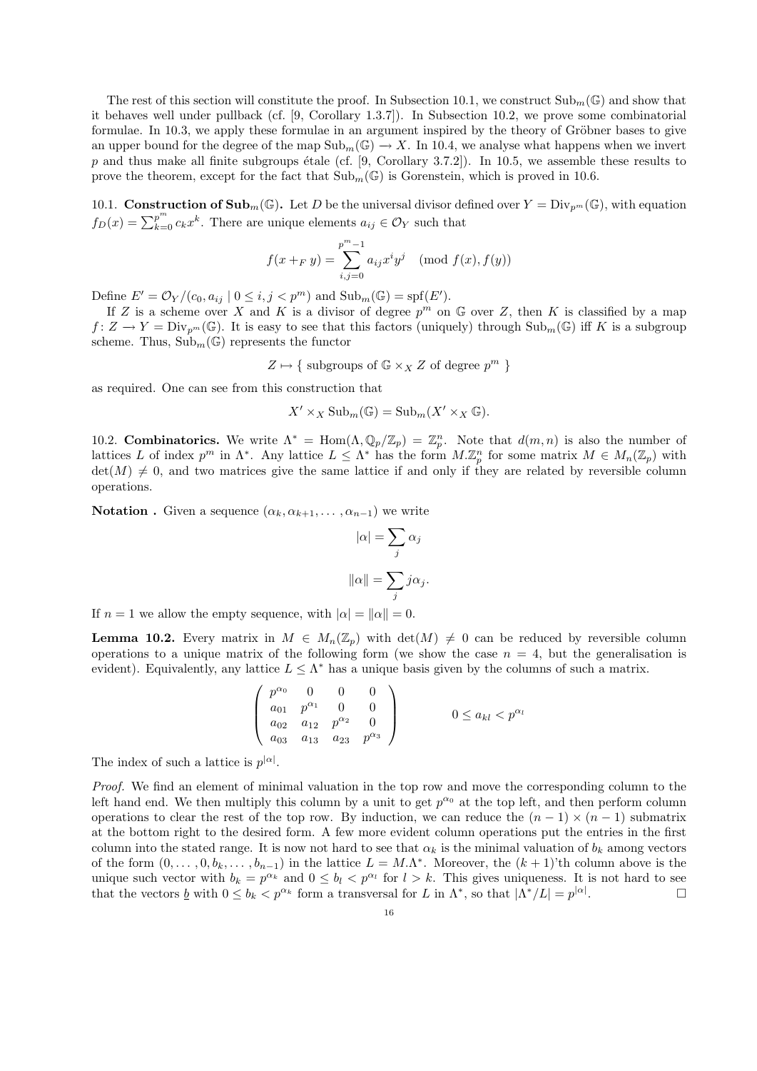The rest of this section will constitute the proof. In Subsection 10.1, we construct $\mathrm{Sub}_m(\mathbb{G})$ and show that it behaves well under pullback (cf. [9, Corollary 1.3.7]). In Subsection 10.2, we prove some combinatorial formulae. In 10.3, we apply these formulae in an argument inspired by the theory of Gröbner bases to give an upper bound for the degree of the map $\mathrm{Sub}_m(\mathbb{G}) \to X$. In 10.4, we analyse what happens when we invert $p$ and thus make all finite subgroups étale (cf. [9, Corollary 3.7.2]). In 10.5, we assemble these results to prove the theorem, except for the fact that $\mathrm{Sub}_m(\mathbb{G})$ is Gorenstein, which is proved in 10.6.

**10.1. Construction of $\mathrm{Sub}_m(\mathbb{G})$.** Let $D$ be the universal divisor defined over $Y = \mathrm{Div}_{p^m}(\mathbb{G})$, with equation $f_D(x) = \sum_{k=0}^{p^m} c_k x^k$. There are unique elements $a_{ij} \in \mathcal{O}_Y$ such that

$$f(x +_F y) = \sum_{i,j=0}^{p^m-1} a_{ij} x^i y^j \pmod{f(x), f(y)}$$

Define $E' = \mathcal{O}_Y/(c_0, a_{ij} \mid 0 \le i, j < p^m)$ and $\mathrm{Sub}_m(\mathbb{G}) = \mathrm{spf}(E')$.

If $Z$ is a scheme over $X$ and $K$ is a divisor of degree $p^m$ on $\mathbb{G}$ over $Z$, then $K$ is classified by a map $f \colon Z \to Y = \mathrm{Div}_{p^m}(\mathbb{G})$. It is easy to see that this factors (uniquely) through $\mathrm{Sub}_m(\mathbb{G})$ iff $K$ is a subgroup scheme. Thus, $\mathrm{Sub}_m(\mathbb{G})$ represents the functor

$$Z \mapsto \{ \text{ subgroups of } \mathbb{G} \times_X Z \text{ of degree } p^m \text{ } \}$$

as required. One can see from this construction that

$$X' \times_X \mathrm{Sub}_m(\mathbb{G}) = \mathrm{Sub}_m(X' \times_X \mathbb{G}).$$

**10.2. Combinatorics.** We write $\Lambda^* = \mathrm{Hom}(\Lambda, \mathbb{Q}_p/\mathbb{Z}_p) = \mathbb{Z}_p^n$. Note that $d(m,n)$ is also the number of lattices $L$ of index $p^m$ in $\Lambda^*$. Any lattice $L \le \Lambda^*$ has the form $M.\mathbb{Z}_p^n$ for some matrix $M \in M_n(\mathbb{Z}_p)$ with $\det(M) \neq 0$, and two matrices give the same lattice if and only if they are related by reversible column operations.

**Notation .** Given a sequence $(\alpha_k, \alpha_{k+1}, \dots, \alpha_{n-1})$ we write

$$|\alpha| = \sum_j \alpha_j$$

$$\|\alpha\| = \sum_j j\alpha_j.$$

If $n = 1$ we allow the empty sequence, with $|\alpha| = \|\alpha\| = 0$.

**Lemma 10.2.** Every matrix in $M \in M_n(\mathbb{Z}_p)$ with $\det(M) \neq 0$ can be reduced by reversible column operations to a unique matrix of the following form (we show the case $n = 4$, but the generalisation is evident). Equivalently, any lattice $L \le \Lambda^*$ has a unique basis given by the columns of such a matrix.

$$\begin{pmatrix} p^{\alpha_0} & 0 & 0 & 0 \\ a_{01} & p^{\alpha_1} & 0 & 0 \\ a_{02} & a_{12} & p^{\alpha_2} & 0 \\ a_{03} & a_{13} & a_{23} & p^{\alpha_3} \end{pmatrix} \qquad 0 \le a_{kl} < p^{\alpha_l}$$

The index of such a lattice is $p^{|\alpha|}$.

*Proof.* We find an element of minimal valuation in the top row and move the corresponding column to the left hand end. We then multiply this column by a unit to get $p^{\alpha_0}$ at the top left, and then perform column operations to clear the rest of the top row. By induction, we can reduce the $(n-1) \times (n-1)$ submatrix at the bottom right to the desired form. A few more evident column operations put the entries in the first column into the stated range. It is now not hard to see that $\alpha_k$ is the minimal valuation of $b_k$ among vectors of the form $(0, \dots, 0, b_k, \dots, b_{n-1})$ in the lattice $L = M.\Lambda^*$. Moreover, the $(k+1)$'th column above is the unique such vector with $b_k = p^{\alpha_k}$ and $0 \le b_l < p^{\alpha_l}$ for $l > k$. This gives uniqueness. It is not hard to see that the vectors $\underline{b}$ with $0 \le b_k < p^{\alpha_k}$ form a transversal for $L$ in $\Lambda^*$, so that $|\Lambda^*/L| = p^{|\alpha|}$. $\square$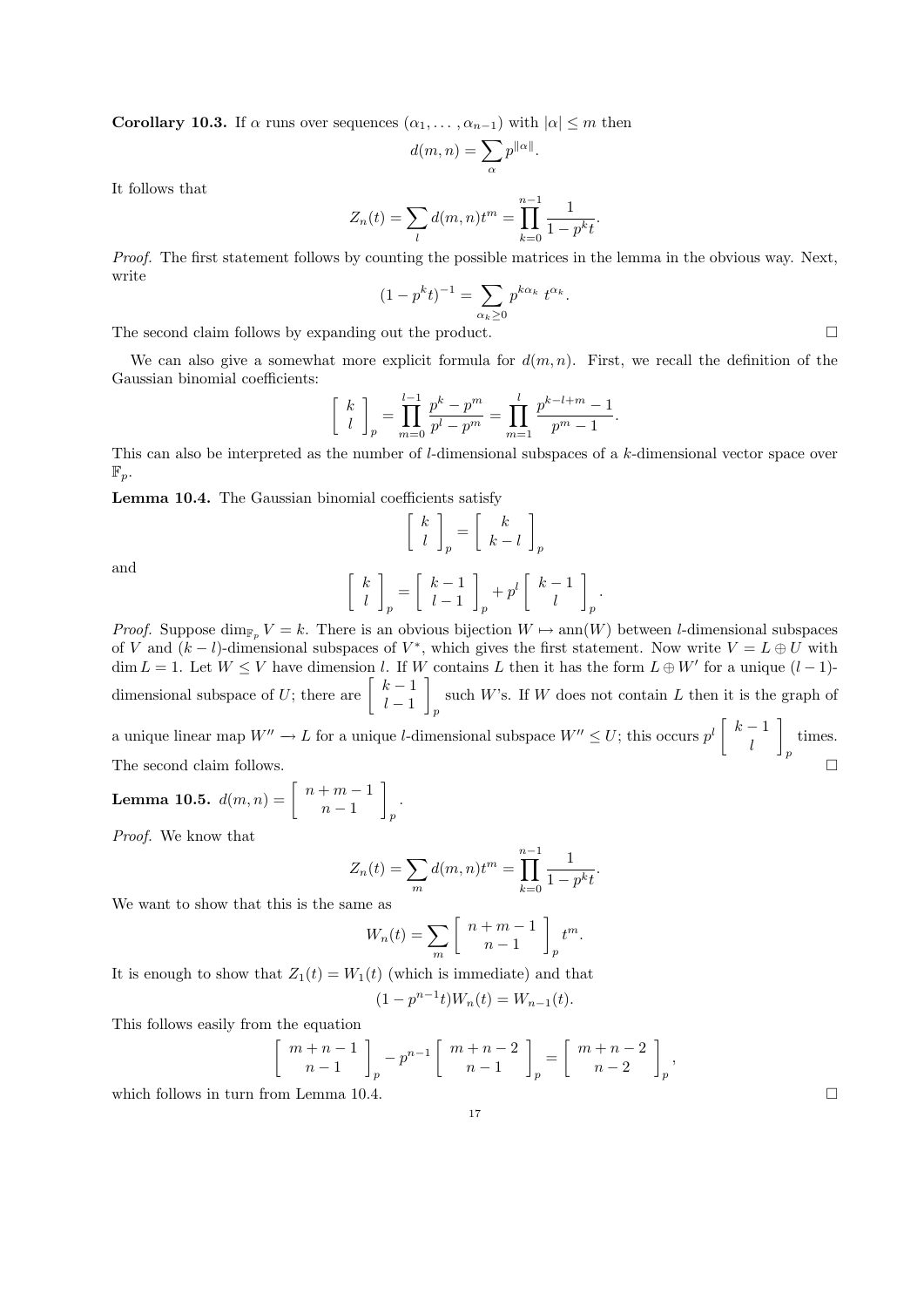**Corollary 10.3.** If $\alpha$ runs over sequences $(\alpha_1, \dots, \alpha_{n-1})$ with $|\alpha| \leq m$ then

$$d(m, n) = \sum_{\alpha} p^{\|\alpha\|}.$$

It follows that

$$Z_n(t) = \sum_{l} d(m, n) t^m = \prod_{k=0}^{n-1} \frac{1}{1 - p^k t}.$$

*Proof.* The first statement follows by counting the possible matrices in the lemma in the obvious way. Next, write

$$(1 - p^k t)^{-1} = \sum_{\alpha_k \geq 0} p^{k\alpha_k} \, t^{\alpha_k}.$$

The second claim follows by expanding out the product. $\square$

We can also give a somewhat more explicit formula for $d(m, n)$. First, we recall the definition of the Gaussian binomial coefficients:

$$\left[ \begin{array}{c} k \\ l \end{array} \right]_p = \prod_{m=0}^{l-1} \frac{p^k - p^m}{p^l - p^m} = \prod_{m=1}^{l} \frac{p^{k-l+m} - 1}{p^m - 1}.$$

This can also be interpreted as the number of $l$-dimensional subspaces of a $k$-dimensional vector space over $\mathbb{F}_p$.

**Lemma 10.4.** The Gaussian binomial coefficients satisfy

$$\left[ \begin{array}{c} k \\ l \end{array} \right]_p = \left[ \begin{array}{c} k \\ k-l \end{array} \right]_p$$

and

$$\left[ \begin{array}{c} k \\ l \end{array} \right]_p = \left[ \begin{array}{c} k-1 \\ l-1 \end{array} \right]_p + p^l \left[ \begin{array}{c} k-1 \\ l \end{array} \right]_p.$$

*Proof.* Suppose $\dim_{\mathbb{F}_p} V = k$. There is an obvious bijection $W \mapsto \operatorname{ann}(W)$ between $l$-dimensional subspaces of $V$ and $(k-l)$-dimensional subspaces of $V^*$, which gives the first statement. Now write $V = L \oplus U$ with $\dim L = 1$. Let $W \leq V$ have dimension $l$. If $W$ contains $L$ then it has the form $L \oplus W'$ for a unique $(l-1)$-dimensional subspace of $U$; there are $\left[ \begin{array}{c} k-1 \\ l-1 \end{array} \right]_p$ such $W$'s. If $W$ does not contain $L$ then it is the graph of a unique linear map $W'' \to L$ for a unique $l$-dimensional subspace $W'' \leq U$; this occurs $p^l \left[ \begin{array}{c} k-1 \\ l \end{array} \right]_p$ times. The second claim follows. $\square$

**Lemma 10.5.** $d(m, n) = \left[ \begin{array}{c} n+m-1 \\ n-1 \end{array} \right]_p$.

*Proof.* We know that

$$Z_n(t) = \sum_{m} d(m, n) t^m = \prod_{k=0}^{n-1} \frac{1}{1 - p^k t}.$$

We want to show that this is the same as

$$W_n(t) = \sum_{m} \left[ \begin{array}{c} n+m-1 \\ n-1 \end{array} \right]_p t^m.$$

It is enough to show that $Z_1(t) = W_1(t)$ (which is immediate) and that

$$(1 - p^{n-1} t) W_n(t) = W_{n-1}(t).$$

This follows easily from the equation

$$\left[ \begin{array}{c} m+n-1 \\ n-1 \end{array} \right]_p - p^{n-1} \left[ \begin{array}{c} m+n-2 \\ n-1 \end{array} \right]_p = \left[ \begin{array}{c} m+n-2 \\ n-2 \end{array} \right]_p,$$

which follows in turn from Lemma 10.4. $\square$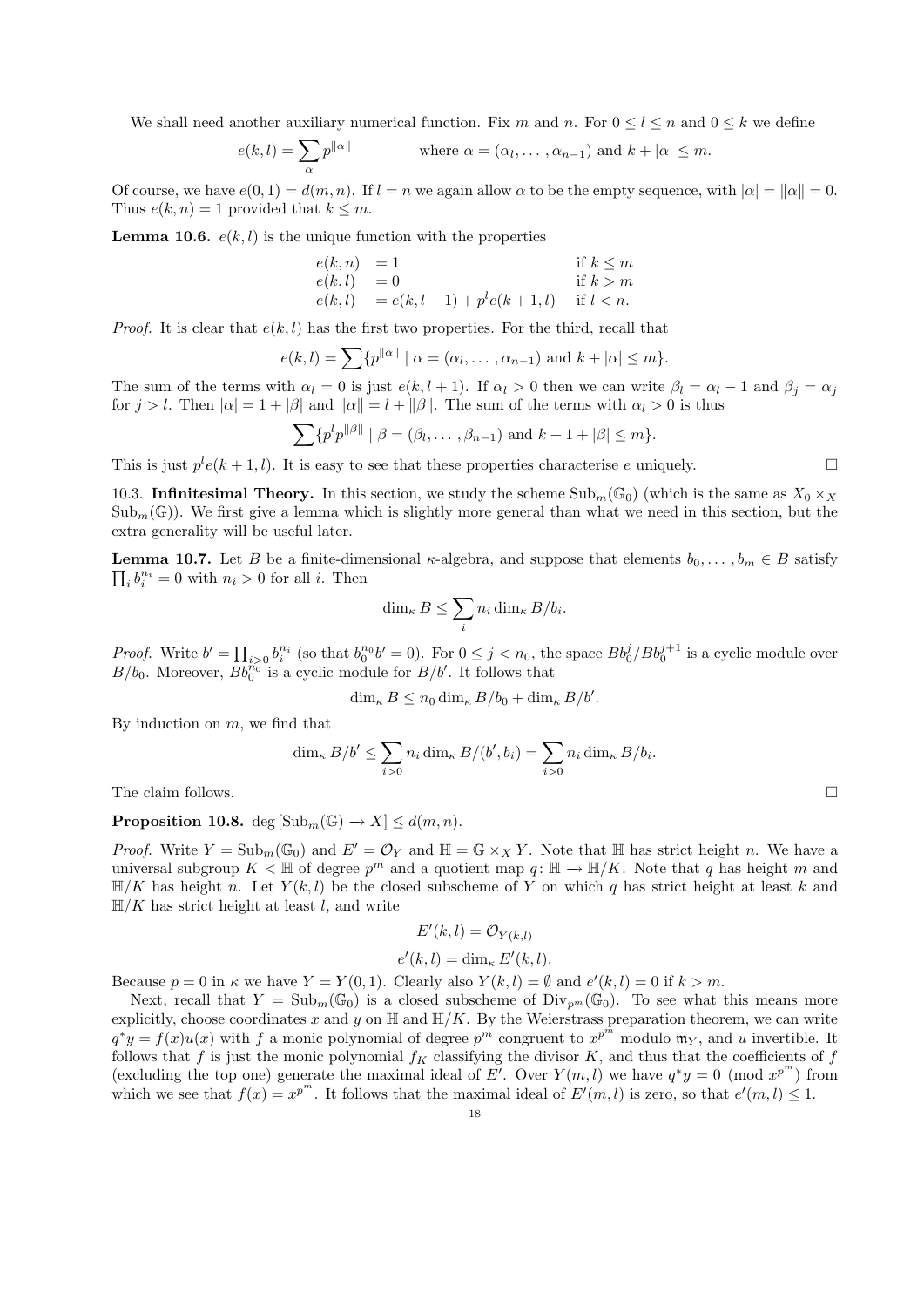We shall need another auxiliary numerical function. Fix $m$ and $n$. For $0 \leq l \leq n$ and $0 \leq k$ we define

$$e(k,l) = \sum_\alpha p^{\|\alpha\|} \qquad \text{where } \alpha = (\alpha_l, \dots, \alpha_{n-1}) \text{ and } k + |\alpha| \leq m.$$

Of course, we have $e(0,1) = d(m,n)$. If $l = n$ we again allow $\alpha$ to be the empty sequence, with $|\alpha| = \|\alpha\| = 0$. Thus $e(k,n) = 1$ provided that $k \leq m$.

**Lemma 10.6.** $e(k,l)$ *is the unique function with the properties*

$$\begin{aligned} e(k,n) &= 1 && \text{if } k \leq m \\ e(k,l) &= 0 && \text{if } k > m \\ e(k,l) &= e(k,l+1) + p^l e(k+1,l) && \text{if } l < n. \end{aligned}$$

*Proof.* It is clear that $e(k,l)$ has the first two properties. For the third, recall that

$$e(k,l) = \sum \{ p^{\|\alpha\|} \mid \alpha = (\alpha_l, \dots, \alpha_{n-1}) \text{ and } k + |\alpha| \leq m \}.$$

The sum of the terms with $\alpha_l = 0$ is just $e(k, l+1)$. If $\alpha_l > 0$ then we can write $\beta_l = \alpha_l - 1$ and $\beta_j = \alpha_j$ for $j > l$. Then $|\alpha| = 1 + |\beta|$ and $\|\alpha\| = l + \|\beta\|$. The sum of the terms with $\alpha_l > 0$ is thus

$$\sum \{ p^l p^{\|\beta\|} \mid \beta = (\beta_l, \dots, \beta_{n-1}) \text{ and } k + 1 + |\beta| \leq m \}.$$

This is just $p^l e(k+1, l)$. It is easy to see that these properties characterise $e$ uniquely. $\square$

10.3. **Infinitesimal Theory.** In this section, we study the scheme $\mathrm{Sub}_m(\mathbb{G}_0)$ (which is the same as $X_0 \times_X \mathrm{Sub}_m(\mathbb{G})$). We first give a lemma which is slightly more general than what we need in this section, but the extra generality will be useful later.

**Lemma 10.7.** *Let $B$ be a finite-dimensional $\kappa$-algebra, and suppose that elements $b_0, \dots, b_m \in B$ satisfy $\prod_i b_i^{n_i} = 0$ with $n_i > 0$ for all $i$. Then*

$$\dim_\kappa B \leq \sum_i n_i \dim_\kappa B/b_i.$$

*Proof.* Write $b' = \prod_{i>0} b_i^{n_i}$ (so that $b_0^{n_0} b' = 0$). For $0 \leq j < n_0$, the space $Bb_0^j / Bb_0^{j+1}$ is a cyclic module over $B/b_0$. Moreover, $Bb_0^{n_0}$ is a cyclic module for $B/b'$. It follows that

$$\dim_\kappa B \leq n_0 \dim_\kappa B/b_0 + \dim_\kappa B/b'.$$

By induction on $m$, we find that

$$\dim_\kappa B/b' \leq \sum_{i>0} n_i \dim_\kappa B/(b', b_i) = \sum_{i>0} n_i \dim_\kappa B/b_i.$$

The claim follows. $\square$

**Proposition 10.8.** $\deg[\mathrm{Sub}_m(\mathbb{G}) \to X] \leq d(m,n)$.

*Proof.* Write $Y = \mathrm{Sub}_m(\mathbb{G}_0)$ and $E' = \mathcal{O}_Y$ and $\mathbb{H} = \mathbb{G} \times_X Y$. Note that $\mathbb{H}$ has strict height $n$. We have a universal subgroup $K < \mathbb{H}$ of degree $p^m$ and a quotient map $q \colon \mathbb{H} \to \mathbb{H}/K$. Note that $q$ has height $m$ and $\mathbb{H}/K$ has height $n$. Let $Y(k,l)$ be the closed subscheme of $Y$ on which $q$ has strict height at least $k$ and $\mathbb{H}/K$ has strict height at least $l$, and write

$$E'(k,l) = \mathcal{O}_{Y(k,l)}$$
$$e'(k,l) = \dim_\kappa E'(k,l).$$

Because $p = 0$ in $\kappa$ we have $Y = Y(0,1)$. Clearly also $Y(k,l) = \emptyset$ and $e'(k,l) = 0$ if $k > m$.

Next, recall that $Y = \mathrm{Sub}_m(\mathbb{G}_0)$ is a closed subscheme of $\mathrm{Div}_{p^m}(\mathbb{G}_0)$. To see what this means more explicitly, choose coordinates $x$ and $y$ on $\mathbb{H}$ and $\mathbb{H}/K$. By the Weierstrass preparation theorem, we can write $q^* y = f(x) u(x)$ with $f$ a monic polynomial of degree $p^m$ congruent to $x^{p^m}$ modulo $\mathfrak{m}_Y$, and $u$ invertible. It follows that $f$ is just the monic polynomial $f_K$ classifying the divisor $K$, and thus that the coefficients of $f$ (excluding the top one) generate the maximal ideal of $E'$. Over $Y(m,l)$ we have $q^* y = 0 \pmod{x^{p^m}}$ from which we see that $f(x) = x^{p^m}$. It follows that the maximal ideal of $E'(m,l)$ is zero, so that $e'(m,l) \leq 1$.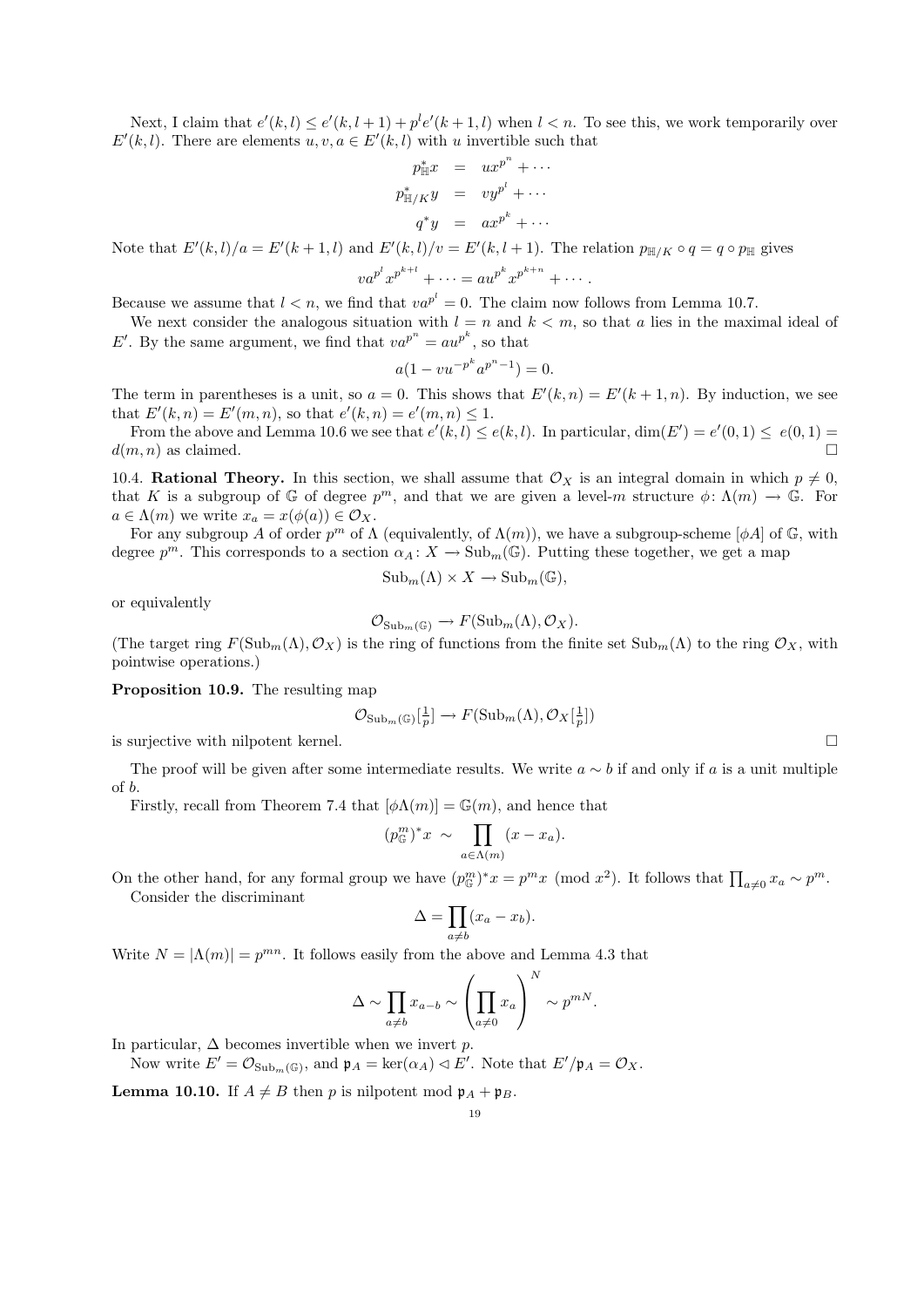Next, I claim that $e'(k,l) \leq e'(k,l+1) + p^l e'(k+1,l)$ when $l < n$. To see this, we work temporarily over $E'(k,l)$. There are elements $u, v, a \in E'(k,l)$ with $u$ invertible such that

$$
\begin{aligned}
p_{\mathbb{H}}^* x &= u x^{p^n} + \cdots \\
p_{\mathbb{H}/K}^* y &= v y^{p^l} + \cdots \\
q^* y &= a x^{p^k} + \cdots
\end{aligned}
$$

Note that $E'(k,l)/a = E'(k+1,l)$ and $E'(k,l)/v = E'(k,l+1)$. The relation $p_{\mathbb{H}/K} \circ q = q \circ p_{\mathbb{H}}$ gives

$$v a^{p^l} x^{p^{k+l}} + \cdots = a u^{p^k} x^{p^{k+n}} + \cdots .$$

Because we assume that $l < n$, we find that $v a^{p^l} = 0$. The claim now follows from Lemma 10.7.

We next consider the analogous situation with $l = n$ and $k < m$, so that $a$ lies in the maximal ideal of $E'$. By the same argument, we find that $v a^{p^n} = a u^{p^k}$, so that

$$a(1 - v u^{-p^k} a^{p^n - 1}) = 0.$$

The term in parentheses is a unit, so $a = 0$. This shows that $E'(k,n) = E'(k+1,n)$. By induction, we see that $E'(k,n) = E'(m,n)$, so that $e'(k,n) = e'(m,n) \leq 1$.

From the above and Lemma 10.6 we see that $e'(k,l) \leq e(k,l)$. In particular, $\dim(E') = e'(0,1) \leq e(0,1) = d(m,n)$ as claimed. $\square$

10.4. **Rational Theory.** In this section, we shall assume that $\mathcal{O}_X$ is an integral domain in which $p \neq 0$, that $K$ is a subgroup of $\mathbb{G}$ of degree $p^m$, and that we are given a level-$m$ structure $\phi\colon \Lambda(m) \to \mathbb{G}$. For $a \in \Lambda(m)$ we write $x_a = x(\phi(a)) \in \mathcal{O}_X$.

For any subgroup $A$ of order $p^m$ of $\Lambda$ (equivalently, of $\Lambda(m)$), we have a subgroup-scheme $[\phi A]$ of $\mathbb{G}$, with degree $p^m$. This corresponds to a section $\alpha_A\colon X \to \mathrm{Sub}_m(\mathbb{G})$. Putting these together, we get a map

$$\mathrm{Sub}_m(\Lambda) \times X \to \mathrm{Sub}_m(\mathbb{G}),$$

or equivalently

$$\mathcal{O}_{\mathrm{Sub}_m(\mathbb{G})} \to F(\mathrm{Sub}_m(\Lambda), \mathcal{O}_X).$$

(The target ring $F(\mathrm{Sub}_m(\Lambda), \mathcal{O}_X)$ is the ring of functions from the finite set $\mathrm{Sub}_m(\Lambda)$ to the ring $\mathcal{O}_X$, with pointwise operations.)

**Proposition 10.9.** The resulting map

$$\mathcal{O}_{\mathrm{Sub}_m(\mathbb{G})}[\tfrac{1}{p}] \to F(\mathrm{Sub}_m(\Lambda), \mathcal{O}_X[\tfrac{1}{p}])$$

is surjective with nilpotent kernel. $\square$

The proof will be given after some intermediate results. We write $a \sim b$ if and only if $a$ is a unit multiple of $b$.

Firstly, recall from Theorem 7.4 that $[\phi\Lambda(m)] = \mathbb{G}(m)$, and hence that

$$(p^m_{\mathbb{G}})^* x \sim \prod_{a \in \Lambda(m)} (x - x_a).$$

On the other hand, for any formal group we have $(p^m_{\mathbb{G}})^* x = p^m x \pmod{x^2}$. It follows that $\prod_{a \neq 0} x_a \sim p^m$.

Consider the discriminant

$$\Delta = \prod_{a \neq b} (x_a - x_b).$$

Write $N = |\Lambda(m)| = p^{mn}$. It follows easily from the above and Lemma 4.3 that

$$\Delta \sim \prod_{a \neq b} x_{a-b} \sim \left( \prod_{a \neq 0} x_a \right)^N \sim p^{mN}.$$

In particular, $\Delta$ becomes invertible when we invert $p$.

Now write $E' = \mathcal{O}_{\mathrm{Sub}_m(\mathbb{G})}$, and $\mathfrak{p}_A = \ker(\alpha_A) \lhd E'$. Note that $E'/\mathfrak{p}_A = \mathcal{O}_X$.

**Lemma 10.10.** If $A \neq B$ then $p$ is nilpotent mod $\mathfrak{p}_A + \mathfrak{p}_B$.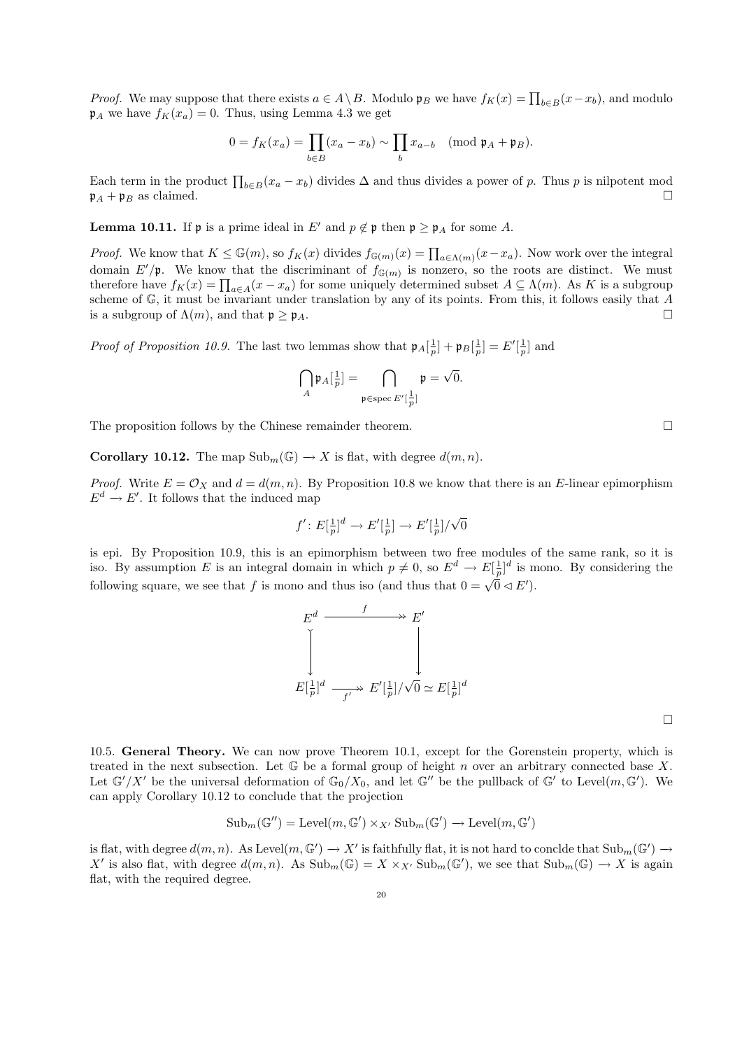*Proof.* We may suppose that there exists $a \in A \setminus B$. Modulo $\mathfrak{p}_B$ we have $f_K(x) = \prod_{b \in B}(x - x_b)$, and modulo $\mathfrak{p}_A$ we have $f_K(x_a) = 0$. Thus, using Lemma 4.3 we get

$$0 = f_K(x_a) = \prod_{b \in B}(x_a - x_b) \sim \prod_b x_{a-b} \pmod{\mathfrak{p}_A + \mathfrak{p}_B}.$$

Each term in the product $\prod_{b \in B}(x_a - x_b)$ divides $\Delta$ and thus divides a power of $p$. Thus $p$ is nilpotent mod $\mathfrak{p}_A + \mathfrak{p}_B$ as claimed. □

**Lemma 10.11.** If $\mathfrak{p}$ is a prime ideal in $E'$ and $p \notin \mathfrak{p}$ then $\mathfrak{p} \geq \mathfrak{p}_A$ for some $A$.

*Proof.* We know that $K \leq \mathbb{G}(m)$, so $f_K(x)$ divides $f_{\mathbb{G}(m)}(x) = \prod_{a \in \Lambda(m)}(x - x_a)$. Now work over the integral domain $E'/\mathfrak{p}$. We know that the discriminant of $f_{\mathbb{G}(m)}$ is nonzero, so the roots are distinct. We must therefore have $f_K(x) = \prod_{a \in A}(x - x_a)$ for some uniquely determined subset $A \subseteq \Lambda(m)$. As $K$ is a subgroup scheme of $\mathbb{G}$, it must be invariant under translation by any of its points. From this, it follows easily that $A$ is a subgroup of $\Lambda(m)$, and that $\mathfrak{p} \geq \mathfrak{p}_A$. □

*Proof of Proposition 10.9.* The last two lemmas show that $\mathfrak{p}_A[\frac{1}{p}] + \mathfrak{p}_B[\frac{1}{p}] = E'[\frac{1}{p}]$ and

$$\bigcap_A \mathfrak{p}_A[\tfrac{1}{p}] = \bigcap_{\mathfrak{p} \in \operatorname{spec} E'[\frac{1}{p}]} \mathfrak{p} = \sqrt{0}.$$

The proposition follows by the Chinese remainder theorem. □

**Corollary 10.12.** The map $\operatorname{Sub}_m(\mathbb{G}) \to X$ is flat, with degree $d(m,n)$.

*Proof.* Write $E = \mathcal{O}_X$ and $d = d(m,n)$. By Proposition 10.8 we know that there is an $E$-linear epimorphism $E^d \to E'$. It follows that the induced map

$$f' \colon E[\tfrac{1}{p}]^d \to E'[\tfrac{1}{p}] \to E'[\tfrac{1}{p}]/\sqrt{0}$$

is epi. By Proposition 10.9, this is an epimorphism between two free modules of the same rank, so it is iso. By assumption $E$ is an integral domain in which $p \neq 0$, so $E^d \to E[\frac{1}{p}]^d$ is mono. By considering the following square, we see that $f$ is mono and thus iso (and thus that $0 = \sqrt{0} \lhd E'$).

$$\begin{array}{ccc}
E^d & \xrightarrow{\quad f \quad} & E' \\
\downarrow & & \downarrow \\
E[\frac{1}{p}]^d & \xrightarrow[f']{} & E'[\frac{1}{p}]/\sqrt{0} \simeq E[\frac{1}{p}]^d
\end{array}$$

□

10.5. **General Theory.** We can now prove Theorem 10.1, except for the Gorenstein property, which is treated in the next subsection. Let $\mathbb{G}$ be a formal group of height $n$ over an arbitrary connected base $X$. Let $\mathbb{G}'/X'$ be the universal deformation of $\mathbb{G}_0/X_0$, and let $\mathbb{G}''$ be the pullback of $\mathbb{G}'$ to $\operatorname{Level}(m, \mathbb{G}')$. We can apply Corollary 10.12 to conclude that the projection

$$\operatorname{Sub}_m(\mathbb{G}'') = \operatorname{Level}(m, \mathbb{G}') \times_{X'} \operatorname{Sub}_m(\mathbb{G}') \to \operatorname{Level}(m, \mathbb{G}')$$

is flat, with degree $d(m,n)$. As $\operatorname{Level}(m, \mathbb{G}') \to X'$ is faithfully flat, it is not hard to conclde that $\operatorname{Sub}_m(\mathbb{G}') \to X'$ is also flat, with degree $d(m,n)$. As $\operatorname{Sub}_m(\mathbb{G}) = X \times_{X'} \operatorname{Sub}_m(\mathbb{G}')$, we see that $\operatorname{Sub}_m(\mathbb{G}) \to X$ is again flat, with the required degree.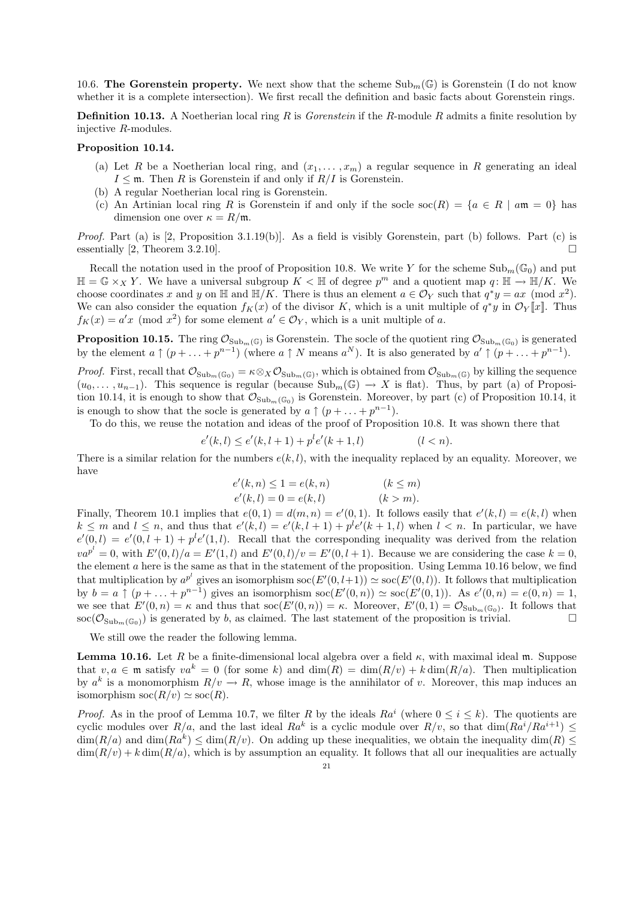**10.6. The Gorenstein property.** We next show that the scheme $\text{Sub}_m(\mathbb{G})$ is Gorenstein (I do not know whether it is a complete intersection). We first recall the definition and basic facts about Gorenstein rings.

**Definition 10.13.** A Noetherian local ring $R$ is *Gorenstein* if the $R$-module $R$ admits a finite resolution by injective $R$-modules.

**Proposition 10.14.**

(a) Let $R$ be a Noetherian local ring, and $(x_1, \dots, x_m)$ a regular sequence in $R$ generating an ideal $I \leq \mathfrak{m}$. Then $R$ is Gorenstein if and only if $R/I$ is Gorenstein.
(b) A regular Noetherian local ring is Gorenstein.
(c) An Artinian local ring $R$ is Gorenstein if and only if the socle $\text{soc}(R) = \{a \in R \mid a\mathfrak{m} = 0\}$ has dimension one over $\kappa = R/\mathfrak{m}$.

*Proof.* Part (a) is [2, Proposition 3.1.19(b)]. As a field is visibly Gorenstein, part (b) follows. Part (c) is essentially [2, Theorem 3.2.10]. □

Recall the notation used in the proof of Proposition 10.8. We write $Y$ for the scheme $\text{Sub}_m(\mathbb{G}_0)$ and put $\mathbb{H} = \mathbb{G} \times_X Y$. We have a universal subgroup $K < \mathbb{H}$ of degree $p^m$ and a quotient map $q\colon \mathbb{H} \to \mathbb{H}/K$. We choose coordinates $x$ and $y$ on $\mathbb{H}$ and $\mathbb{H}/K$. There is thus an element $a \in \mathcal{O}_Y$ such that $q^*y = ax \pmod{x^2}$. We can also consider the equation $f_K(x)$ of the divisor $K$, which is a unit multiple of $q^*y$ in $\mathcal{O}_Y[\![x]\!]$. Thus $f_K(x) = a'x \pmod{x^2}$ for some element $a' \in \mathcal{O}_Y$, which is a unit multiple of $a$.

**Proposition 10.15.** *The ring $\mathcal{O}_{\text{Sub}_m(\mathbb{G})}$ is Gorenstein. The socle of the quotient ring $\mathcal{O}_{\text{Sub}_m(\mathbb{G}_0)}$ is generated by the element $a \uparrow (p + \dots + p^{n-1})$ (where $a \uparrow N$ means $a^N$). It is also generated by $a' \uparrow (p + \dots + p^{n-1})$.*

*Proof.* First, recall that $\mathcal{O}_{\text{Sub}_m(\mathbb{G}_0)} = \kappa \otimes_X \mathcal{O}_{\text{Sub}_m(\mathbb{G})}$, which is obtained from $\mathcal{O}_{\text{Sub}_m(\mathbb{G})}$ by killing the sequence $(u_0, \dots, u_{n-1})$. This sequence is regular (because $\text{Sub}_m(\mathbb{G}) \to X$ is flat). Thus, by part (a) of Proposition 10.14, it is enough to show that $\mathcal{O}_{\text{Sub}_m(\mathbb{G}_0)}$ is Gorenstein. Moreover, by part (c) of Proposition 10.14, it is enough to show that the socle is generated by $a \uparrow (p + \dots + p^{n-1})$.

To do this, we reuse the notation and ideas of the proof of Proposition 10.8. It was shown there that

$$e'(k,l) \leq e'(k,l+1) + p^l e'(k+1,l) \qquad (l < n).$$

There is a similar relation for the numbers $e(k,l)$, with the inequality replaced by an equality. Moreover, we have

$$e'(k,n) \leq 1 = e(k,n) \qquad (k \leq m)$$
$$e'(k,l) = 0 = e(k,l) \qquad (k > m).$$

Finally, Theorem 10.1 implies that $e(0,1) = d(m,n) = e'(0,1)$. It follows easily that $e'(k,l) = e(k,l)$ when $k \leq m$ and $l \leq n$, and thus that $e'(k,l) = e'(k,l+1) + p^l e'(k+1,l)$ when $l < n$. In particular, we have $e'(0,l) = e'(0,l+1) + p^l e'(1,l)$. Recall that the corresponding inequality was derived from the relation $va^{p^l} = 0$, with $E'(0,l)/a = E'(1,l)$ and $E'(0,l)/v = E'(0,l+1)$. Because we are considering the case $k = 0$, the element $a$ here is the same as that in the statement of the proposition. Using Lemma 10.16 below, we find that multiplication by $a^{p^l}$ gives an isomorphism $\text{soc}(E'(0,l+1)) \simeq \text{soc}(E'(0,l))$. It follows that multiplication by $b = a \uparrow (p + \dots + p^{n-1})$ gives an isomorphism $\text{soc}(E'(0,n)) \simeq \text{soc}(E'(0,1))$. As $e'(0,n) = e(0,n) = 1$, we see that $E'(0,n) = \kappa$ and thus that $\text{soc}(E'(0,n)) = \kappa$. Moreover, $E'(0,1) = \mathcal{O}_{\text{Sub}_m(\mathbb{G}_0)}$. It follows that $\text{soc}(\mathcal{O}_{\text{Sub}_m(\mathbb{G}_0)})$ is generated by $b$, as claimed. The last statement of the proposition is trivial. □

We still owe the reader the following lemma.

**Lemma 10.16.** *Let $R$ be a finite-dimensional local algebra over a field $\kappa$, with maximal ideal $\mathfrak{m}$. Suppose that $v, a \in \mathfrak{m}$ satisfy $va^k = 0$ (for some $k$) and $\dim(R) = \dim(R/v) + k\dim(R/a)$. Then multiplication by $a^k$ is a monomorphism $R/v \to R$, whose image is the annihilator of $v$. Moreover, this map induces an isomorphism $\text{soc}(R/v) \simeq \text{soc}(R)$.*

*Proof.* As in the proof of Lemma 10.7, we filter $R$ by the ideals $Ra^i$ (where $0 \leq i \leq k$). The quotients are cyclic modules over $R/a$, and the last ideal $Ra^k$ is a cyclic module over $R/v$, so that $\dim(Ra^i/Ra^{i+1}) \leq \dim(R/a)$ and $\dim(Ra^k) \leq \dim(R/v)$. On adding up these inequalities, we obtain the inequality $\dim(R) \leq \dim(R/v) + k\dim(R/a)$, which is by assumption an equality. It follows that all our inequalities are actually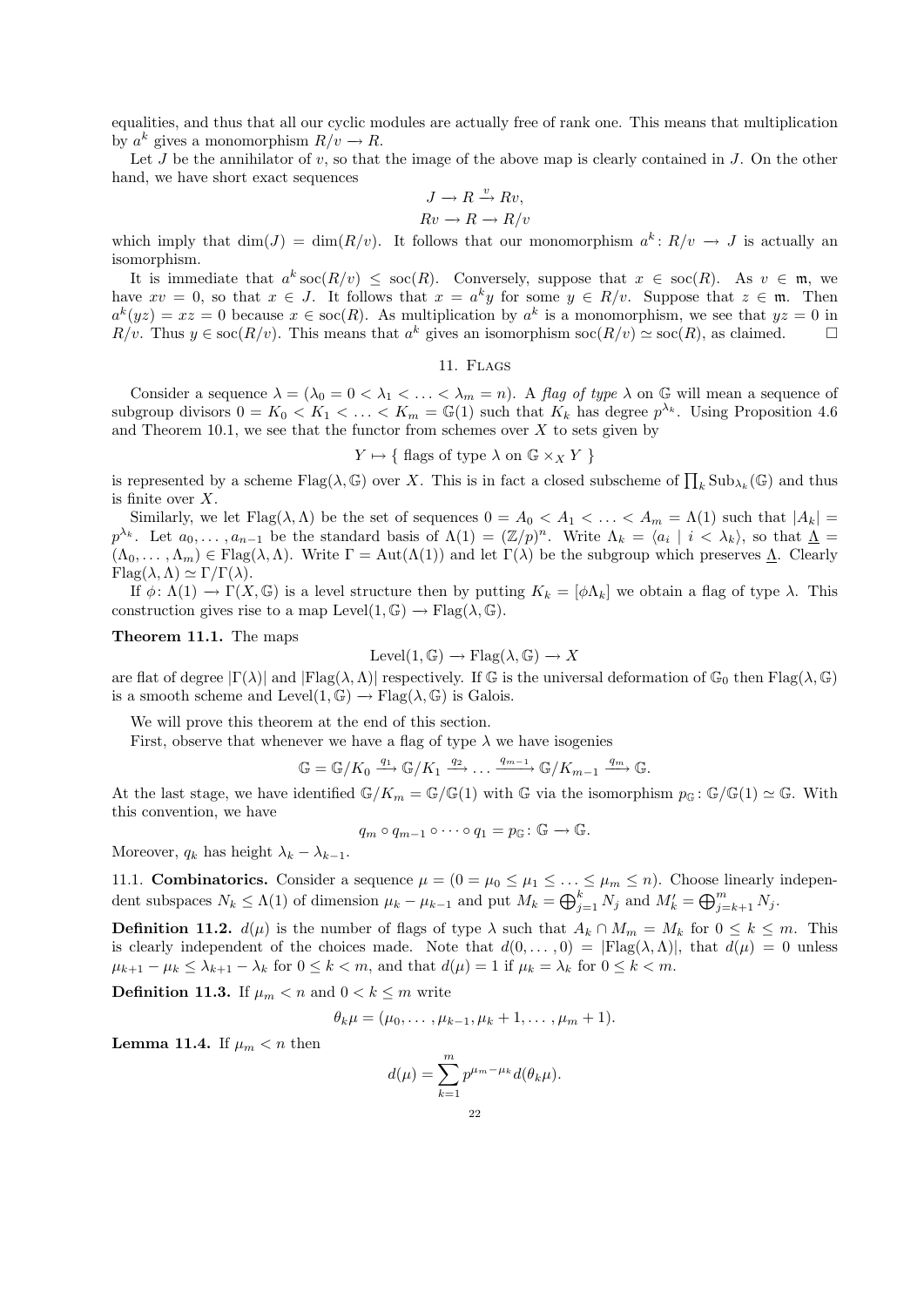equalities, and thus that all our cyclic modules are actually free of rank one. This means that multiplication by $a^k$ gives a monomorphism $R/v \to R$.

Let $J$ be the annihilator of $v$, so that the image of the above map is clearly contained in $J$. On the other hand, we have short exact sequences

$$J \to R \xrightarrow{v} Rv,$$
$$Rv \to R \to R/v$$

which imply that $\dim(J) = \dim(R/v)$. It follows that our monomorphism $a^k : R/v \to J$ is actually an isomorphism.

It is immediate that $a^k \operatorname{soc}(R/v) \leq \operatorname{soc}(R)$. Conversely, suppose that $x \in \operatorname{soc}(R)$. As $v \in \mathfrak{m}$, we have $xv = 0$, so that $x \in J$. It follows that $x = a^k y$ for some $y \in R/v$. Suppose that $z \in \mathfrak{m}$. Then $a^k(yz) = xz = 0$ because $x \in \operatorname{soc}(R)$. As multiplication by $a^k$ is a monomorphism, we see that $yz = 0$ in $R/v$. Thus $y \in \operatorname{soc}(R/v)$. This means that $a^k$ gives an isomorphism $\operatorname{soc}(R/v) \simeq \operatorname{soc}(R)$, as claimed. □

## 11. Flags

Consider a sequence $\lambda = (\lambda_0 = 0 < \lambda_1 < \ldots < \lambda_m = n)$. A *flag of type* $\lambda$ on $\mathbb{G}$ will mean a sequence of subgroup divisors $0 = K_0 < K_1 < \ldots < K_m = \mathbb{G}(1)$ such that $K_k$ has degree $p^{\lambda_k}$. Using Proposition 4.6 and Theorem 10.1, we see that the functor from schemes over $X$ to sets given by

$$Y \mapsto \{ \text{ flags of type } \lambda \text{ on } \mathbb{G} \times_X Y \ \}$$

is represented by a scheme $\mathrm{Flag}(\lambda, \mathbb{G})$ over $X$. This is in fact a closed subscheme of $\prod_k \mathrm{Sub}_{\lambda_k}(\mathbb{G})$ and thus is finite over $X$.

Similarly, we let $\mathrm{Flag}(\lambda, \Lambda)$ be the set of sequences $0 = A_0 < A_1 < \ldots < A_m = \Lambda(1)$ such that $|A_k| = p^{\lambda_k}$. Let $a_0, \ldots, a_{n-1}$ be the standard basis of $\Lambda(1) = (\mathbb{Z}/p)^n$. Write $\Lambda_k = \langle a_i \mid i < \lambda_k \rangle$, so that $\underline{\Lambda} = (\Lambda_0, \ldots, \Lambda_m) \in \mathrm{Flag}(\lambda, \Lambda)$. Write $\Gamma = \mathrm{Aut}(\Lambda(1))$ and let $\Gamma(\lambda)$ be the subgroup which preserves $\underline{\Lambda}$. Clearly $\mathrm{Flag}(\lambda, \Lambda) \simeq \Gamma/\Gamma(\lambda)$.

If $\phi \colon \Lambda(1) \to \Gamma(X, \mathbb{G})$ is a level structure then by putting $K_k = [\phi \Lambda_k]$ we obtain a flag of type $\lambda$. This construction gives rise to a map $\mathrm{Level}(1, \mathbb{G}) \to \mathrm{Flag}(\lambda, \mathbb{G})$.

**Theorem 11.1.** The maps

$$\mathrm{Level}(1, \mathbb{G}) \to \mathrm{Flag}(\lambda, \mathbb{G}) \to X$$

are flat of degree $|\Gamma(\lambda)|$ and $|\mathrm{Flag}(\lambda, \Lambda)|$ respectively. If $\mathbb{G}$ is the universal deformation of $\mathbb{G}_0$ then $\mathrm{Flag}(\lambda, \mathbb{G})$ is a smooth scheme and $\mathrm{Level}(1, \mathbb{G}) \to \mathrm{Flag}(\lambda, \mathbb{G})$ is Galois.

We will prove this theorem at the end of this section.

First, observe that whenever we have a flag of type $\lambda$ we have isogenies

$$\mathbb{G} = \mathbb{G}/K_0 \xrightarrow{q_1} \mathbb{G}/K_1 \xrightarrow{q_2} \ldots \xrightarrow{q_{m-1}} \mathbb{G}/K_{m-1} \xrightarrow{q_m} \mathbb{G}.$$

At the last stage, we have identified $\mathbb{G}/K_m = \mathbb{G}/\mathbb{G}(1)$ with $\mathbb{G}$ via the isomorphism $p_{\mathbb{G}} \colon \mathbb{G}/\mathbb{G}(1) \simeq \mathbb{G}$. With this convention, we have

$$q_m \circ q_{m-1} \circ \cdots \circ q_1 = p_{\mathbb{G}} \colon \mathbb{G} \to \mathbb{G}.$$

Moreover, $q_k$ has height $\lambda_k - \lambda_{k-1}$.

11.1. **Combinatorics.** Consider a sequence $\mu = (0 = \mu_0 \leq \mu_1 \leq \ldots \leq \mu_m \leq n)$. Choose linearly independent subspaces $N_k \leq \Lambda(1)$ of dimension $\mu_k - \mu_{k-1}$ and put $M_k = \bigoplus_{j=1}^{k} N_j$ and $M'_k = \bigoplus_{j=k+1}^{m} N_j$.

**Definition 11.2.** $d(\mu)$ is the number of flags of type $\lambda$ such that $A_k \cap M_m = M_k$ for $0 \leq k \leq m$. This is clearly independent of the choices made. Note that $d(0, \ldots, 0) = |\mathrm{Flag}(\lambda, \Lambda)|$, that $d(\mu) = 0$ unless $\mu_{k+1} - \mu_k \leq \lambda_{k+1} - \lambda_k$ for $0 \leq k < m$, and that $d(\mu) = 1$ if $\mu_k = \lambda_k$ for $0 \leq k < m$.

**Definition 11.3.** If $\mu_m < n$ and $0 < k \leq m$ write

$$\theta_k \mu = (\mu_0, \ldots, \mu_{k-1}, \mu_k + 1, \ldots, \mu_m + 1).$$

**Lemma 11.4.** If $\mu_m < n$ then

$$d(\mu) = \sum_{k=1}^{m} p^{\mu_m - \mu_k} d(\theta_k \mu).$$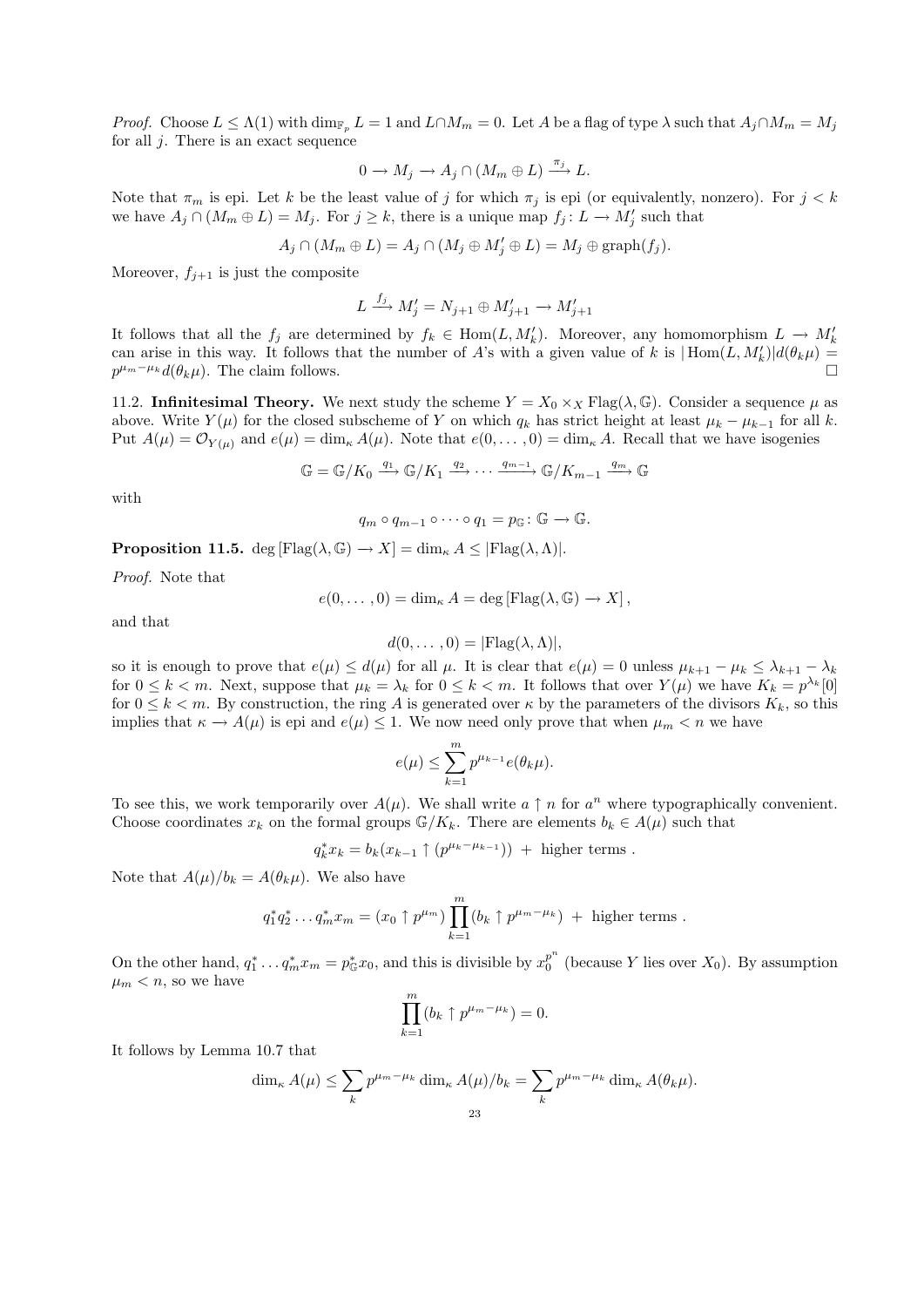*Proof.* Choose $L \leq \Lambda(1)$ with $\dim_{\mathbb{F}_p} L = 1$ and $L \cap M_m = 0$. Let $A$ be a flag of type $\lambda$ such that $A_j \cap M_m = M_j$ for all $j$. There is an exact sequence

$$0 \longrightarrow M_j \longrightarrow A_j \cap (M_m \oplus L) \xrightarrow{\pi_j} L.$$

Note that $\pi_m$ is epi. Let $k$ be the least value of $j$ for which $\pi_j$ is epi (or equivalently, nonzero). For $j < k$ we have $A_j \cap (M_m \oplus L) = M_j$. For $j \geq k$, there is a unique map $f_j : L \longrightarrow M'_j$ such that

$$A_j \cap (M_m \oplus L) = A_j \cap (M_j \oplus M'_j \oplus L) = M_j \oplus \operatorname{graph}(f_j).$$

Moreover, $f_{j+1}$ is just the composite

$$L \xrightarrow{f_j} M'_j = N_{j+1} \oplus M'_{j+1} \longrightarrow M'_{j+1}$$

It follows that all the $f_j$ are determined by $f_k \in \operatorname{Hom}(L, M'_k)$. Moreover, any homomorphism $L \longrightarrow M'_k$ can arise in this way. It follows that the number of $A$'s with a given value of $k$ is $|\operatorname{Hom}(L, M'_k)| d(\theta_k \mu) = p^{\mu_m - \mu_k} d(\theta_k \mu)$. The claim follows. $\square$

11.2. **Infinitesimal Theory.** We next study the scheme $Y = X_0 \times_X \operatorname{Flag}(\lambda, \mathbb{G})$. Consider a sequence $\mu$ as above. Write $Y(\mu)$ for the closed subscheme of $Y$ on which $q_k$ has strict height at least $\mu_k - \mu_{k-1}$ for all $k$. Put $A(\mu) = \mathcal{O}_{Y(\mu)}$ and $e(\mu) = \dim_\kappa A(\mu)$. Note that $e(0, \ldots, 0) = \dim_\kappa A$. Recall that we have isogenies

$$\mathbb{G} = \mathbb{G}/K_0 \xrightarrow{q_1} \mathbb{G}/K_1 \xrightarrow{q_2} \cdots \xrightarrow{q_{m-1}} \mathbb{G}/K_{m-1} \xrightarrow{q_m} \mathbb{G}$$

with

$$q_m \circ q_{m-1} \circ \cdots \circ q_1 = p_{\mathbb{G}} : \mathbb{G} \longrightarrow \mathbb{G}.$$

**Proposition 11.5.** $\deg [\operatorname{Flag}(\lambda, \mathbb{G}) \longrightarrow X] = \dim_\kappa A \leq |\operatorname{Flag}(\lambda, \Lambda)|$.

*Proof.* Note that

$$e(0, \ldots, 0) = \dim_\kappa A = \deg [\operatorname{Flag}(\lambda, \mathbb{G}) \longrightarrow X],$$

and that

$$d(0, \ldots, 0) = |\operatorname{Flag}(\lambda, \Lambda)|,$$

so it is enough to prove that $e(\mu) \leq d(\mu)$ for all $\mu$. It is clear that $e(\mu) = 0$ unless $\mu_{k+1} - \mu_k \leq \lambda_{k+1} - \lambda_k$ for $0 \leq k < m$. Next, suppose that $\mu_k = \lambda_k$ for $0 \leq k < m$. It follows that over $Y(\mu)$ we have $K_k = p^{\lambda_k}[0]$ for $0 \leq k < m$. By construction, the ring $A$ is generated over $\kappa$ by the parameters of the divisors $K_k$, so this implies that $\kappa \longrightarrow A(\mu)$ is epi and $e(\mu) \leq 1$. We now need only prove that when $\mu_m < n$ we have

$$e(\mu) \leq \sum_{k=1}^{m} p^{\mu_{k-1}} e(\theta_k \mu).$$

To see this, we work temporarily over $A(\mu)$. We shall write $a \uparrow n$ for $a^n$ where typographically convenient. Choose coordinates $x_k$ on the formal groups $\mathbb{G}/K_k$. There are elements $b_k \in A(\mu)$ such that

$$q_k^* x_k = b_k (x_{k-1} \uparrow (p^{\mu_k - \mu_{k-1}})) \ + \ \text{higher terms} .$$

Note that $A(\mu)/b_k = A(\theta_k \mu)$. We also have

$$q_1^* q_2^* \ldots q_m^* x_m = (x_0 \uparrow p^{\mu_m}) \prod_{k=1}^{m} (b_k \uparrow p^{\mu_m - \mu_k}) \ + \ \text{higher terms} .$$

On the other hand, $q_1^* \ldots q_m^* x_m = p_{\mathbb{G}}^* x_0$, and this is divisible by $x_0^{p^n}$ (because $Y$ lies over $X_0$). By assumption $\mu_m < n$, so we have

$$\prod_{k=1}^{m} (b_k \uparrow p^{\mu_m - \mu_k}) = 0.$$

It follows by Lemma 10.7 that

$$\dim_\kappa A(\mu) \leq \sum_k p^{\mu_m - \mu_k} \dim_\kappa A(\mu)/b_k = \sum_k p^{\mu_m - \mu_k} \dim_\kappa A(\theta_k \mu).$$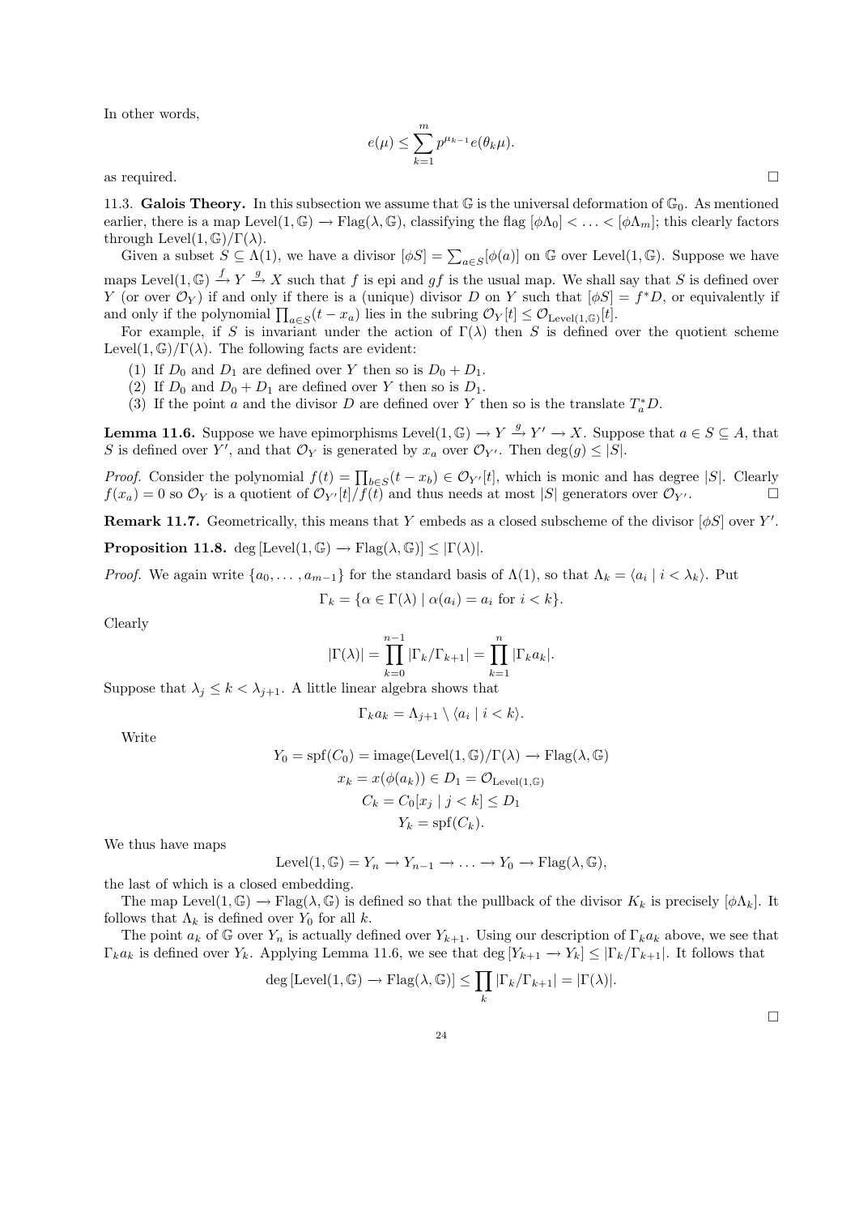In other words,

$$e(\mu) \leq \sum_{k=1}^{m} p^{\mu_{k-1}} e(\theta_k \mu).$$

as required. □

**11.3. Galois Theory.** In this subsection we assume that $\mathbb{G}$ is the universal deformation of $\mathbb{G}_0$. As mentioned earlier, there is a map $\mathrm{Level}(1, \mathbb{G}) \to \mathrm{Flag}(\lambda, \mathbb{G})$, classifying the flag $[\phi\Lambda_0] < \ldots < [\phi\Lambda_m]$; this clearly factors through $\mathrm{Level}(1, \mathbb{G})/\Gamma(\lambda)$.

Given a subset $S \subseteq \Lambda(1)$, we have a divisor $[\phi S] = \sum_{a \in S} [\phi(a)]$ on $\mathbb{G}$ over $\mathrm{Level}(1, \mathbb{G})$. Suppose we have maps $\mathrm{Level}(1, \mathbb{G}) \xrightarrow{f} Y \xrightarrow{g} X$ such that $f$ is epi and $gf$ is the usual map. We shall say that $S$ is defined over $Y$ (or over $\mathcal{O}_Y$) if and only if there is a (unique) divisor $D$ on $Y$ such that $[\phi S] = f^* D$, or equivalently if and only if the polynomial $\prod_{a \in S}(t - x_a)$ lies in the subring $\mathcal{O}_Y[t] \leq \mathcal{O}_{\mathrm{Level}(1,\mathbb{G})}[t]$.

For example, if $S$ is invariant under the action of $\Gamma(\lambda)$ then $S$ is defined over the quotient scheme $\mathrm{Level}(1, \mathbb{G})/\Gamma(\lambda)$. The following facts are evident:

1. If $D_0$ and $D_1$ are defined over $Y$ then so is $D_0 + D_1$.
2. If $D_0$ and $D_0 + D_1$ are defined over $Y$ then so is $D_1$.
3. If the point $a$ and the divisor $D$ are defined over $Y$ then so is the translate $T_a^* D$.

**Lemma 11.6.** *Suppose we have epimorphisms $\mathrm{Level}(1, \mathbb{G}) \to Y \xrightarrow{g} Y' \to X$. Suppose that $a \in S \subseteq A$, that $S$ is defined over $Y'$, and that $\mathcal{O}_Y$ is generated by $x_a$ over $\mathcal{O}_{Y'}$. Then $\deg(g) \leq |S|$.*

*Proof.* Consider the polynomial $f(t) = \prod_{b \in S}(t - x_b) \in \mathcal{O}_{Y'}[t]$, which is monic and has degree $|S|$. Clearly $f(x_a) = 0$ so $\mathcal{O}_Y$ is a quotient of $\mathcal{O}_{Y'}[t]/f(t)$ and thus needs at most $|S|$ generators over $\mathcal{O}_{Y'}$. □

**Remark 11.7.** Geometrically, this means that $Y$ embeds as a closed subscheme of the divisor $[\phi S]$ over $Y'$.

**Proposition 11.8.** $\deg\left[\mathrm{Level}(1, \mathbb{G}) \to \mathrm{Flag}(\lambda, \mathbb{G})\right] \leq |\Gamma(\lambda)|$.

*Proof.* We again write $\{a_0, \ldots, a_{m-1}\}$ for the standard basis of $\Lambda(1)$, so that $\Lambda_k = \langle a_i \mid i < \lambda_k \rangle$. Put

$$\Gamma_k = \{\alpha \in \Gamma(\lambda) \mid \alpha(a_i) = a_i \text{ for } i < k\}.$$

Clearly

$$|\Gamma(\lambda)| = \prod_{k=0}^{n-1} |\Gamma_k / \Gamma_{k+1}| = \prod_{k=1}^{n} |\Gamma_k a_k|.$$

Suppose that $\lambda_j \leq k < \lambda_{j+1}$. A little linear algebra shows that

$$\Gamma_k a_k = \Lambda_{j+1} \setminus \langle a_i \mid i < k \rangle.$$

Write

$$\begin{aligned} Y_0 = \mathrm{spf}(C_0) &= \mathrm{image}(\mathrm{Level}(1, \mathbb{G})/\Gamma(\lambda) \to \mathrm{Flag}(\lambda, \mathbb{G}) \\ x_k = x(\phi(a_k)) &\in D_1 = \mathcal{O}_{\mathrm{Level}(1,\mathbb{G})} \\ C_k &= C_0[x_j \mid j < k] \leq D_1 \\ Y_k &= \mathrm{spf}(C_k). \end{aligned}$$

We thus have maps

$$\mathrm{Level}(1, \mathbb{G}) = Y_n \to Y_{n-1} \to \ldots \to Y_0 \to \mathrm{Flag}(\lambda, \mathbb{G}),$$

the last of which is a closed embedding.

The map $\mathrm{Level}(1, \mathbb{G}) \to \mathrm{Flag}(\lambda, \mathbb{G})$ is defined so that the pullback of the divisor $K_k$ is precisely $[\phi\Lambda_k]$. It follows that $\Lambda_k$ is defined over $Y_0$ for all $k$.

The point $a_k$ of $\mathbb{G}$ over $Y_n$ is actually defined over $Y_{k+1}$. Using our description of $\Gamma_k a_k$ above, we see that $\Gamma_k a_k$ is defined over $Y_k$. Applying Lemma 11.6, we see that $\deg\left[Y_{k+1} \to Y_k\right] \leq |\Gamma_k / \Gamma_{k+1}|$. It follows that

$$\deg\left[\mathrm{Level}(1, \mathbb{G}) \to \mathrm{Flag}(\lambda, \mathbb{G})\right] \leq \prod_k |\Gamma_k / \Gamma_{k+1}| = |\Gamma(\lambda)|.$$

□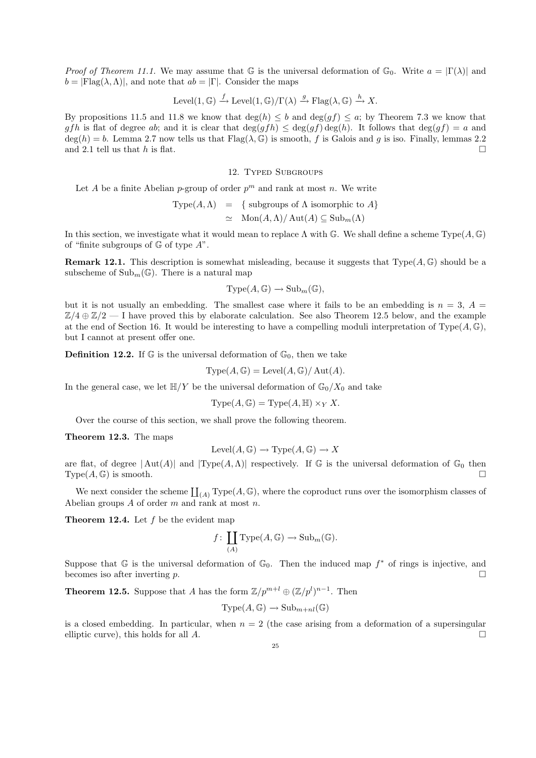*Proof of Theorem 11.1.* We may assume that $\mathbb{G}$ is the universal deformation of $\mathbb{G}_0$. Write $a = |\Gamma(\lambda)|$ and $b = |\mathrm{Flag}(\lambda, \Lambda)|$, and note that $ab = |\Gamma|$. Consider the maps

$$\mathrm{Level}(1, \mathbb{G}) \xrightarrow{f} \mathrm{Level}(1, \mathbb{G})/\Gamma(\lambda) \xrightarrow{g} \mathrm{Flag}(\lambda, \mathbb{G}) \xrightarrow{h} X.$$

By propositions 11.5 and 11.8 we know that $\deg(h) \leq b$ and $\deg(gf) \leq a$; by Theorem 7.3 we know that $gfh$ is flat of degree $ab$; and it is clear that $\deg(gfh) \leq \deg(gf)\deg(h)$. It follows that $\deg(gf) = a$ and $\deg(h) = b$. Lemma 2.7 now tells us that $\mathrm{Flag}(\lambda, \mathbb{G})$ is smooth, $f$ is Galois and $g$ is iso. Finally, lemmas 2.2 and 2.1 tell us that $h$ is flat. $\square$

## 12. Typed Subgroups

Let $A$ be a finite Abelian $p$-group of order $p^m$ and rank at most $n$. We write

$$\begin{aligned} \mathrm{Type}(A, \Lambda) &= \{ \text{ subgroups of } \Lambda \text{ isomorphic to } A \} \\ &\simeq \mathrm{Mon}(A, \Lambda)/\mathrm{Aut}(A) \subseteq \mathrm{Sub}_m(\Lambda) \end{aligned}$$

In this section, we investigate what it would mean to replace $\Lambda$ with $\mathbb{G}$. We shall define a scheme $\mathrm{Type}(A, \mathbb{G})$ of "finite subgroups of $\mathbb{G}$ of type $A$".

**Remark 12.1.** This description is somewhat misleading, because it suggests that $\mathrm{Type}(A, \mathbb{G})$ should be a subscheme of $\mathrm{Sub}_m(\mathbb{G})$. There is a natural map

$$\mathrm{Type}(A, \mathbb{G}) \to \mathrm{Sub}_m(\mathbb{G}),$$

but it is not usually an embedding. The smallest case where it fails to be an embedding is $n = 3$, $A = \mathbb{Z}/4 \oplus \mathbb{Z}/2$ — I have proved this by elaborate calculation. See also Theorem 12.5 below, and the example at the end of Section 16. It would be interesting to have a compelling moduli interpretation of $\mathrm{Type}(A, \mathbb{G})$, but I cannot at present offer one.

**Definition 12.2.** If $\mathbb{G}$ is the universal deformation of $\mathbb{G}_0$, then we take

$$\mathrm{Type}(A, \mathbb{G}) = \mathrm{Level}(A, \mathbb{G})/\mathrm{Aut}(A).$$

In the general case, we let $\mathbb{H}/Y$ be the universal deformation of $\mathbb{G}_0/X_0$ and take

$$\mathrm{Type}(A, \mathbb{G}) = \mathrm{Type}(A, \mathbb{H}) \times_Y X.$$

Over the course of this section, we shall prove the following theorem.

**Theorem 12.3.** The maps

$$\mathrm{Level}(A, \mathbb{G}) \to \mathrm{Type}(A, \mathbb{G}) \to X$$

are flat, of degree $|\mathrm{Aut}(A)|$ and $|\mathrm{Type}(A, \Lambda)|$ respectively. If $\mathbb{G}$ is the universal deformation of $\mathbb{G}_0$ then $\mathrm{Type}(A, \mathbb{G})$ is smooth. $\square$

We next consider the scheme $\coprod_{(A)} \mathrm{Type}(A, \mathbb{G})$, where the coproduct runs over the isomorphism classes of Abelian groups $A$ of order $m$ and rank at most $n$.

**Theorem 12.4.** Let $f$ be the evident map

$$f \colon \coprod_{(A)} \mathrm{Type}(A, \mathbb{G}) \to \mathrm{Sub}_m(\mathbb{G}).$$

Suppose that $\mathbb{G}$ is the universal deformation of $\mathbb{G}_0$. Then the induced map $f^*$ of rings is injective, and becomes iso after inverting $p$. $\square$

**Theorem 12.5.** Suppose that $A$ has the form $\mathbb{Z}/p^{m+l} \oplus (\mathbb{Z}/p^l)^{n-1}$. Then

$$\mathrm{Type}(A, \mathbb{G}) \to \mathrm{Sub}_{m+nl}(\mathbb{G})$$

is a closed embedding. In particular, when $n = 2$ (the case arising from a deformation of a supersingular elliptic curve), this holds for all $A$. $\square$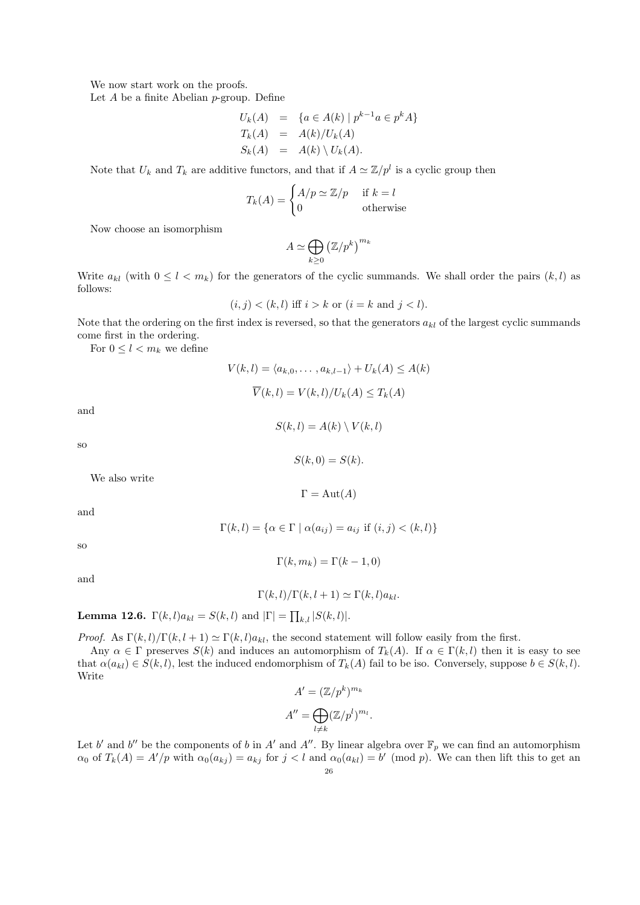We now start work on the proofs.

Let $A$ be a finite Abelian $p$-group. Define

$$
\begin{aligned}
U_k(A) &= \{a \in A(k) \mid p^{k-1}a \in p^k A\} \\
T_k(A) &= A(k)/U_k(A) \\
S_k(A) &= A(k) \setminus U_k(A).
\end{aligned}
$$

Note that $U_k$ and $T_k$ are additive functors, and that if $A \simeq \mathbb{Z}/p^l$ is a cyclic group then

$$
T_k(A) = \begin{cases} A/p \simeq \mathbb{Z}/p & \text{if } k = l \\ 0 & \text{otherwise} \end{cases}
$$

Now choose an isomorphism

$$
A \simeq \bigoplus_{k \geq 0} \left(\mathbb{Z}/p^k\right)^{m_k}
$$

Write $a_{kl}$ (with $0 \leq l < m_k$) for the generators of the cyclic summands. We shall order the pairs $(k,l)$ as follows:

$$
(i,j) < (k,l) \text{ iff } i > k \text{ or } (i = k \text{ and } j < l).
$$

Note that the ordering on the first index is reversed, so that the generators $a_{kl}$ of the largest cyclic summands come first in the ordering.

For $0 \leq l < m_k$ we define

$$
V(k,l) = \langle a_{k,0}, \ldots, a_{k,l-1} \rangle + U_k(A) \leq A(k)
$$

$$
\overline{V}(k,l) = V(k,l)/U_k(A) \leq T_k(A)
$$

and

$$
S(k,l) = A(k) \setminus V(k,l)
$$

so

$$
S(k,0) = S(k).
$$

We also write

$$
\Gamma = \operatorname{Aut}(A)
$$

and

$$
\Gamma(k,l) = \{\alpha \in \Gamma \mid \alpha(a_{ij}) = a_{ij} \text{ if } (i,j) < (k,l)\}
$$

so

$$
\Gamma(k, m_k) = \Gamma(k-1, 0)
$$

and

$$
\Gamma(k,l)/\Gamma(k,l+1) \simeq \Gamma(k,l)a_{kl}.
$$

**Lemma 12.6.** $\Gamma(k,l)a_{kl} = S(k,l)$ and $|\Gamma| = \prod_{k,l} |S(k,l)|$.

*Proof.* As $\Gamma(k,l)/\Gamma(k,l+1) \simeq \Gamma(k,l)a_{kl}$, the second statement will follow easily from the first.

Any $\alpha \in \Gamma$ preserves $S(k)$ and induces an automorphism of $T_k(A)$. If $\alpha \in \Gamma(k,l)$ then it is easy to see that $\alpha(a_{kl}) \in S(k,l)$, lest the induced endomorphism of $T_k(A)$ fail to be iso. Conversely, suppose $b \in S(k,l)$. Write

$$
A' = (\mathbb{Z}/p^k)^{m_k}
$$

$$
A'' = \bigoplus_{l \neq k} (\mathbb{Z}/p^l)^{m_l}.
$$

Let $b'$ and $b''$ be the components of $b$ in $A'$ and $A''$. By linear algebra over $\mathbb{F}_p$ we can find an automorphism $\alpha_0$ of $T_k(A) = A'/p$ with $\alpha_0(a_{kj}) = a_{kj}$ for $j < l$ and $\alpha_0(a_{kl}) = b' \pmod{p}$. We can then lift this to get an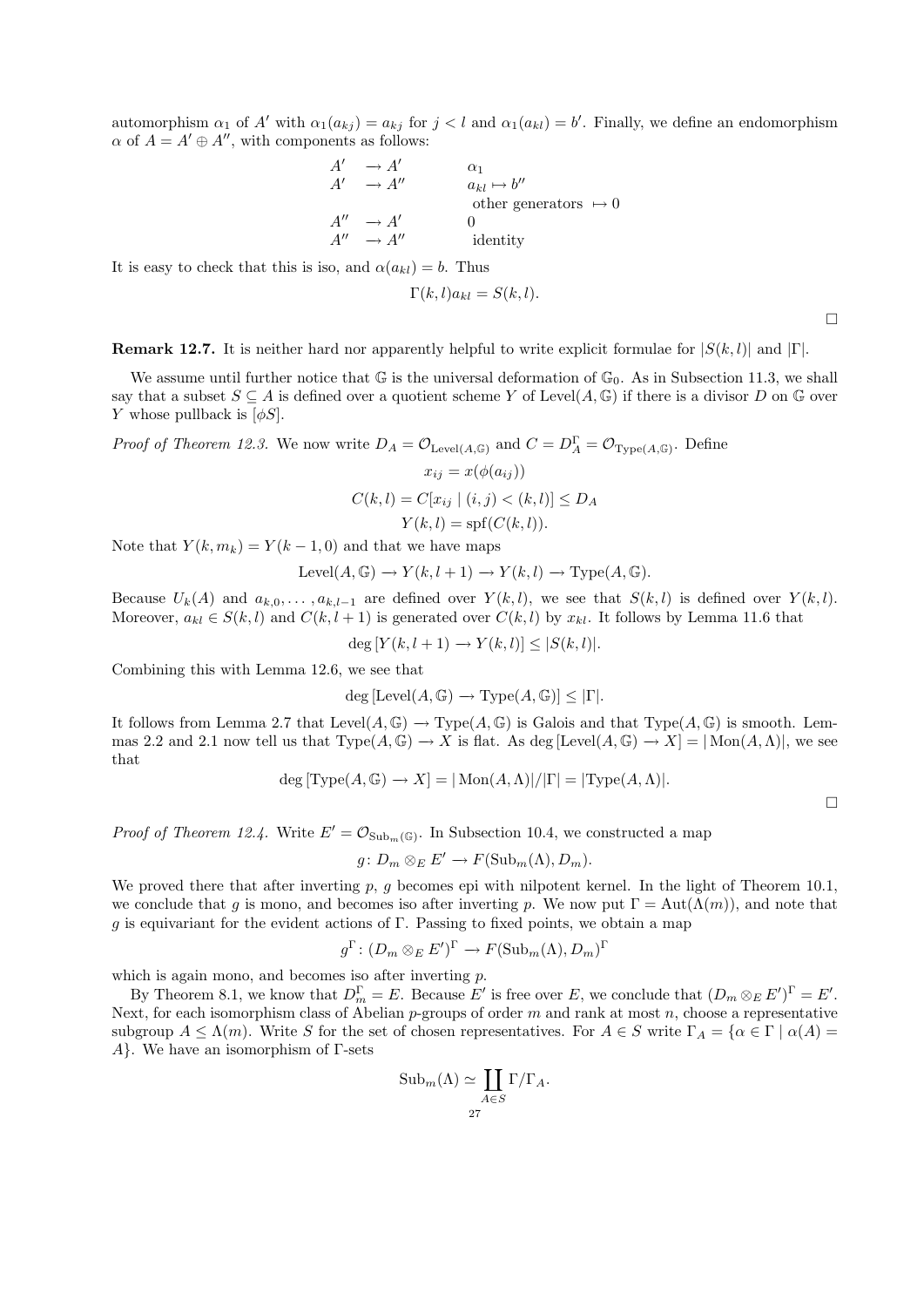automorphism $\alpha_1$ of $A'$ with $\alpha_1(a_{kj}) = a_{kj}$ for $j < l$ and $\alpha_1(a_{kl}) = b'$. Finally, we define an endomorphism $\alpha$ of $A = A' \oplus A''$, with components as follows:

$$\begin{array}{lll} A' & \to A' & \alpha_1 \\ A' & \to A'' & a_{kl} \mapsto b'' \\ & & \text{other generators } \mapsto 0 \\ A'' & \to A' & 0 \\ A'' & \to A'' & \text{identity} \end{array}$$

It is easy to check that this is iso, and $\alpha(a_{kl}) = b$. Thus

$$\Gamma(k,l)a_{kl} = S(k,l).$$

$\square$

**Remark 12.7.** It is neither hard nor apparently helpful to write explicit formulae for $|S(k,l)|$ and $|\Gamma|$.

We assume until further notice that $\mathbb{G}$ is the universal deformation of $\mathbb{G}_0$. As in Subsection 11.3, we shall say that a subset $S \subseteq A$ is defined over a quotient scheme $Y$ of $\mathrm{Level}(A,\mathbb{G})$ if there is a divisor $D$ on $\mathbb{G}$ over $Y$ whose pullback is $[\phi S]$.

*Proof of Theorem 12.3.* We now write $D_A = \mathcal{O}_{\mathrm{Level}(A,\mathbb{G})}$ and $C = D_A^\Gamma = \mathcal{O}_{\mathrm{Type}(A,\mathbb{G})}$. Define

$$x_{ij} = x(\phi(a_{ij}))$$
$$C(k,l) = C[x_{ij} \mid (i,j) < (k,l)] \leq D_A$$
$$Y(k,l) = \mathrm{spf}(C(k,l)).$$

Note that $Y(k, m_k) = Y(k-1, 0)$ and that we have maps

$$\mathrm{Level}(A,\mathbb{G}) \to Y(k,l+1) \to Y(k,l) \to \mathrm{Type}(A,\mathbb{G}).$$

Because $U_k(A)$ and $a_{k,0}, \ldots, a_{k,l-1}$ are defined over $Y(k,l)$, we see that $S(k,l)$ is defined over $Y(k,l)$. Moreover, $a_{kl} \in S(k,l)$ and $C(k,l+1)$ is generated over $C(k,l)$ by $x_{kl}$. It follows by Lemma 11.6 that

$$\deg\left[Y(k,l+1) \to Y(k,l)\right] \leq |S(k,l)|.$$

Combining this with Lemma 12.6, we see that

$$\deg\left[\mathrm{Level}(A,\mathbb{G}) \to \mathrm{Type}(A,\mathbb{G})\right] \leq |\Gamma|.$$

It follows from Lemma 2.7 that $\mathrm{Level}(A,\mathbb{G}) \to \mathrm{Type}(A,\mathbb{G})$ is Galois and that $\mathrm{Type}(A,\mathbb{G})$ is smooth. Lemmas 2.2 and 2.1 now tell us that $\mathrm{Type}(A,\mathbb{G}) \to X$ is flat. As $\deg\left[\mathrm{Level}(A,\mathbb{G}) \to X\right] = |\mathrm{Mon}(A,\Lambda)|$, we see that

$$\deg\left[\mathrm{Type}(A,\mathbb{G}) \to X\right] = |\mathrm{Mon}(A,\Lambda)|/|\Gamma| = |\mathrm{Type}(A,\Lambda)|.$$

$\square$

*Proof of Theorem 12.4.* Write $E' = \mathcal{O}_{\mathrm{Sub}_m(\mathbb{G})}$. In Subsection 10.4, we constructed a map

$$g \colon D_m \otimes_E E' \to F(\mathrm{Sub}_m(\Lambda), D_m).$$

We proved there that after inverting $p$, $g$ becomes epi with nilpotent kernel. In the light of Theorem 10.1, we conclude that $g$ is mono, and becomes iso after inverting $p$. We now put $\Gamma = \mathrm{Aut}(\Lambda(m))$, and note that $g$ is equivariant for the evident actions of $\Gamma$. Passing to fixed points, we obtain a map

$$g^\Gamma \colon (D_m \otimes_E E')^\Gamma \to F(\mathrm{Sub}_m(\Lambda), D_m)^\Gamma$$

which is again mono, and becomes iso after inverting $p$.

By Theorem 8.1, we know that $D_m^\Gamma = E$. Because $E'$ is free over $E$, we conclude that $(D_m \otimes_E E')^\Gamma = E'$. Next, for each isomorphism class of Abelian $p$-groups of order $m$ and rank at most $n$, choose a representative subgroup $A \leq \Lambda(m)$. Write $S$ for the set of chosen representatives. For $A \in S$ write $\Gamma_A = \{\alpha \in \Gamma \mid \alpha(A) = A\}$. We have an isomorphism of $\Gamma$-sets

$$\mathrm{Sub}_m(\Lambda) \simeq \coprod_{A \in S} \Gamma/\Gamma_A.$$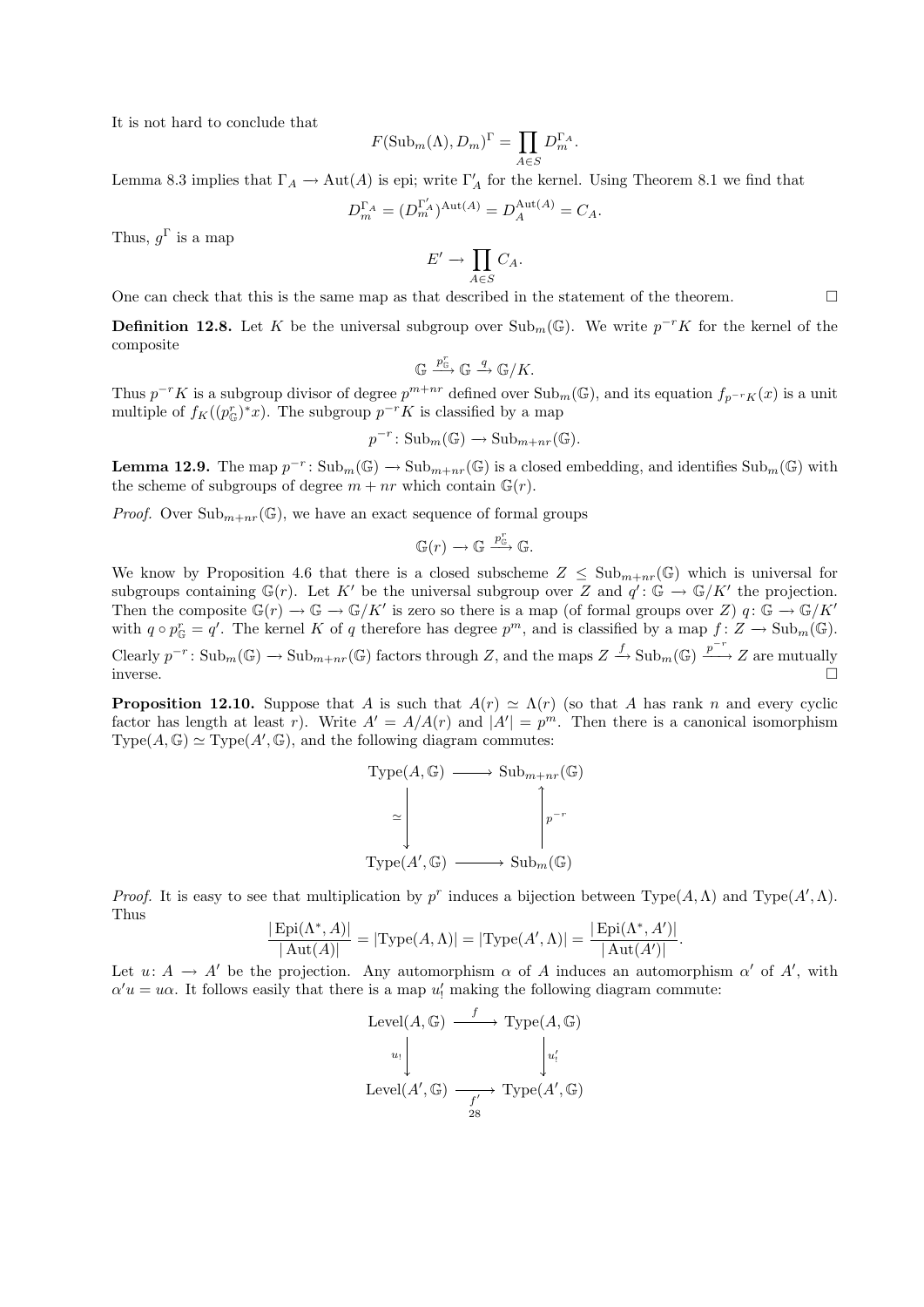It is not hard to conclude that

$$F(\mathrm{Sub}_m(\Lambda), D_m)^\Gamma = \prod_{A\in S} D_m^{\Gamma_A}.$$

Lemma 8.3 implies that $\Gamma_A \to \mathrm{Aut}(A)$ is epi; write $\Gamma'_A$ for the kernel. Using Theorem 8.1 we find that

$$D_m^{\Gamma_A} = (D_m^{\Gamma'_A})^{\mathrm{Aut}(A)} = D_A^{\mathrm{Aut}(A)} = C_A.$$

Thus, $g^\Gamma$ is a map

$$E' \to \prod_{A\in S} C_A.$$

One can check that this is the same map as that described in the statement of the theorem. $\square$

**Definition 12.8.** Let $K$ be the universal subgroup over $\mathrm{Sub}_m(\mathbb{G})$. We write $p^{-r}K$ for the kernel of the composite

$$\mathbb{G} \xrightarrow{p^r_{\mathbb{G}}} \mathbb{G} \xrightarrow{q} \mathbb{G}/K.$$

Thus $p^{-r}K$ is a subgroup divisor of degree $p^{m+nr}$ defined over $\mathrm{Sub}_m(\mathbb{G})$, and its equation $f_{p^{-r}K}(x)$ is a unit multiple of $f_K((p^r_{\mathbb{G}})^*x)$. The subgroup $p^{-r}K$ is classified by a map

$$p^{-r}\colon \mathrm{Sub}_m(\mathbb{G}) \to \mathrm{Sub}_{m+nr}(\mathbb{G}).$$

**Lemma 12.9.** *The map $p^{-r}\colon \mathrm{Sub}_m(\mathbb{G}) \to \mathrm{Sub}_{m+nr}(\mathbb{G})$ is a closed embedding, and identifies $\mathrm{Sub}_m(\mathbb{G})$ with the scheme of subgroups of degree $m+nr$ which contain $\mathbb{G}(r)$.*

*Proof.* Over $\mathrm{Sub}_{m+nr}(\mathbb{G})$, we have an exact sequence of formal groups

$$\mathbb{G}(r) \to \mathbb{G} \xrightarrow{p^r_{\mathbb{G}}} \mathbb{G}.$$

We know by Proposition 4.6 that there is a closed subscheme $Z \le \mathrm{Sub}_{m+nr}(\mathbb{G})$ which is universal for subgroups containing $\mathbb{G}(r)$. Let $K'$ be the universal subgroup over $Z$ and $q'\colon \mathbb{G} \to \mathbb{G}/K'$ the projection. Then the composite $\mathbb{G}(r) \to \mathbb{G} \to \mathbb{G}/K'$ is zero so there is a map (of formal groups over $Z$) $q\colon \mathbb{G} \to \mathbb{G}/K'$ with $q \circ p^r_{\mathbb{G}} = q'$. The kernel $K$ of $q$ therefore has degree $p^m$, and is classified by a map $f\colon Z \to \mathrm{Sub}_m(\mathbb{G})$. Clearly $p^{-r}\colon \mathrm{Sub}_m(\mathbb{G}) \to \mathrm{Sub}_{m+nr}(\mathbb{G})$ factors through $Z$, and the maps $Z \xrightarrow{f} \mathrm{Sub}_m(\mathbb{G}) \xrightarrow{p^{-r}} Z$ are mutually inverse. $\square$

**Proposition 12.10.** *Suppose that $A$ is such that $A(r) \simeq \Lambda(r)$ (so that $A$ has rank $n$ and every cyclic factor has length at least $r$). Write $A' = A/A(r)$ and $|A'| = p^m$. Then there is a canonical isomorphism $\mathrm{Type}(A,\mathbb{G}) \simeq \mathrm{Type}(A',\mathbb{G})$, and the following diagram commutes:*

$$\begin{array}{ccc}
\mathrm{Type}(A,\mathbb{G}) & \longrightarrow & \mathrm{Sub}_{m+nr}(\mathbb{G}) \\
\simeq\big\downarrow & & \big\uparrow p^{-r} \\
\mathrm{Type}(A',\mathbb{G}) & \longrightarrow & \mathrm{Sub}_m(\mathbb{G})
\end{array}$$

*Proof.* It is easy to see that multiplication by $p^r$ induces a bijection between $\mathrm{Type}(A,\Lambda)$ and $\mathrm{Type}(A',\Lambda)$. Thus

$$\frac{|\mathrm{Epi}(\Lambda^*, A)|}{|\mathrm{Aut}(A)|} = |\mathrm{Type}(A,\Lambda)| = |\mathrm{Type}(A',\Lambda)| = \frac{|\mathrm{Epi}(\Lambda^*, A')|}{|\mathrm{Aut}(A')|}.$$

Let $u\colon A \to A'$ be the projection. Any automorphism $\alpha$ of $A$ induces an automorphism $\alpha'$ of $A'$, with $\alpha' u = u\alpha$. It follows easily that there is a map $u'_!$ making the following diagram commute:

$$\begin{array}{ccc}
\mathrm{Level}(A,\mathbb{G}) & \xrightarrow{f} & \mathrm{Type}(A,\mathbb{G}) \\
u_!\big\downarrow & & \big\downarrow u'_! \\
\mathrm{Level}(A',\mathbb{G}) & \xrightarrow[f']{} & \mathrm{Type}(A',\mathbb{G})
\end{array}$$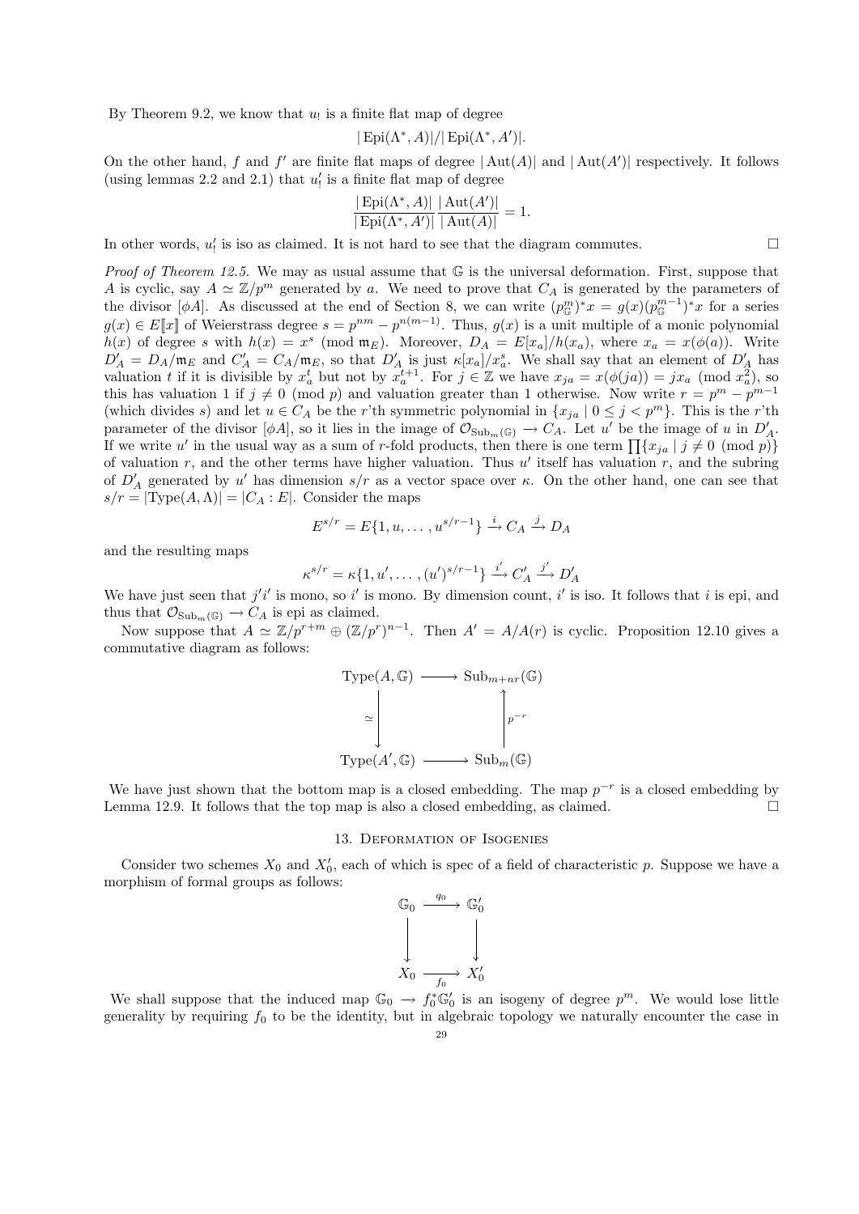By Theorem 9.2, we know that $u_!$ is a finite flat map of degree

$$|\operatorname{Epi}(\Lambda^*, A)|/|\operatorname{Epi}(\Lambda^*, A')|.$$

On the other hand, $f$ and $f'$ are finite flat maps of degree $|\operatorname{Aut}(A)|$ and $|\operatorname{Aut}(A')|$ respectively. It follows (using lemmas 2.2 and 2.1) that $u'_!$ is a finite flat map of degree

$$\frac{|\operatorname{Epi}(\Lambda^*, A)|}{|\operatorname{Epi}(\Lambda^*, A')|}\frac{|\operatorname{Aut}(A')|}{|\operatorname{Aut}(A)|} = 1.$$

In other words, $u'_!$ is iso as claimed. It is not hard to see that the diagram commutes. $\square$

*Proof of Theorem 12.5.* We may as usual assume that $\mathbb{G}$ is the universal deformation. First, suppose that $A$ is cyclic, say $A \simeq \mathbb{Z}/p^m$ generated by $a$. We need to prove that $C_A$ is generated by the parameters of the divisor $[\phi A]$. As discussed at the end of Section 8, we can write $(p^m_{\mathbb{G}})^* x = g(x)(p^{m-1}_{\mathbb{G}})^* x$ for a series $g(x) \in E[\![x]\!]$ of Weierstrass degree $s = p^{nm} - p^{n(m-1)}$. Thus, $g(x)$ is a unit multiple of a monic polynomial $h(x)$ of degree $s$ with $h(x) = x^s \pmod{\mathfrak{m}_E}$. Moreover, $D_A = E[x_a]/h(x_a)$, where $x_a = x(\phi(a))$. Write $D'_A = D_A/\mathfrak{m}_E$ and $C'_A = C_A/\mathfrak{m}_E$, so that $D'_A$ is just $\kappa[x_a]/x_a^s$. We shall say that an element of $D'_A$ has valuation $t$ if it is divisible by $x_a^t$ but not by $x_a^{t+1}$. For $j \in \mathbb{Z}$ we have $x_{ja} = x(\phi(ja)) = jx_a \pmod{x_a^2}$, so this has valuation 1 if $j \neq 0 \pmod p$ and valuation greater than 1 otherwise. Now write $r = p^m - p^{m-1}$ (which divides $s$) and let $u \in C_A$ be the $r$'th symmetric polynomial in $\{x_{ja} \mid 0 \leq j < p^m\}$. This is the $r$'th parameter of the divisor $[\phi A]$, so it lies in the image of $\mathcal{O}_{\operatorname{Sub}_m(\mathbb{G})} \to C_A$. Let $u'$ be the image of $u$ in $D'_A$. If we write $u'$ in the usual way as a sum of $r$-fold products, then there is one term $\prod\{x_{ja} \mid j \neq 0 \pmod p\}$ of valuation $r$, and the other terms have higher valuation. Thus $u'$ itself has valuation $r$, and the subring of $D'_A$ generated by $u'$ has dimension $s/r$ as a vector space over $\kappa$. On the other hand, one can see that $s/r = |\operatorname{Type}(A, \Lambda)| = |C_A : E|$. Consider the maps

$$E^{s/r} = E\{1, u, \ldots, u^{s/r-1}\} \xrightarrow{i} C_A \xrightarrow{j} D_A$$

and the resulting maps

$$\kappa^{s/r} = \kappa\{1, u', \ldots, (u')^{s/r-1}\} \xrightarrow{i'} C'_A \xrightarrow{j'} D'_A$$

We have just seen that $j'i'$ is mono, so $i'$ is mono. By dimension count, $i'$ is iso. It follows that $i$ is epi, and thus that $\mathcal{O}_{\operatorname{Sub}_m(\mathbb{G})} \to C_A$ is epi as claimed.

Now suppose that $A \simeq \mathbb{Z}/p^{r+m} \oplus (\mathbb{Z}/p^r)^{n-1}$. Then $A' = A/A(r)$ is cyclic. Proposition 12.10 gives a commutative diagram as follows:

$$\begin{array}{ccc}
\operatorname{Type}(A, \mathbb{G}) & \longrightarrow & \operatorname{Sub}_{m+nr}(\mathbb{G}) \\
\big\downarrow \simeq & & \big\uparrow p^{-r} \\
\operatorname{Type}(A', \mathbb{G}) & \longrightarrow & \operatorname{Sub}_m(\mathbb{G})
\end{array}$$

We have just shown that the bottom map is a closed embedding. The map $p^{-r}$ is a closed embedding by Lemma 12.9. It follows that the top map is also a closed embedding, as claimed. $\square$

## 13. Deformation of Isogenies

Consider two schemes $X_0$ and $X'_0$, each of which is spec of a field of characteristic $p$. Suppose we have a morphism of formal groups as follows:

$$\begin{array}{ccc}
\mathbb{G}_0 & \xrightarrow{q_0} & \mathbb{G}'_0 \\
\big\downarrow & & \big\downarrow \\
X_0 & \xrightarrow[f_0]{} & X'_0
\end{array}$$

We shall suppose that the induced map $\mathbb{G}_0 \to f_0^* \mathbb{G}'_0$ is an isogeny of degree $p^m$. We would lose little generality by requiring $f_0$ to be the identity, but in algebraic topology we naturally encounter the case in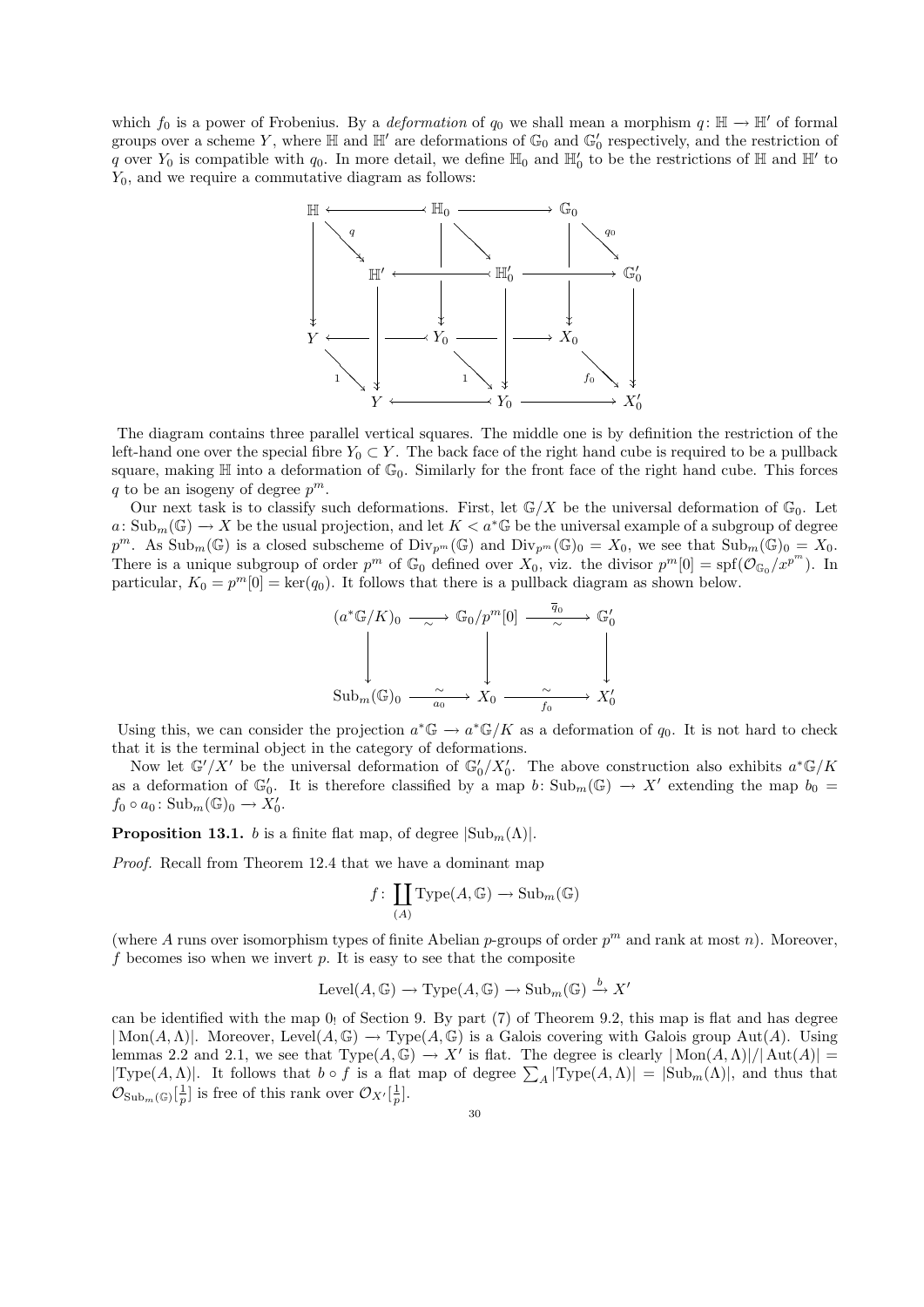which $f_0$ is a power of Frobenius. By a *deformation* of $q_0$ we shall mean a morphism $q\colon \mathbb{H} \to \mathbb{H}'$ of formal groups over a scheme $Y$, where $\mathbb{H}$ and $\mathbb{H}'$ are deformations of $\mathbb{G}_0$ and $\mathbb{G}'_0$ respectively, and the restriction of $q$ over $Y_0$ is compatible with $q_0$. In more detail, we define $\mathbb{H}_0$ and $\mathbb{H}'_0$ to be the restrictions of $\mathbb{H}$ and $\mathbb{H}'$ to $Y_0$, and we require a commutative diagram as follows:

$$
\begin{array}{ccccc}
\mathbb{H} & \leftarrow & \mathbb{H}_0 & \rightarrow & \mathbb{G}_0 \\
\downarrow \searrow^{q} & & \downarrow \searrow & & \downarrow \searrow^{q_0} \\
\mathbb{H}' & \leftarrow & \mathbb{H}'_0 & \rightarrow & \mathbb{G}'_0 \\
Y & \leftarrow & Y_0 & \rightarrow & X_0 \\
\searrow^{1} & & \searrow^{1} & & \searrow^{f_0} \\
Y & \leftarrow & Y_0 & \rightarrow & X'_0
\end{array}
$$

The diagram contains three parallel vertical squares. The middle one is by definition the restriction of the left-hand one over the special fibre $Y_0 \subset Y$. The back face of the right hand cube is required to be a pullback square, making $\mathbb{H}$ into a deformation of $\mathbb{G}_0$. Similarly for the front face of the right hand cube. This forces $q$ to be an isogeny of degree $p^m$.

Our next task is to classify such deformations. First, let $\mathbb{G}/X$ be the universal deformation of $\mathbb{G}_0$. Let $a\colon \mathrm{Sub}_m(\mathbb{G}) \to X$ be the usual projection, and let $K < a^*\mathbb{G}$ be the universal example of a subgroup of degree $p^m$. As $\mathrm{Sub}_m(\mathbb{G})$ is a closed subscheme of $\mathrm{Div}_{p^m}(\mathbb{G})$ and $\mathrm{Div}_{p^m}(\mathbb{G})_0 = X_0$, we see that $\mathrm{Sub}_m(\mathbb{G})_0 = X_0$. There is a unique subgroup of order $p^m$ of $\mathbb{G}_0$ defined over $X_0$, viz. the divisor $p^m[0] = \mathrm{spf}(\mathcal{O}_{\mathbb{G}_0}/x^{p^m})$. In particular, $K_0 = p^m[0] = \ker(q_0)$. It follows that there is a pullback diagram as shown below.

$$
\begin{array}{ccccc}
(a^*\mathbb{G}/K)_0 & \xrightarrow[\sim]{} & \mathbb{G}_0/p^m[0] & \xrightarrow[\sim]{\overline{q}_0} & \mathbb{G}'_0 \\
\downarrow & & \downarrow & & \downarrow \\
\mathrm{Sub}_m(\mathbb{G})_0 & \xrightarrow[a_0]{\sim} & X_0 & \xrightarrow[f_0]{\sim} & X'_0
\end{array}
$$

Using this, we can consider the projection $a^*\mathbb{G} \to a^*\mathbb{G}/K$ as a deformation of $q_0$. It is not hard to check that it is the terminal object in the category of deformations.

Now let $\mathbb{G}'/X'$ be the universal deformation of $\mathbb{G}'_0/X'_0$. The above construction also exhibits $a^*\mathbb{G}/K$ as a deformation of $\mathbb{G}'_0$. It is therefore classified by a map $b\colon \mathrm{Sub}_m(\mathbb{G}) \to X'$ extending the map $b_0 = f_0 \circ a_0 \colon \mathrm{Sub}_m(\mathbb{G})_0 \to X'_0$.

**Proposition 13.1.** $b$ is a finite flat map, of degree $|\mathrm{Sub}_m(\Lambda)|$.

*Proof.* Recall from Theorem 12.4 that we have a dominant map

$$f\colon \coprod_{(A)} \mathrm{Type}(A, \mathbb{G}) \to \mathrm{Sub}_m(\mathbb{G})$$

(where $A$ runs over isomorphism types of finite Abelian $p$-groups of order $p^m$ and rank at most $n$). Moreover, $f$ becomes iso when we invert $p$. It is easy to see that the composite

$$\mathrm{Level}(A, \mathbb{G}) \to \mathrm{Type}(A, \mathbb{G}) \to \mathrm{Sub}_m(\mathbb{G}) \xrightarrow{b} X'$$

can be identified with the map $0_!$ of Section 9. By part (7) of Theorem 9.2, this map is flat and has degree $|\mathrm{Mon}(A, \Lambda)|$. Moreover, $\mathrm{Level}(A, \mathbb{G}) \to \mathrm{Type}(A, \mathbb{G})$ is a Galois covering with Galois group $\mathrm{Aut}(A)$. Using lemmas 2.2 and 2.1, we see that $\mathrm{Type}(A, \mathbb{G}) \to X'$ is flat. The degree is clearly $|\mathrm{Mon}(A, \Lambda)|/|\mathrm{Aut}(A)| = |\mathrm{Type}(A, \Lambda)|$. It follows that $b \circ f$ is a flat map of degree $\sum_A |\mathrm{Type}(A, \Lambda)| = |\mathrm{Sub}_m(\Lambda)|$, and thus that $\mathcal{O}_{\mathrm{Sub}_m(\mathbb{G})}[\frac{1}{p}]$ is free of this rank over $\mathcal{O}_{X'}[\frac{1}{p}]$.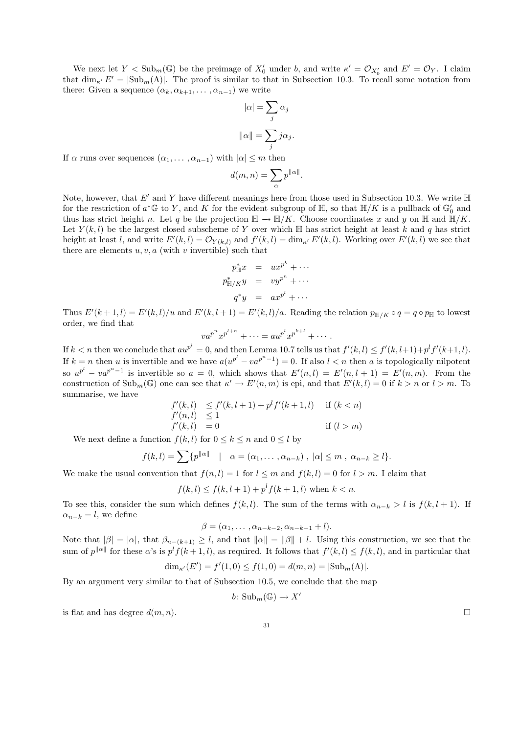We next let $Y < \mathrm{Sub}_m(\mathbb{G})$ be the preimage of $X'_0$ under $b$, and write $\kappa' = \mathcal{O}_{X'_0}$ and $E' = \mathcal{O}_Y$. I claim that $\dim_{\kappa'} E' = |\mathrm{Sub}_m(\Lambda)|$. The proof is similar to that in Subsection 10.3. To recall some notation from there: Given a sequence $(\alpha_k, \alpha_{k+1}, \dots, \alpha_{n-1})$ we write

$$|\alpha| = \sum_j \alpha_j$$

$$\|\alpha\| = \sum_j j\alpha_j.$$

If $\alpha$ runs over sequences $(\alpha_1, \dots, \alpha_{n-1})$ with $|\alpha| \le m$ then

$$d(m,n) = \sum_\alpha p^{\|\alpha\|}.$$

Note, however, that $E'$ and $Y$ have different meanings here from those used in Subsection 10.3. We write $\mathbb{H}$ for the restriction of $a^*\mathbb{G}$ to $Y$, and $K$ for the evident subgroup of $\mathbb{H}$, so that $\mathbb{H}/K$ is a pullback of $\mathbb{G}'_0$ and thus has strict height $n$. Let $q$ be the projection $\mathbb{H} \to \mathbb{H}/K$. Choose coordinates $x$ and $y$ on $\mathbb{H}$ and $\mathbb{H}/K$. Let $Y(k,l)$ be the largest closed subscheme of $Y$ over which $\mathbb{H}$ has strict height at least $k$ and $q$ has strict height at least $l$, and write $E'(k,l) = \mathcal{O}_{Y(k,l)}$ and $f'(k,l) = \dim_{\kappa'} E'(k,l)$. Working over $E'(k,l)$ we see that there are elements $u, v, a$ (with $v$ invertible) such that

$$\begin{aligned}
p_{\mathbb{H}}^* x &= u x^{p^k} + \cdots \\
p_{\mathbb{H}/K}^* y &= v y^{p^n} + \cdots \\
q^* y &= a x^{p^l} + \cdots
\end{aligned}$$

Thus $E'(k+1,l) = E'(k,l)/u$ and $E'(k,l+1) = E'(k,l)/a$. Reading the relation $p_{\mathbb{H}/K} \circ q = q \circ p_{\mathbb{H}}$ to lowest order, we find that

$$v a^{p^n} x^{p^{l+n}} + \cdots = a u^{p^l} x^{p^{k+l}} + \cdots.$$

If $k < n$ then we conclude that $a u^{p^l} = 0$, and then Lemma 10.7 tells us that $f'(k,l) \le f'(k,l+1) + p^l f'(k+1,l)$. If $k = n$ then $u$ is invertible and we have $a(u^{p^l} - v a^{p^n - 1}) = 0$. If also $l < n$ then $a$ is topologically nilpotent so $u^{p^l} - v a^{p^n-1}$ is invertible so $a = 0$, which shows that $E'(n,l) = E'(n,l+1) = E'(n,m)$. From the construction of $\mathrm{Sub}_m(\mathbb{G})$ one can see that $\kappa' \to E'(n,m)$ is epi, and that $E'(k,l) = 0$ if $k > n$ or $l > m$. To summarise, we have

$$\begin{aligned}
f'(k,l) &\le f'(k,l+1) + p^l f'(k+1,l) && \text{if } (k < n) \\
f'(n,l) &\le 1 \\
f'(k,l) &= 0 && \text{if } (l > m)
\end{aligned}$$

We next define a function $f(k,l)$ for $0 \le k \le n$ and $0 \le l$ by

$$f(k,l) = \sum \{ p^{\|\alpha\|} \quad | \quad \alpha = (\alpha_1, \dots, \alpha_{n-k}),\ |\alpha| \le m,\ \alpha_{n-k} \ge l \}.$$

We make the usual convention that $f(n,l) = 1$ for $l \le m$ and $f(n,l) = 0$ for $l > m$. I claim that

$$f(k,l) \le f(k,l+1) + p^l f(k+1,l) \text{ when } k < n.$$

To see this, consider the sum which defines $f(k,l)$. The sum of the terms with $\alpha_{n-k} > l$ is $f(k,l+1)$. If $\alpha_{n-k} = l$, we define

$$\beta = (\alpha_1, \dots, \alpha_{n-k-2}, \alpha_{n-k-1} + l).$$

Note that $|\beta| = |\alpha|$, that $\beta_{n-(k+1)} \ge l$, and that $\|\alpha\| = \|\beta\| + l$. Using this construction, we see that the sum of $p^{\|\alpha\|}$ for these $\alpha$'s is $p^l f(k+1,l)$, as required. It follows that $f'(k,l) \le f(k,l)$, and in particular that

$$\dim_{\kappa'}(E') = f'(1,0) \le f(1,0) = d(m,n) = |\mathrm{Sub}_m(\Lambda)|.$$

By an argument very similar to that of Subsection 10.5, we conclude that the map

$$b \colon \mathrm{Sub}_m(\mathbb{G}) \to X'$$

is flat and has degree $d(m,n)$. $\square$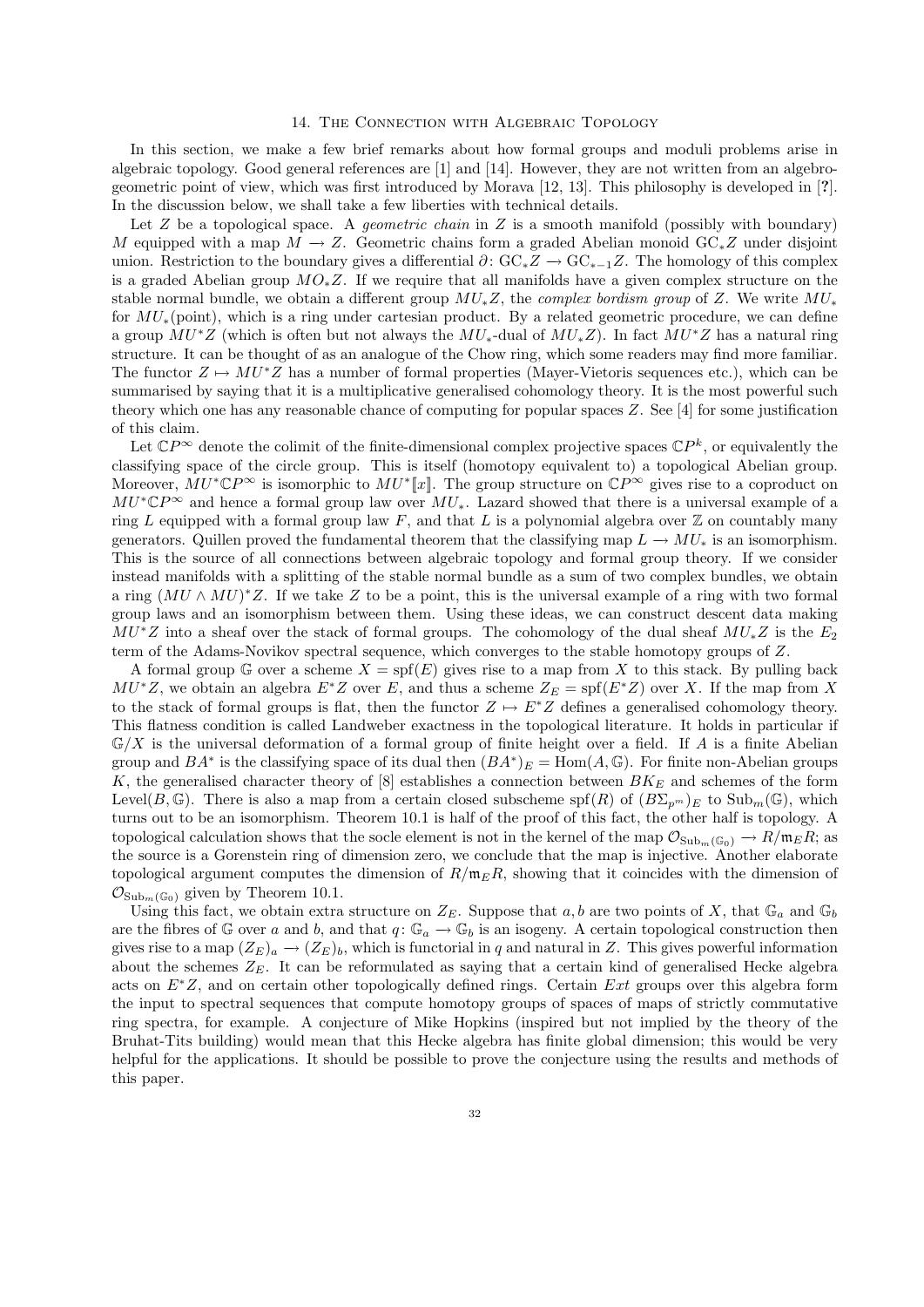## 14. The Connection with Algebraic Topology

In this section, we make a few brief remarks about how formal groups and moduli problems arise in algebraic topology. Good general references are [1] and [14]. However, they are not written from an algebro-geometric point of view, which was first introduced by Morava [12, 13]. This philosophy is developed in [?]. In the discussion below, we shall take a few liberties with technical details.

Let $Z$ be a topological space. A *geometric chain* in $Z$ is a smooth manifold (possibly with boundary) $M$ equipped with a map $M \to Z$. Geometric chains form a graded Abelian monoid $\mathrm{GC}_*Z$ under disjoint union. Restriction to the boundary gives a differential $\partial\colon \mathrm{GC}_*Z \to \mathrm{GC}_{*-1}Z$. The homology of this complex is a graded Abelian group $MO_*Z$. If we require that all manifolds have a given complex structure on the stable normal bundle, we obtain a different group $MU_*Z$, the *complex bordism group* of $Z$. We write $MU_*$ for $MU_*(\text{point})$, which is a ring under cartesian product. By a related geometric procedure, we can define a group $MU^*Z$ (which is often but not always the $MU_*$-dual of $MU_*Z$). In fact $MU^*Z$ has a natural ring structure. It can be thought of as an analogue of the Chow ring, which some readers may find more familiar. The functor $Z \mapsto MU^*Z$ has a number of formal properties (Mayer-Vietoris sequences etc.), which can be summarised by saying that it is a multiplicative generalised cohomology theory. It is the most powerful such theory which one has any reasonable chance of computing for popular spaces $Z$. See [4] for some justification of this claim.

Let $\mathbb{C}P^\infty$ denote the colimit of the finite-dimensional complex projective spaces $\mathbb{C}P^k$, or equivalently the classifying space of the circle group. This is itself (homotopy equivalent to) a topological Abelian group. Moreover, $MU^*\mathbb{C}P^\infty$ is isomorphic to $MU^*[\![x]\!]$. The group structure on $\mathbb{C}P^\infty$ gives rise to a coproduct on $MU^*\mathbb{C}P^\infty$ and hence a formal group law over $MU_*$. Lazard showed that there is a universal example of a ring $L$ equipped with a formal group law $F$, and that $L$ is a polynomial algebra over $\mathbb{Z}$ on countably many generators. Quillen proved the fundamental theorem that the classifying map $L \to MU_*$ is an isomorphism. This is the source of all connections between algebraic topology and formal group theory. If we consider instead manifolds with a splitting of the stable normal bundle as a sum of two complex bundles, we obtain a ring $(MU \wedge MU)^*Z$. If we take $Z$ to be a point, this is the universal example of a ring with two formal group laws and an isomorphism between them. Using these ideas, we can construct descent data making $MU^*Z$ into a sheaf over the stack of formal groups. The cohomology of the dual sheaf $MU_*Z$ is the $E_2$ term of the Adams-Novikov spectral sequence, which converges to the stable homotopy groups of $Z$.

A formal group $\mathbb{G}$ over a scheme $X = \mathrm{spf}(E)$ gives rise to a map from $X$ to this stack. By pulling back $MU^*Z$, we obtain an algebra $E^*Z$ over $E$, and thus a scheme $Z_E = \mathrm{spf}(E^*Z)$ over $X$. If the map from $X$ to the stack of formal groups is flat, then the functor $Z \mapsto E^*Z$ defines a generalised cohomology theory. This flatness condition is called Landweber exactness in the topological literature. It holds in particular if $\mathbb{G}/X$ is the universal deformation of a formal group of finite height over a field. If $A$ is a finite Abelian group and $BA^*$ is the classifying space of its dual then $(BA^*)_E = \mathrm{Hom}(A, \mathbb{G})$. For finite non-Abelian groups $K$, the generalised character theory of [8] establishes a connection between $BK_E$ and schemes of the form $\mathrm{Level}(B, \mathbb{G})$. There is also a map from a certain closed subscheme $\mathrm{spf}(R)$ of $(B\Sigma_{p^m})_E$ to $\mathrm{Sub}_m(\mathbb{G})$, which turns out to be an isomorphism. Theorem 10.1 is half of the proof of this fact, the other half is topology. A topological calculation shows that the socle element is not in the kernel of the map $\mathcal{O}_{\mathrm{Sub}_m(\mathbb{G}_0)} \to R/\mathfrak{m}_E R$; as the source is a Gorenstein ring of dimension zero, we conclude that the map is injective. Another elaborate topological argument computes the dimension of $R/\mathfrak{m}_E R$, showing that it coincides with the dimension of $\mathcal{O}_{\mathrm{Sub}_m(\mathbb{G}_0)}$ given by Theorem 10.1.

Using this fact, we obtain extra structure on $Z_E$. Suppose that $a, b$ are two points of $X$, that $\mathbb{G}_a$ and $\mathbb{G}_b$ are the fibres of $\mathbb{G}$ over $a$ and $b$, and that $q\colon \mathbb{G}_a \to \mathbb{G}_b$ is an isogeny. A certain topological construction then gives rise to a map $(Z_E)_a \to (Z_E)_b$, which is functorial in $q$ and natural in $Z$. This gives powerful information about the schemes $Z_E$. It can be reformulated as saying that a certain kind of generalised Hecke algebra acts on $E^*Z$, and on certain other topologically defined rings. Certain *Ext* groups over this algebra form the input to spectral sequences that compute homotopy groups of spaces of maps of strictly commutative ring spectra, for example. A conjecture of Mike Hopkins (inspired but not implied by the theory of the Bruhat-Tits building) would mean that this Hecke algebra has finite global dimension; this would be very helpful for the applications. It should be possible to prove the conjecture using the results and methods of this paper.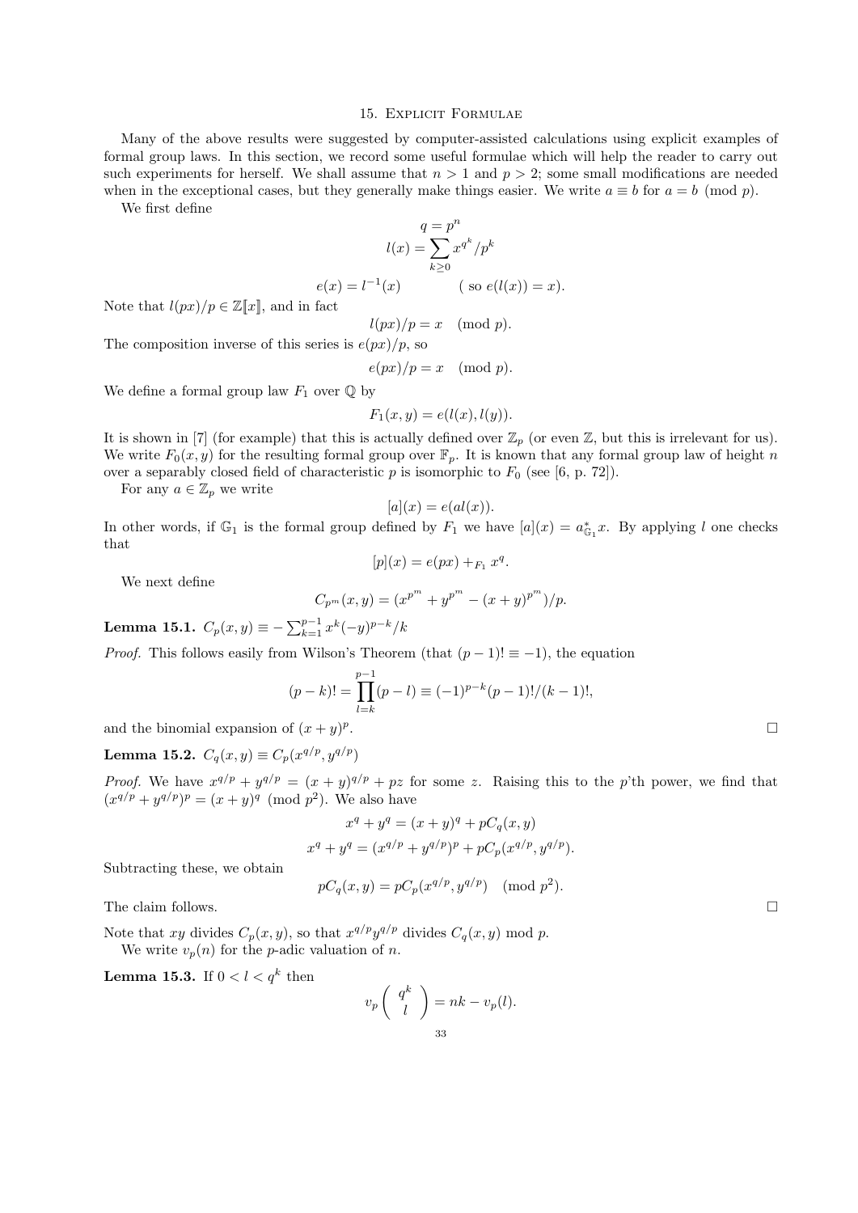## 15. Explicit Formulae

Many of the above results were suggested by computer-assisted calculations using explicit examples of formal group laws. In this section, we record some useful formulae which will help the reader to carry out such experiments for herself. We shall assume that $n > 1$ and $p > 2$; some small modifications are needed when in the exceptional cases, but they generally make things easier. We write $a \equiv b$ for $a = b \pmod{p}$.

We first define

$$q = p^n$$
$$l(x) = \sum_{k \geq 0} x^{q^k}/p^k$$
$$e(x) = l^{-1}(x) \qquad \text{( so } e(l(x)) = x\text{).}$$

Note that $l(px)/p \in \mathbb{Z}[\![x]\!]$, and in fact

$$l(px)/p = x \pmod{p}.$$

The composition inverse of this series is $e(px)/p$, so

$$e(px)/p = x \pmod{p}.$$

We define a formal group law $F_1$ over $\mathbb{Q}$ by

$$F_1(x, y) = e(l(x), l(y)).$$

It is shown in [7] (for example) that this is actually defined over $\mathbb{Z}_p$ (or even $\mathbb{Z}$, but this is irrelevant for us). We write $F_0(x, y)$ for the resulting formal group over $\mathbb{F}_p$. It is known that any formal group law of height $n$ over a separably closed field of characteristic $p$ is isomorphic to $F_0$ (see [6, p. 72]).

For any $a \in \mathbb{Z}_p$ we write

$$[a](x) = e(al(x)).$$

In other words, if $\mathbb{G}_1$ is the formal group defined by $F_1$ we have $[a](x) = a^*_{\mathbb{G}_1} x$. By applying $l$ one checks that

$$[p](x) = e(px) +_{F_1} x^q.$$

We next define

$$C_{p^m}(x, y) = (x^{p^m} + y^{p^m} - (x + y)^{p^m})/p.$$

**Lemma 15.1.** $C_p(x, y) \equiv -\sum_{k=1}^{p-1} x^k(-y)^{p-k}/k$

*Proof.* This follows easily from Wilson's Theorem (that $(p-1)! \equiv -1$), the equation

$$(p-k)! = \prod_{l=k}^{p-1}(p-l) \equiv (-1)^{p-k}(p-1)!/(k-1)!,$$

and the binomial expansion of $(x + y)^p$. □

**Lemma 15.2.** $C_q(x, y) \equiv C_p(x^{q/p}, y^{q/p})$

*Proof.* We have $x^{q/p} + y^{q/p} = (x + y)^{q/p} + pz$ for some $z$. Raising this to the $p$'th power, we find that $(x^{q/p} + y^{q/p})^p = (x + y)^q \pmod{p^2}$. We also have

$$x^q + y^q = (x + y)^q + pC_q(x, y)$$
$$x^q + y^q = (x^{q/p} + y^{q/p})^p + pC_p(x^{q/p}, y^{q/p}).$$

Subtracting these, we obtain

$$pC_q(x, y) = pC_p(x^{q/p}, y^{q/p}) \pmod{p^2}.$$

The claim follows. □

Note that $xy$ divides $C_p(x, y)$, so that $x^{q/p}y^{q/p}$ divides $C_q(x, y)$ mod $p$.

We write $v_p(n)$ for the $p$-adic valuation of $n$.

**Lemma 15.3.** If $0 < l < q^k$ then

$$v_p\begin{pmatrix} q^k \\ l \end{pmatrix} = nk - v_p(l).$$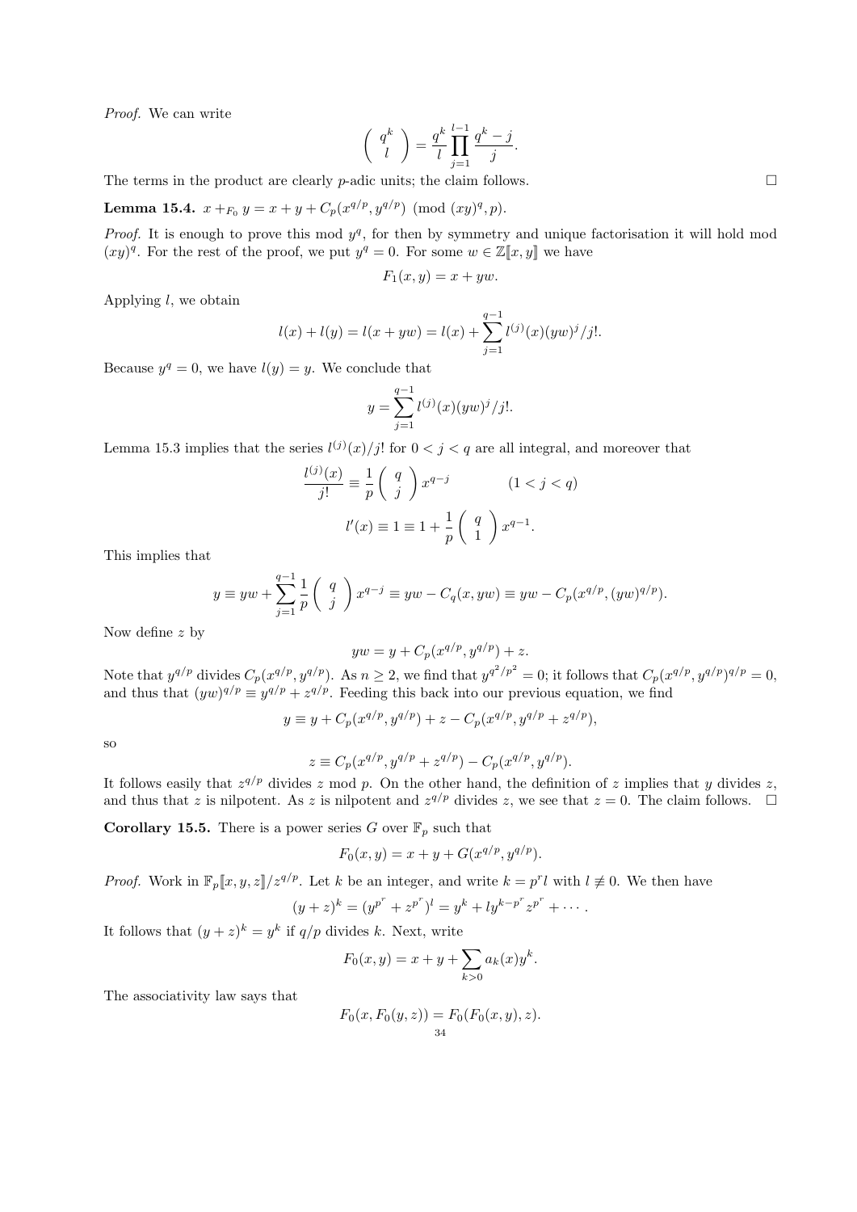*Proof.* We can write

$$\left( \begin{array}{c} q^k \\ l \end{array} \right) = \frac{q^k}{l} \prod_{j=1}^{l-1} \frac{q^k - j}{j}.$$

The terms in the product are clearly $p$-adic units; the claim follows. □

**Lemma 15.4.** $x +_{F_0} y = x + y + C_p(x^{q/p}, y^{q/p}) \pmod{(xy)^q, p}$.

*Proof.* It is enough to prove this mod $y^q$, for then by symmetry and unique factorisation it will hold mod $(xy)^q$. For the rest of the proof, we put $y^q = 0$. For some $w \in \mathbb{Z}[\![x, y]\!]$ we have

$$F_1(x, y) = x + yw.$$

Applying $l$, we obtain

$$l(x) + l(y) = l(x + yw) = l(x) + \sum_{j=1}^{q-1} l^{(j)}(x)(yw)^j/j!.$$

Because $y^q = 0$, we have $l(y) = y$. We conclude that

$$y = \sum_{j=1}^{q-1} l^{(j)}(x)(yw)^j/j!.$$

Lemma 15.3 implies that the series $l^{(j)}(x)/j!$ for $0 < j < q$ are all integral, and moreover that

$$\frac{l^{(j)}(x)}{j!} \equiv \frac{1}{p} \left( \begin{array}{c} q \\ j \end{array} \right) x^{q-j} \qquad (1 < j < q)$$

$$l'(x) \equiv 1 \equiv 1 + \frac{1}{p} \left( \begin{array}{c} q \\ 1 \end{array} \right) x^{q-1}.$$

This implies that

$$y \equiv yw + \sum_{j=1}^{q-1} \frac{1}{p} \left( \begin{array}{c} q \\ j \end{array} \right) x^{q-j} \equiv yw - C_q(x, yw) \equiv yw - C_p(x^{q/p}, (yw)^{q/p}).$$

Now define $z$ by

$$yw = y + C_p(x^{q/p}, y^{q/p}) + z.$$

Note that $y^{q/p}$ divides $C_p(x^{q/p}, y^{q/p})$. As $n \geq 2$, we find that $y^{q^2/p^2} = 0$; it follows that $C_p(x^{q/p}, y^{q/p})^{q/p} = 0$, and thus that $(yw)^{q/p} \equiv y^{q/p} + z^{q/p}$. Feeding this back into our previous equation, we find

$$y \equiv y + C_p(x^{q/p}, y^{q/p}) + z - C_p(x^{q/p}, y^{q/p} + z^{q/p}),$$

so

$$z \equiv C_p(x^{q/p}, y^{q/p} + z^{q/p}) - C_p(x^{q/p}, y^{q/p}).$$

It follows easily that $z^{q/p}$ divides $z$ mod $p$. On the other hand, the definition of $z$ implies that $y$ divides $z$, and thus that $z$ is nilpotent. As $z$ is nilpotent and $z^{q/p}$ divides $z$, we see that $z = 0$. The claim follows. □

**Corollary 15.5.** There is a power series $G$ over $\mathbb{F}_p$ such that

$$F_0(x, y) = x + y + G(x^{q/p}, y^{q/p}).$$

*Proof.* Work in $\mathbb{F}_p[\![x, y, z]\!]/z^{q/p}$. Let $k$ be an integer, and write $k = p^r l$ with $l \not\equiv 0$. We then have

$$(y + z)^k = (y^{p^r} + z^{p^r})^l = y^k + l y^{k-p^r} z^{p^r} + \cdots.$$

It follows that $(y + z)^k = y^k$ if $q/p$ divides $k$. Next, write

$$F_0(x, y) = x + y + \sum_{k>0} a_k(x) y^k.$$

The associativity law says that

$$F_0(x, F_0(y, z)) = F_0(F_0(x, y), z).$$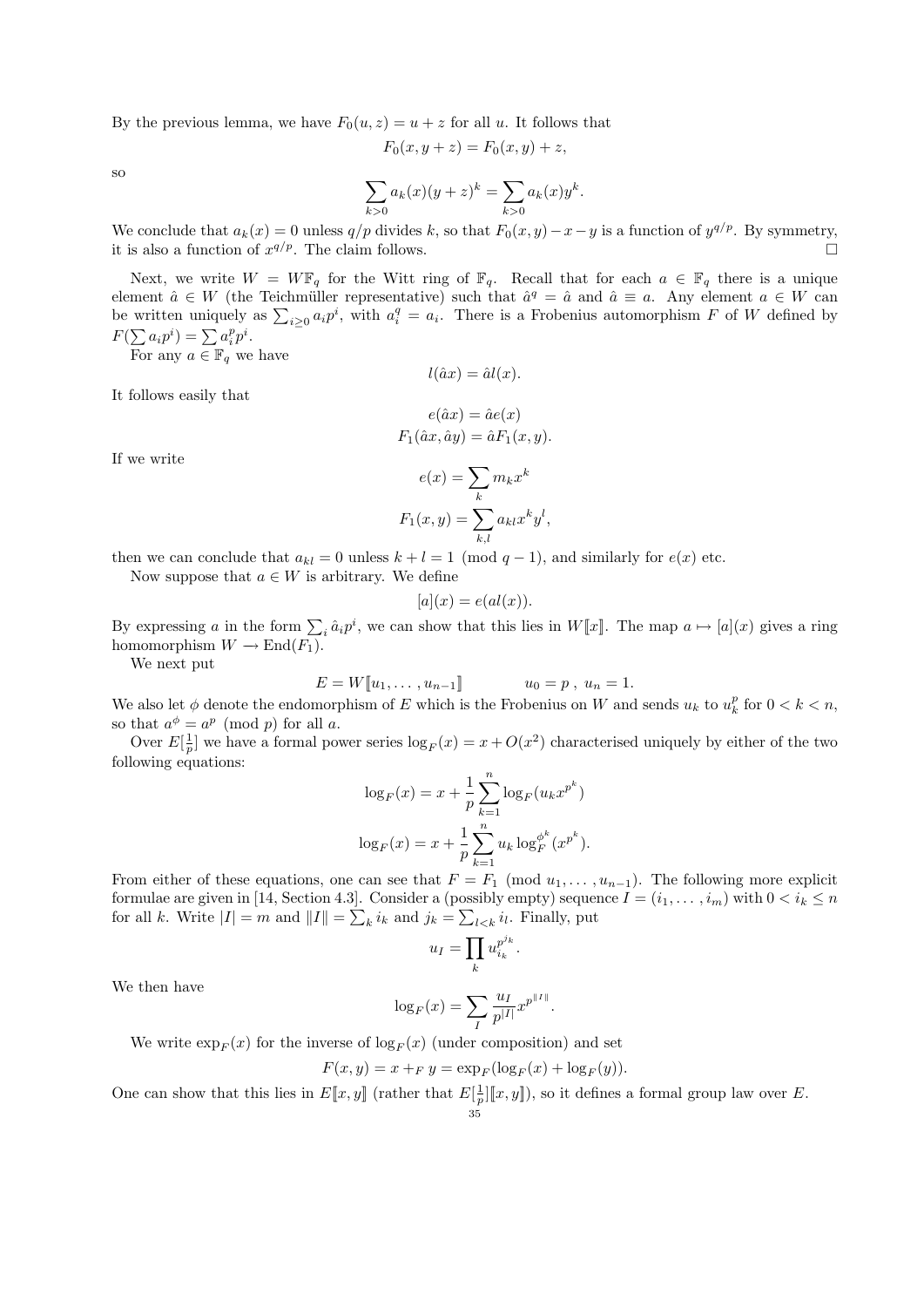By the previous lemma, we have $F_0(u, z) = u + z$ for all $u$. It follows that

$$F_0(x, y + z) = F_0(x, y) + z,$$

so

$$\sum_{k>0} a_k(x)(y + z)^k = \sum_{k>0} a_k(x)y^k.$$

We conclude that $a_k(x) = 0$ unless $q/p$ divides $k$, so that $F_0(x, y) - x - y$ is a function of $y^{q/p}$. By symmetry, it is also a function of $x^{q/p}$. The claim follows. □

Next, we write $W = W\mathbb{F}_q$ for the Witt ring of $\mathbb{F}_q$. Recall that for each $a \in \mathbb{F}_q$ there is a unique element $\hat{a} \in W$ (the Teichmüller representative) such that $\hat{a}^q = \hat{a}$ and $\hat{a} \equiv a$. Any element $a \in W$ can be written uniquely as $\sum_{i\geq 0} a_i p^i$, with $a_i^q = a_i$. There is a Frobenius automorphism $F$ of $W$ defined by $F(\sum a_i p^i) = \sum a_i^p p^i$.

For any $a \in \mathbb{F}_q$ we have

$$l(\hat{a}x) = \hat{a}l(x).$$

It follows easily that

$$e(\hat{a}x) = \hat{a}e(x)$$
$$F_1(\hat{a}x, \hat{a}y) = \hat{a}F_1(x, y).$$

If we write

$$e(x) = \sum_k m_k x^k$$
$$F_1(x, y) = \sum_{k,l} a_{kl} x^k y^l,$$

then we can conclude that $a_{kl} = 0$ unless $k + l = 1 \pmod{q - 1}$, and similarly for $e(x)$ etc.

Now suppose that $a \in W$ is arbitrary. We define

$$[a](x) = e(al(x)).$$

By expressing $a$ in the form $\sum_i \hat{a}_i p^i$, we can show that this lies in $W[\![x]\!]$. The map $a \mapsto [a](x)$ gives a ring homomorphism $W \longrightarrow \mathrm{End}(F_1)$.

We next put

$$E = W[\![u_1, \dots, u_{n-1}]\!] \qquad\qquad u_0 = p\ ,\ u_n = 1.$$

We also let $\phi$ denote the endomorphism of $E$ which is the Frobenius on $W$ and sends $u_k$ to $u_k^p$ for $0 < k < n$, so that $a^\phi = a^p \pmod{p}$ for all $a$.

Over $E[\frac{1}{p}]$ we have a formal power series $\log_F(x) = x + O(x^2)$ characterised uniquely by either of the two following equations:

$$\log_F(x) = x + \frac{1}{p}\sum_{k=1}^{n} \log_F(u_k x^{p^k})$$
$$\log_F(x) = x + \frac{1}{p}\sum_{k=1}^{n} u_k \log_F^{\phi^k}(x^{p^k}).$$

From either of these equations, one can see that $F = F_1 \pmod{u_1, \dots, u_{n-1}}$. The following more explicit formulae are given in [14, Section 4.3]. Consider a (possibly empty) sequence $I = (i_1, \dots, i_m)$ with $0 < i_k \leq n$ for all $k$. Write $|I| = m$ and $\|I\| = \sum_k i_k$ and $j_k = \sum_{l<k} i_l$. Finally, put

$$u_I = \prod_k u_{i_k}^{p^{j_k}}.$$

We then have

$$\log_F(x) = \sum_I \frac{u_I}{p^{|I|}} x^{p^{\|I\|}}.$$

We write $\exp_F(x)$ for the inverse of $\log_F(x)$ (under composition) and set

$$F(x, y) = x +_F y = \exp_F(\log_F(x) + \log_F(y)).$$

One can show that this lies in $E[\![x, y]\!]$ (rather that $E[\frac{1}{p}][\![x, y]\!]$), so it defines a formal group law over $E$.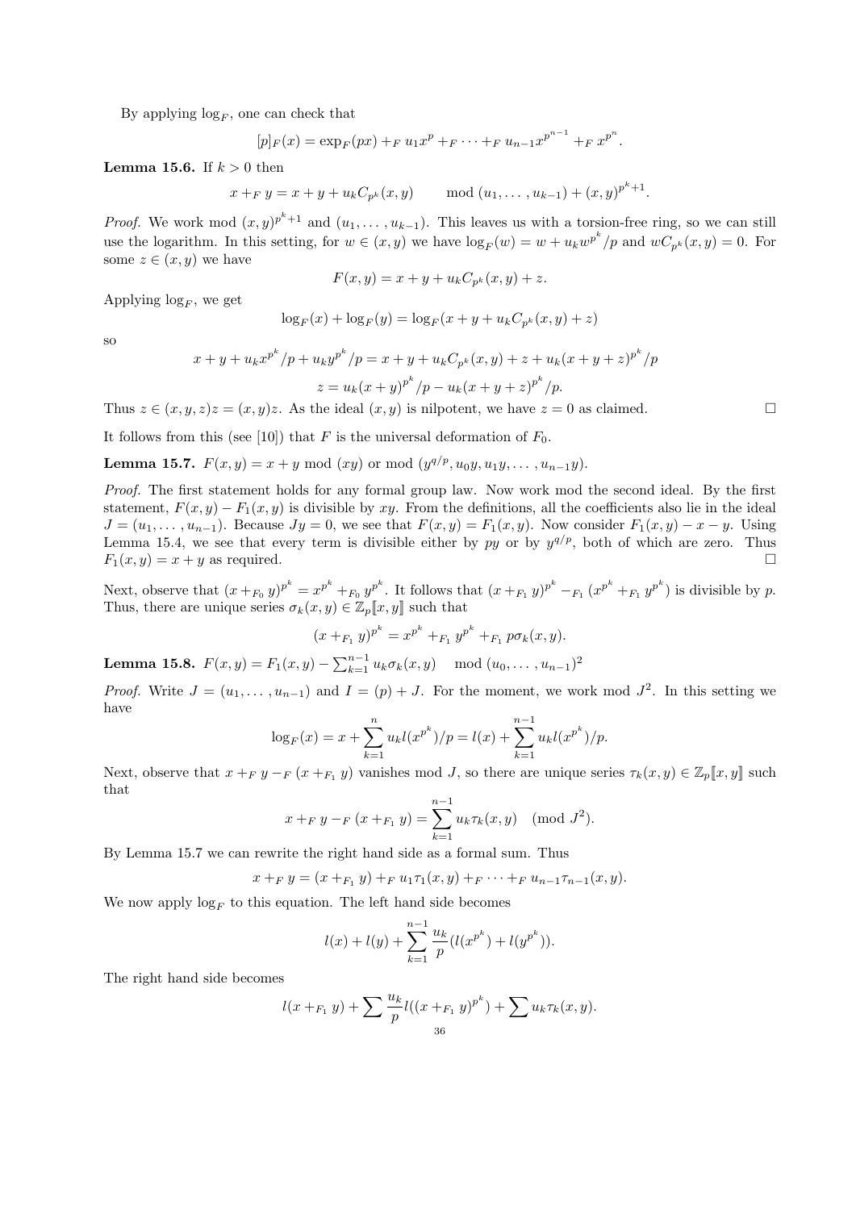By applying $\log_F$, one can check that

$$[p]_F(x) = \exp_F(px) +_F u_1 x^p +_F \cdots +_F u_{n-1} x^{p^{n-1}} +_F x^{p^n}.$$

**Lemma 15.6.** If $k > 0$ then

$$x +_F y = x + y + u_k C_{p^k}(x,y) \qquad \bmod (u_1, \ldots, u_{k-1}) + (x,y)^{p^k+1}.$$

*Proof.* We work mod $(x,y)^{p^k+1}$ and $(u_1, \ldots, u_{k-1})$. This leaves us with a torsion-free ring, so we can still use the logarithm. In this setting, for $w \in (x,y)$ we have $\log_F(w) = w + u_k w^{p^k}/p$ and $wC_{p^k}(x,y) = 0$. For some $z \in (x,y)$ we have

$$F(x,y) = x + y + u_k C_{p^k}(x,y) + z.$$

Applying $\log_F$, we get

$$\log_F(x) + \log_F(y) = \log_F(x + y + u_k C_{p^k}(x,y) + z)$$

so

$$x + y + u_k x^{p^k}/p + u_k y^{p^k}/p = x + y + u_k C_{p^k}(x,y) + z + u_k (x+y+z)^{p^k}/p$$

$$z = u_k (x+y)^{p^k}/p - u_k (x+y+z)^{p^k}/p.$$

Thus $z \in (x,y,z)z = (x,y)z$. As the ideal $(x,y)$ is nilpotent, we have $z = 0$ as claimed. □

It follows from this (see [10]) that $F$ is the universal deformation of $F_0$.

**Lemma 15.7.** $F(x,y) = x + y \bmod (xy)$ or $\bmod (y^{q/p}, u_0 y, u_1 y, \ldots, u_{n-1} y)$.

*Proof.* The first statement holds for any formal group law. Now work mod the second ideal. By the first statement, $F(x,y) - F_1(x,y)$ is divisible by $xy$. From the definitions, all the coefficients also lie in the ideal $J = (u_1, \ldots, u_{n-1})$. Because $Jy = 0$, we see that $F(x,y) = F_1(x,y)$. Now consider $F_1(x,y) - x - y$. Using Lemma 15.4, we see that every term is divisible either by $py$ or by $y^{q/p}$, both of which are zero. Thus $F_1(x,y) = x + y$ as required. □

Next, observe that $(x +_{F_0} y)^{p^k} = x^{p^k} +_{F_0} y^{p^k}$. It follows that $(x +_{F_1} y)^{p^k} -_{F_1} (x^{p^k} +_{F_1} y^{p^k})$ is divisible by $p$. Thus, there are unique series $\sigma_k(x,y) \in \mathbb{Z}_p[\![x,y]\!]$ such that

$$(x +_{F_1} y)^{p^k} = x^{p^k} +_{F_1} y^{p^k} +_{F_1} p\sigma_k(x,y).$$

**Lemma 15.8.** $F(x,y) = F_1(x,y) - \sum_{k=1}^{n-1} u_k \sigma_k(x,y) \quad \bmod (u_0, \ldots, u_{n-1})^2$

*Proof.* Write $J = (u_1, \ldots, u_{n-1})$ and $I = (p) + J$. For the moment, we work mod $J^2$. In this setting we have

$$\log_F(x) = x + \sum_{k=1}^{n} u_k l(x^{p^k})/p = l(x) + \sum_{k=1}^{n-1} u_k l(x^{p^k})/p.$$

Next, observe that $x +_F y -_F (x +_{F_1} y)$ vanishes mod $J$, so there are unique series $\tau_k(x,y) \in \mathbb{Z}_p[\![x,y]\!]$ such that

$$x +_F y -_F (x +_{F_1} y) = \sum_{k=1}^{n-1} u_k \tau_k(x,y) \pmod{J^2}.$$

By Lemma 15.7 we can rewrite the right hand side as a formal sum. Thus

$$x +_F y = (x +_{F_1} y) +_F u_1 \tau_1(x,y) +_F \cdots +_F u_{n-1} \tau_{n-1}(x,y).$$

We now apply $\log_F$ to this equation. The left hand side becomes

$$l(x) + l(y) + \sum_{k=1}^{n-1} \frac{u_k}{p}(l(x^{p^k}) + l(y^{p^k})).$$

The right hand side becomes

$$l(x +_{F_1} y) + \sum \frac{u_k}{p} l((x +_{F_1} y)^{p^k}) + \sum u_k \tau_k(x,y).$$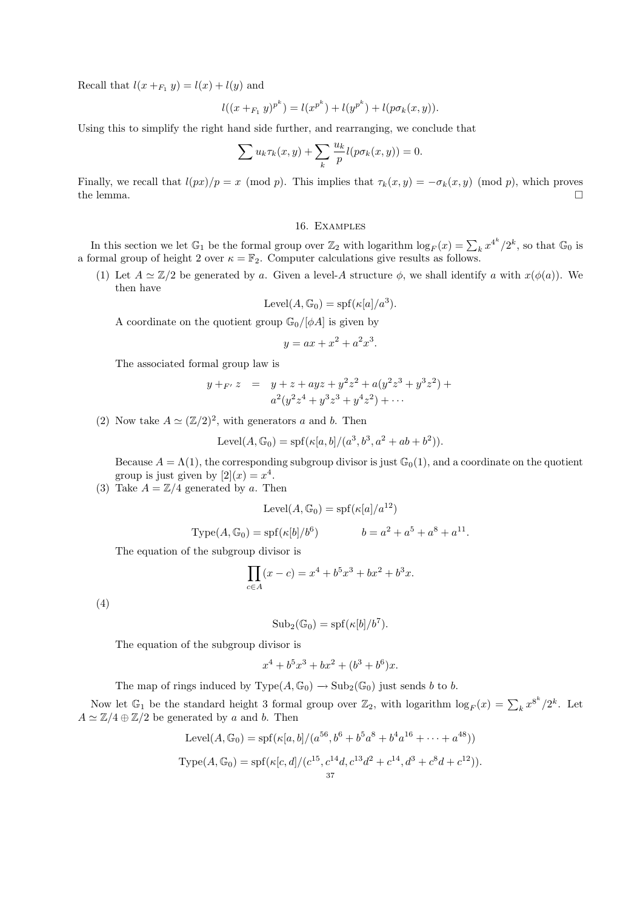Recall that $l(x +_{F_1} y) = l(x) + l(y)$ and

$$l((x +_{F_1} y)^{p^k}) = l(x^{p^k}) + l(y^{p^k}) + l(p\sigma_k(x,y)).$$

Using this to simplify the right hand side further, and rearranging, we conclude that

$$\sum u_k \tau_k(x,y) + \sum_k \frac{u_k}{p} l(p\sigma_k(x,y)) = 0.$$

Finally, we recall that $l(px)/p = x \pmod p$. This implies that $\tau_k(x,y) = -\sigma_k(x,y) \pmod p$, which proves the lemma. $\square$

## 16. Examples

In this section we let $\mathbb{G}_1$ be the formal group over $\mathbb{Z}_2$ with logarithm $\log_F(x) = \sum_k x^{4^k}/2^k$, so that $\mathbb{G}_0$ is a formal group of height 2 over $\kappa = \mathbb{F}_2$. Computer calculations give results as follows.

(1) Let $A \simeq \mathbb{Z}/2$ be generated by $a$. Given a level-$A$ structure $\phi$, we shall identify $a$ with $x(\phi(a))$. We then have

$$\mathrm{Level}(A, \mathbb{G}_0) = \mathrm{spf}(\kappa[a]/a^3).$$

A coordinate on the quotient group $\mathbb{G}_0/[\phi A]$ is given by

$$y = ax + x^2 + a^2x^3.$$

The associated formal group law is

$$\begin{aligned} y +_{F'} z &= y + z + ayz + y^2z^2 + a(y^2z^3 + y^3z^2) + \\ &\quad a^2(y^2z^4 + y^3z^3 + y^4z^2) + \cdots \end{aligned}$$

(2) Now take $A \simeq (\mathbb{Z}/2)^2$, with generators $a$ and $b$. Then

$$\mathrm{Level}(A, \mathbb{G}_0) = \mathrm{spf}(\kappa[a,b]/(a^3, b^3, a^2 + ab + b^2)).$$

Because $A = \Lambda(1)$, the corresponding subgroup divisor is just $\mathbb{G}_0(1)$, and a coordinate on the quotient group is just given by $[2](x) = x^4$.

(3) Take $A = \mathbb{Z}/4$ generated by $a$. Then

$$\mathrm{Level}(A, \mathbb{G}_0) = \mathrm{spf}(\kappa[a]/a^{12})$$

$$\mathrm{Type}(A, \mathbb{G}_0) = \mathrm{spf}(\kappa[b]/b^6) \qquad b = a^2 + a^5 + a^8 + a^{11}.$$

The equation of the subgroup divisor is

$$\prod_{c \in A}(x - c) = x^4 + b^5x^3 + bx^2 + b^3x.$$

(4)

$$\mathrm{Sub}_2(\mathbb{G}_0) = \mathrm{spf}(\kappa[b]/b^7).$$

The equation of the subgroup divisor is

$$x^4 + b^5x^3 + bx^2 + (b^3 + b^6)x.$$

The map of rings induced by $\mathrm{Type}(A, \mathbb{G}_0) \to \mathrm{Sub}_2(\mathbb{G}_0)$ just sends $b$ to $b$.

Now let $\mathbb{G}_1$ be the standard height 3 formal group over $\mathbb{Z}_2$, with logarithm $\log_F(x) = \sum_k x^{8^k}/2^k$. Let $A \simeq \mathbb{Z}/4 \oplus \mathbb{Z}/2$ be generated by $a$ and $b$. Then

$$\mathrm{Level}(A, \mathbb{G}_0) = \mathrm{spf}(\kappa[a,b]/(a^{56}, b^6 + b^5a^8 + b^4a^{16} + \cdots + a^{48}))$$

$$\mathrm{Type}(A, \mathbb{G}_0) = \mathrm{spf}(\kappa[c,d]/(c^{15}, c^{14}d, c^{13}d^2 + c^{14}, d^3 + c^8d + c^{12})).$$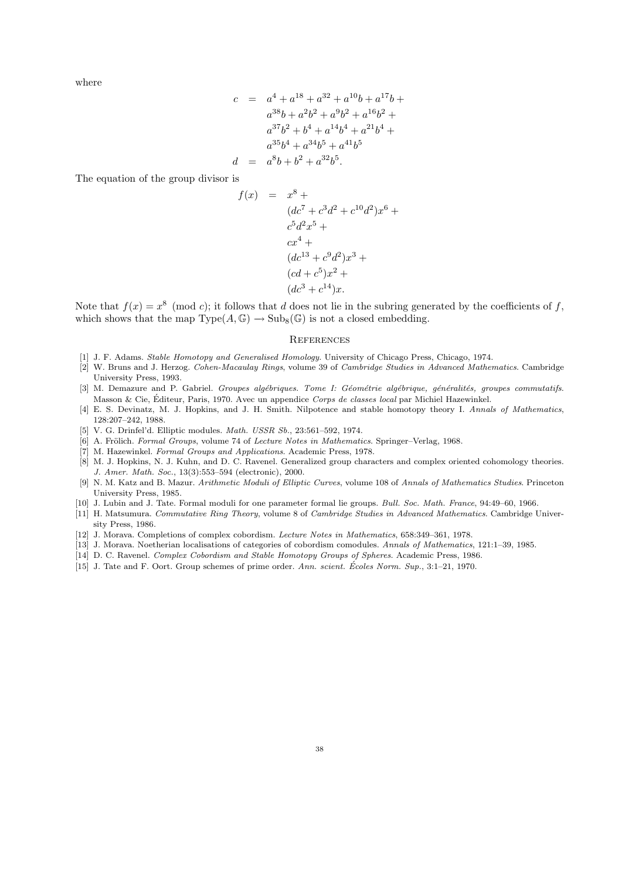where

$$
\begin{aligned}
c &= a^4 + a^{18} + a^{32} + a^{10}b + a^{17}b + \\
&\quad a^{38}b + a^2b^2 + a^9b^2 + a^{16}b^2 + \\
&\quad a^{37}b^2 + b^4 + a^{14}b^4 + a^{21}b^4 + \\
&\quad a^{35}b^4 + a^{34}b^5 + a^{41}b^5 \\
d &= a^8b + b^2 + a^{32}b^5.
\end{aligned}
$$

The equation of the group divisor is

$$
\begin{aligned}
f(x) &= x^8 + \\
&\quad (dc^7 + c^3d^2 + c^{10}d^2)x^6 + \\
&\quad c^5d^2x^5 + \\
&\quad cx^4 + \\
&\quad (dc^{13} + c^9d^2)x^3 + \\
&\quad (cd + c^5)x^2 + \\
&\quad (dc^3 + c^{14})x.
\end{aligned}
$$

Note that $f(x) = x^8 \pmod{c}$; it follows that $d$ does not lie in the subring generated by the coefficients of $f$, which shows that the map $\mathrm{Type}(A, \mathbb{G}) \to \mathrm{Sub}_8(\mathbb{G})$ is not a closed embedding.

## References

[1] J. F. Adams. *Stable Homotopy and Generalised Homology*. University of Chicago Press, Chicago, 1974.

[2] W. Bruns and J. Herzog. *Cohen-Macaulay Rings*, volume 39 of *Cambridge Studies in Advanced Mathematics*. Cambridge University Press, 1993.

[3] M. Demazure and P. Gabriel. *Groupes algébriques. Tome I: Géométrie algébrique, généralités, groupes commutatifs*. Masson & Cie, Éditeur, Paris, 1970. Avec un appendice *Corps de classes local* par Michiel Hazewinkel.

[4] E. S. Devinatz, M. J. Hopkins, and J. H. Smith. Nilpotence and stable homotopy theory I. *Annals of Mathematics*, 128:207–242, 1988.

[5] V. G. Drinfel'd. Elliptic modules. *Math. USSR Sb.*, 23:561–592, 1974.

[6] A. Frölich. *Formal Groups*, volume 74 of *Lecture Notes in Mathematics*. Springer–Verlag, 1968.

[7] M. Hazewinkel. *Formal Groups and Applications*. Academic Press, 1978.

[8] M. J. Hopkins, N. J. Kuhn, and D. C. Ravenel. Generalized group characters and complex oriented cohomology theories. *J. Amer. Math. Soc.*, 13(3):553–594 (electronic), 2000.

[9] N. M. Katz and B. Mazur. *Arithmetic Moduli of Elliptic Curves*, volume 108 of *Annals of Mathematics Studies*. Princeton University Press, 1985.

[10] J. Lubin and J. Tate. Formal moduli for one parameter formal lie groups. *Bull. Soc. Math. France*, 94:49–60, 1966.

[11] H. Matsumura. *Commutative Ring Theory*, volume 8 of *Cambridge Studies in Advanced Mathematics*. Cambridge University Press, 1986.

[12] J. Morava. Completions of complex cobordism. *Lecture Notes in Mathematics*, 658:349–361, 1978.

[13] J. Morava. Noetherian localisations of categories of cobordism comodules. *Annals of Mathematics*, 121:1–39, 1985.

[14] D. C. Ravenel. *Complex Cobordism and Stable Homotopy Groups of Spheres*. Academic Press, 1986.

[15] J. Tate and F. Oort. Group schemes of prime order. *Ann. scient. Écoles Norm. Sup.*, 3:1–21, 1970.